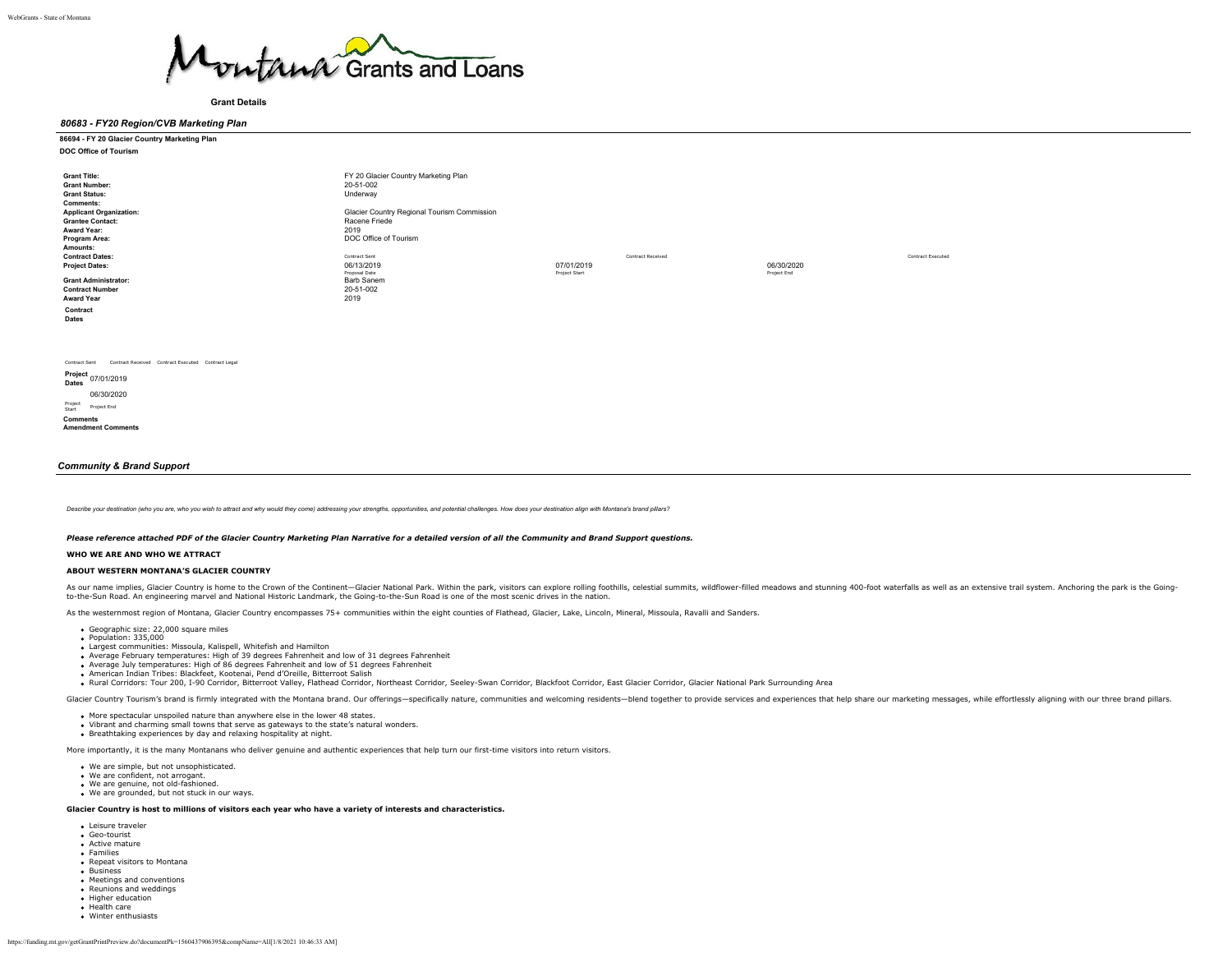Montana Grants and Loans

**Grant Details**

### *80683 - FY20 Region/CVB Marketing Plan*

**86694 - FY 20 Glacier Country Marketing Plan**

**DOC Office of Tourism**

| | | | |
|---|---|---|---|
| **Grant Title:** | FY 20 Glacier Country Marketing Plan | | |
| **Grant Number:** | 20-51-002 | | |
| **Grant Status:** | Underway | | |
| **Comments:** | | | |
| **Applicant Organization:** | Glacier Country Regional Tourism Commission | | |
| **Grantee Contact:** | Racene Friede | | |
| **Award Year:** | 2019 | | |
| **Program Area:** | DOC Office of Tourism | | |
| **Amounts:** | | | |
| **Contract Dates:** | Contract Sent | Contract Received | Contract Executed |
| **Project Dates:** | 06/13/2019<br>Proposal Date | 07/01/2019<br>Project Start | 06/30/2020<br>Project End |
| **Grant Administrator:** | Barb Sanem | | |
| **Contract Number** | 20-51-002 | | |
| **Award Year** | 2019 | | |

**Contract Dates**

Contract Sent | Contract Received | Contract Executed | Contract Legal

**Project Dates** 07/01/2019 | 06/30/2020

Project Start | Project End

**Comments**

**Amendment Comments**

### *Community & Brand Support*

*Describe your destination (who you are, who you wish to attract and why would they come) addressing your strengths, opportunities, and potential challenges. How does your destination align with Montana's brand pillars?*

***Please reference attached PDF of the Glacier Country Marketing Plan Narrative for a detailed version of all the Community and Brand Support questions.***

**WHO WE ARE AND WHO WE ATTRACT**

**ABOUT WESTERN MONTANA'S GLACIER COUNTRY**

As our name implies, Glacier Country is home to the Crown of the Continent—Glacier National Park. Within the park, visitors can explore rolling foothills, celestial summits, wildflower-filled meadows and stunning 400-foot waterfalls as well as an extensive trail system. Anchoring the park is the Going-to-the-Sun Road. An engineering marvel and National Historic Landmark, the Going-to-the-Sun Road is one of the most scenic drives in the nation.

As the westernmost region of Montana, Glacier Country encompasses 75+ communities within the eight counties of Flathead, Glacier, Lake, Lincoln, Mineral, Missoula, Ravalli and Sanders.

- Geographic size: 22,000 square miles
- Population: 335,000
- Largest communities: Missoula, Kalispell, Whitefish and Hamilton
- Average February temperatures: High of 39 degrees Fahrenheit and low of 31 degrees Fahrenheit
- Average July temperatures: High of 86 degrees Fahrenheit and low of 51 degrees Fahrenheit
- American Indian Tribes: Blackfeet, Kootenai, Pend d'Oreille, Bitterroot Salish
- Rural Corridors: Tour 200, I-90 Corridor, Bitterroot Valley, Flathead Corridor, Northeast Corridor, Seeley-Swan Corridor, Blackfoot Corridor, East Glacier Corridor, Glacier National Park Surrounding Area

Glacier Country Tourism's brand is firmly integrated with the Montana brand. Our offerings—specifically nature, communities and welcoming residents—blend together to provide services and experiences that help share our marketing messages, while effortlessly aligning with our three brand pillars.

- More spectacular unspoiled nature than anywhere else in the lower 48 states.
- Vibrant and charming small towns that serve as gateways to the state's natural wonders.
- Breathtaking experiences by day and relaxing hospitality at night.

More importantly, it is the many Montanans who deliver genuine and authentic experiences that help turn our first-time visitors into return visitors.

- We are simple, but not unsophisticated.
- We are confident, not arrogant.
- We are genuine, not old-fashioned.
- We are grounded, but not stuck in our ways.

**Glacier Country is host to millions of visitors each year who have a variety of interests and characteristics.**

- Leisure traveler
- Geo-tourist
- Active mature
- Families
- Repeat visitors to Montana
- Business
- Meetings and conventions
- Reunions and weddings
- Higher education
- Health care
- Winter enthusiasts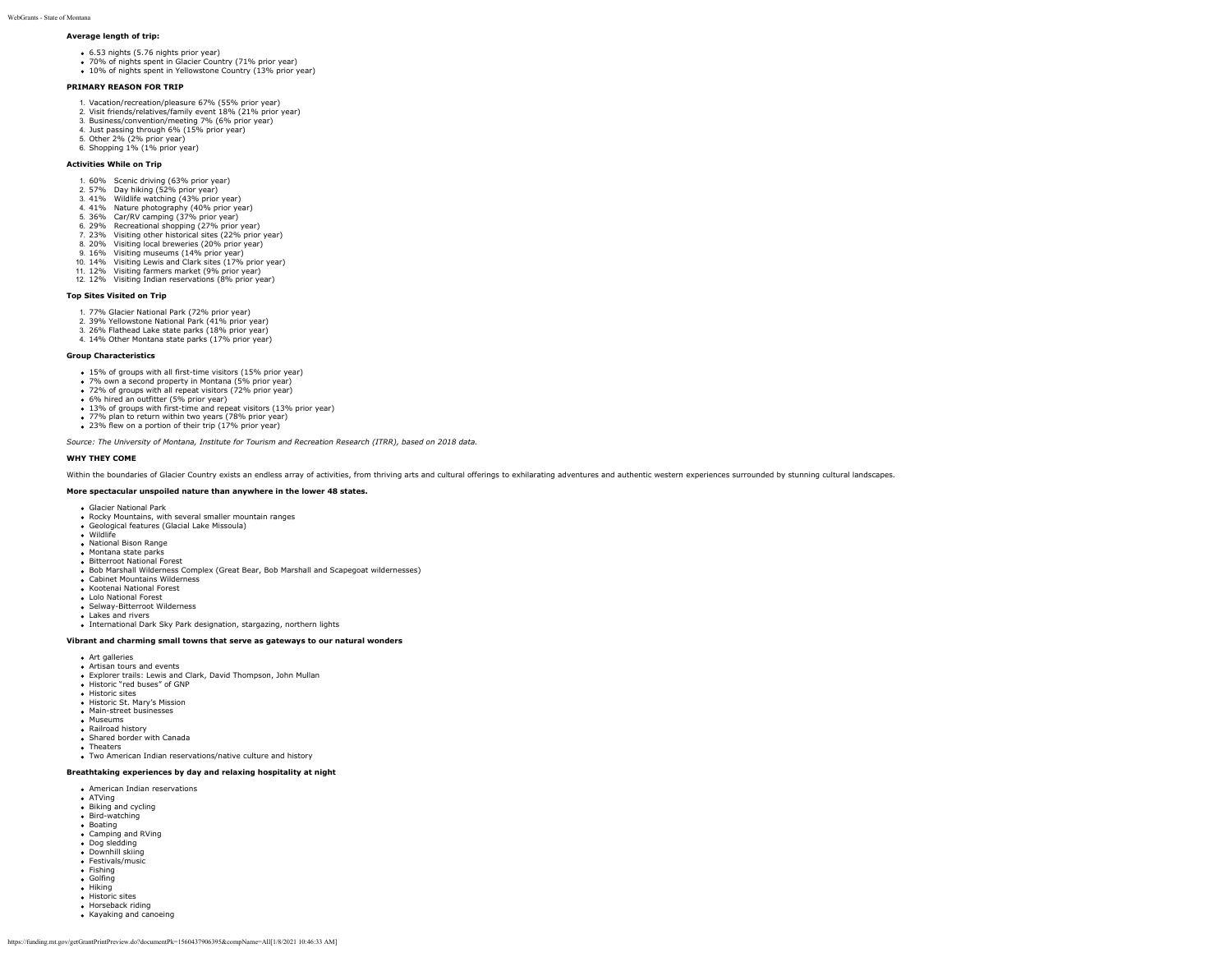### Average length of trip:

- 6.53 nights (5.76 nights prior year)
- 70% of nights spent in Glacier Country (71% prior year)
- 10% of nights spent in Yellowstone Country (13% prior year)

### PRIMARY REASON FOR TRIP

1. Vacation/recreation/pleasure 67% (55% prior year)
2. Visit friends/relatives/family event 18% (21% prior year)
3. Business/convention/meeting 7% (6% prior year)
4. Just passing through 6% (15% prior year)
5. Other 2% (2% prior year)
6. Shopping 1% (1% prior year)

### Activities While on Trip

1. 60% Scenic driving (63% prior year)
2. 57% Day hiking (52% prior year)
3. 41% Wildlife watching (43% prior year)
4. 41% Nature photography (40% prior year)
5. 36% Car/RV camping (37% prior year)
6. 29% Recreational shopping (27% prior year)
7. 23% Visiting other historical sites (22% prior year)
8. 20% Visiting local breweries (20% prior year)
9. 16% Visiting museums (14% prior year)
10. 14% Visiting Lewis and Clark sites (17% prior year)
11. 12% Visiting farmers market (9% prior year)
12. 12% Visiting Indian reservations (8% prior year)

### Top Sites Visited on Trip

1. 77% Glacier National Park (72% prior year)
2. 39% Yellowstone National Park (41% prior year)
3. 26% Flathead Lake state parks (18% prior year)
4. 14% Other Montana state parks (17% prior year)

### Group Characteristics

- 15% of groups with all first-time visitors (15% prior year)
- 7% own a second property in Montana (5% prior year)
- 72% of groups with all repeat visitors (72% prior year)
- 6% hired an outfitter (5% prior year)
- 13% of groups with first-time and repeat visitors (13% prior year)
- 77% plan to return within two years (78% prior year)
- 23% flew on a portion of their trip (17% prior year)

*Source: The University of Montana, Institute for Tourism and Recreation Research (ITRR), based on 2018 data.*

### WHY THEY COME

Within the boundaries of Glacier Country exists an endless array of activities, from thriving arts and cultural offerings to exhilarating adventures and authentic western experiences surrounded by stunning cultural landscapes.

### More spectacular unspoiled nature than anywhere in the lower 48 states.

- Glacier National Park
- Rocky Mountains, with several smaller mountain ranges
- Geological features (Glacial Lake Missoula)
- Wildlife
- National Bison Range
- Montana state parks
- Bitterroot National Forest
- Bob Marshall Wilderness Complex (Great Bear, Bob Marshall and Scapegoat wildernesses)
- Cabinet Mountains Wilderness
- Kootenai National Forest
- Lolo National Forest
- Selway-Bitterroot Wilderness
- Lakes and rivers
- International Dark Sky Park designation, stargazing, northern lights

### Vibrant and charming small towns that serve as gateways to our natural wonders

- Art galleries
- Artisan tours and events
- Explorer trails: Lewis and Clark, David Thompson, John Mullan
- Historic "red buses" of GNP
- Historic sites
- Historic St. Mary's Mission
- Main-street businesses
- Museums
- Railroad history
- Shared border with Canada
- Theaters
- Two American Indian reservations/native culture and history

### Breathtaking experiences by day and relaxing hospitality at night

- American Indian reservations
- ATVing
- Biking and cycling
- Bird-watching
- Boating
- Camping and RVing
- Dog sledding
- Downhill skiing
- Festivals/music
- Fishing
- Golfing
- Hiking
- Historic sites
- Horseback riding
- Kayaking and canoeing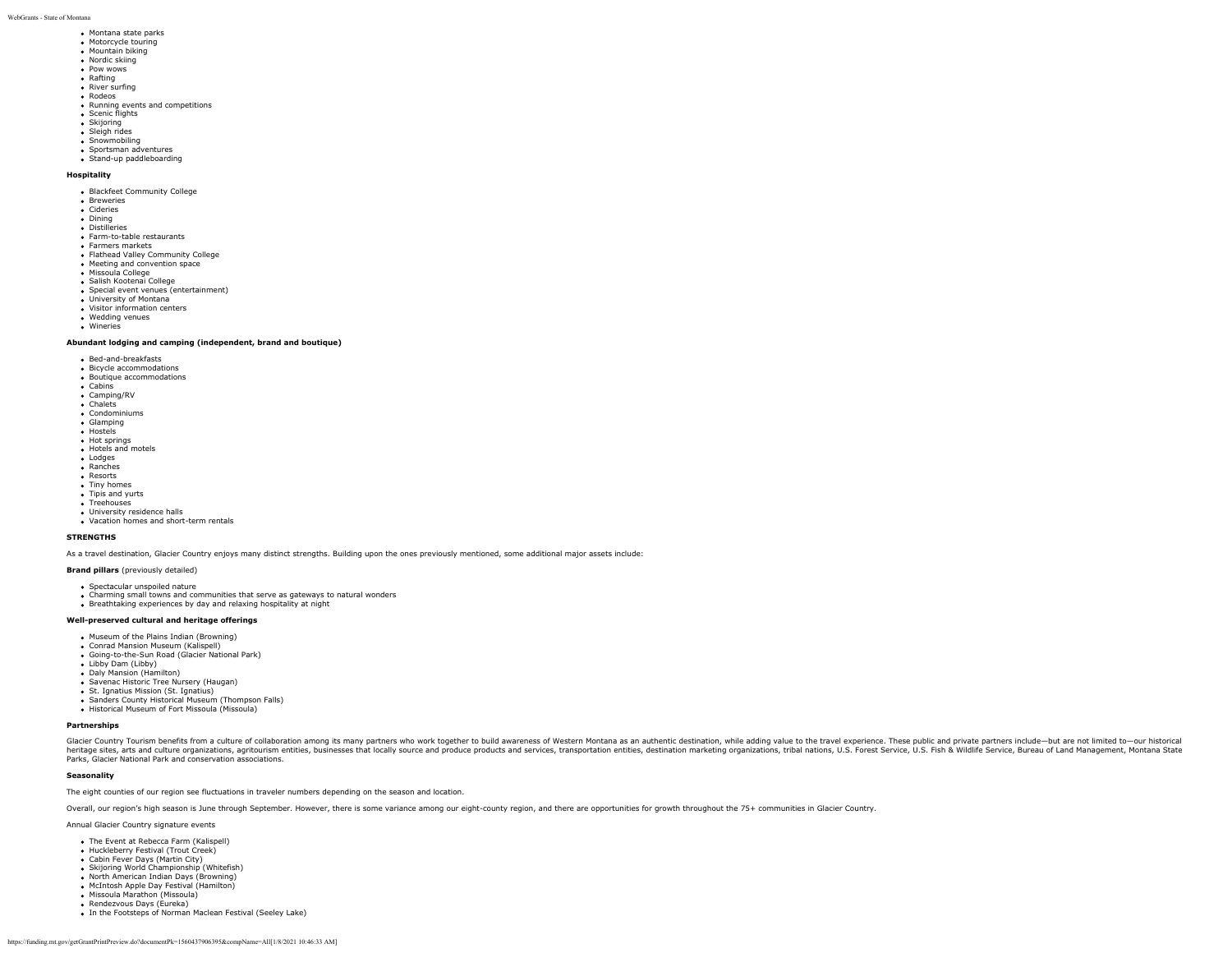- Montana state parks
- Motorcycle touring
- Mountain biking
- Nordic skiing
- Pow wows
- Rafting
- River surfing
- Rodeos
- Running events and competitions
- Scenic flights
- Skijoring
- Sleigh rides
- Snowmobiling
- Sportsman adventures
- Stand-up paddleboarding

**Hospitality**

- Blackfeet Community College
- Breweries
- Cideries
- Dining
- Distilleries
- Farm-to-table restaurants
- Farmers markets
- Flathead Valley Community College
- Meeting and convention space
- Missoula College
- Salish Kootenai College
- Special event venues (entertainment)
- University of Montana
- Visitor information centers
- Wedding venues
- Wineries

**Abundant lodging and camping (independent, brand and boutique)**

- Bed-and-breakfasts
- Bicycle accommodations
- Boutique accommodations
- Cabins
- Camping/RV
- Chalets
- Condominiums
- Glamping
- Hostels
- Hot springs
- Hotels and motels
- Lodges
- Ranches
- Resorts
- Tiny homes
- Tipis and yurts
- Treehouses
- University residence halls
- Vacation homes and short-term rentals

**STRENGTHS**

As a travel destination, Glacier Country enjoys many distinct strengths. Building upon the ones previously mentioned, some additional major assets include:

**Brand pillars** (previously detailed)

- Spectacular unspoiled nature
- Charming small towns and communities that serve as gateways to natural wonders
- Breathtaking experiences by day and relaxing hospitality at night

**Well-preserved cultural and heritage offerings**

- Museum of the Plains Indian (Browning)
- Conrad Mansion Museum (Kalispell)
- Going-to-the-Sun Road (Glacier National Park)
- Libby Dam (Libby)
- Daly Mansion (Hamilton)
- Savenac Historic Tree Nursery (Haugan)
- St. Ignatius Mission (St. Ignatius)
- Sanders County Historical Museum (Thompson Falls)
- Historical Museum of Fort Missoula (Missoula)

**Partnerships**

Glacier Country Tourism benefits from a culture of collaboration among its many partners who work together to build awareness of Western Montana as an authentic destination, while adding value to the travel experience. These public and private partners include—but are not limited to—our historical heritage sites, arts and culture organizations, agritourism entities, businesses that locally source and produce products and services, transportation entities, destination marketing organizations, tribal nations, U.S. Forest Service, U.S. Fish & Wildlife Service, Bureau of Land Management, Montana State Parks, Glacier National Park and conservation associations.

**Seasonality**

The eight counties of our region see fluctuations in traveler numbers depending on the season and location.

Overall, our region's high season is June through September. However, there is some variance among our eight-county region, and there are opportunities for growth throughout the 75+ communities in Glacier Country.

Annual Glacier Country signature events

- The Event at Rebecca Farm (Kalispell)
- Huckleberry Festival (Trout Creek)
- Cabin Fever Days (Martin City)
- Skijoring World Championship (Whitefish)
- North American Indian Days (Browning)
- McIntosh Apple Day Festival (Hamilton)
- Missoula Marathon (Missoula)
- Rendezvous Days (Eureka)
- In the Footsteps of Norman Maclean Festival (Seeley Lake)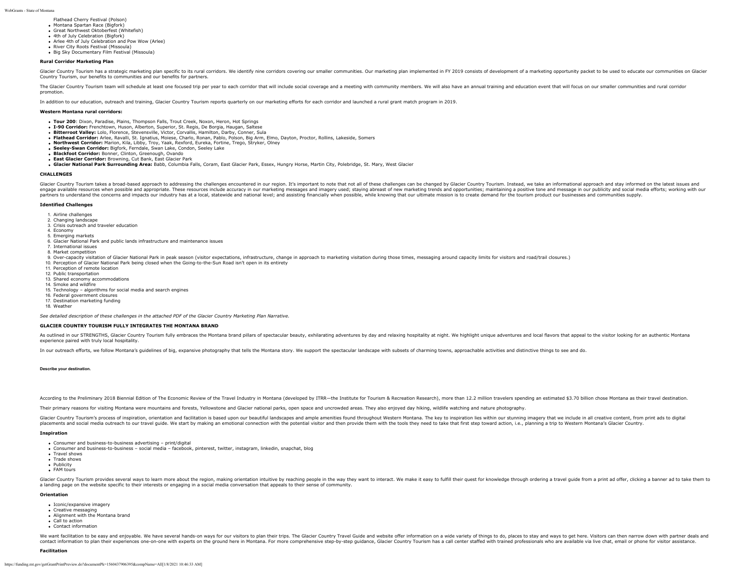- Flathead Cherry Festival (Polson)
- Montana Spartan Race (Bigfork)
- Great Northwest Oktoberfest (Whitefish)
- 4th of July Celebration (Bigfork)
- Arlee 4th of July Celebration and Pow Wow (Arlee)
- River City Roots Festival (Missoula)
- Big Sky Documentary Film Festival (Missoula)

**Rural Corridor Marketing Plan**

Glacier Country Tourism has a strategic marketing plan specific to its rural corridors. We identify nine corridors covering our smaller communities. Our marketing plan implemented in FY 2019 consists of development of a marketing opportunity packet to be used to educate our communities on Glacier Country Tourism, our benefits to communities and our benefits for partners.

The Glacier Country Tourism team will schedule at least one focused trip per year to each corridor that will include social coverage and a meeting with community members. We will also have an annual training and education event that will focus on our smaller communities and rural corridor promotion.

In addition to our education, outreach and training, Glacier Country Tourism reports quarterly on our marketing efforts for each corridor and launched a rural grant match program in 2019.

**Western Montana rural corridors:**

- **Tour 200**: Dixon, Paradise, Plains, Thompson Falls, Trout Creek, Noxon, Heron, Hot Springs
- **I-90 Corridor:** Frenchtown, Huson, Alberton, Superior, St. Regis, De Borgia, Haugan, Saltese
- **Bitterroot Valley:** Lolo, Florence, Stevensville, Victor, Corvallis, Hamilton, Darby, Conner, Sula
- **Flathead Corridor:** Arlee, Ravalli, St. Ignatius, Moiese, Charlo, Ronan, Pablo, Polson, Big Arm, Elmo, Dayton, Proctor, Rollins, Lakeside, Somers
- **Northwest Corridor:** Marion, Kila, Libby, Troy, Yaak, Rexford, Eureka, Fortine, Trego, Stryker, Olney
- **Seeley-Swan Corridor:** Bigfork, Ferndale, Swan Lake, Condon, Seeley Lake
- **Blackfoot Corridor:** Bonner, Clinton, Greenough, Ovando
- **East Glacier Corridor:** Browning, Cut Bank, East Glacier Park
- **Glacier National Park Surrounding Area:** Babb, Columbia Falls, Coram, East Glacier Park, Essex, Hungry Horse, Martin City, Polebridge, St. Mary, West Glacier

**CHALLENGES**

Glacier Country Tourism takes a broad-based approach to addressing the challenges encountered in our region. It's important to note that not all of these challenges can be changed by Glacier Country Tourism. Instead, we take an informational approach and stay informed on the latest issues and engage available resources when possible and appropriate. These resources include accuracy in our marketing messages and imagery used; staying abreast of new marketing trends and opportunities; maintaining a positive tone and message in our publicity and social media efforts; working with our partners to understand the concerns and impacts our industry has at a local, statewide and national level; and assisting financially when possible, while knowing that our ultimate mission is to create demand for the tourism product our businesses and communities supply.

**Identified Challenges**

1. Airline challenges
2. Changing landscape
3. Crisis outreach and traveler education
4. Economy
5. Emerging markets
6. Glacier National Park and public lands infrastructure and maintenance issues
7. International issues
8. Market competition
9. Over-capacity visitation of Glacier National Park in peak season (visitor expectations, infrastructure, change in approach to marketing visitation during those times, messaging around capacity limits for visitors and road/trail closures.)
10. Perception of Glacier National Park being closed when the Going-to-the-Sun Road isn't open in its entirety
11. Perception of remote location
12. Public transportation
13. Shared economy accommodations
14. Smoke and wildfire
15. Technology – algorithms for social media and search engines
16. Federal government closures
17. Destination marketing funding
18. Weather

*See detailed description of these challenges in the attached PDF of the Glacier Country Marketing Plan Narrative.*

**GLACIER COUNTRY TOURISM FULLY INTEGRATES THE MONTANA BRAND**

As outlined in our STRENGTHS, Glacier Country Tourism fully embraces the Montana brand pillars of spectacular beauty, exhilarating adventures by day and relaxing hospitality at night. We highlight unique adventures and local flavors that appeal to the visitor looking for an authentic Montana experience paired with truly local hospitality.

In our outreach efforts, we follow Montana's guidelines of big, expansive photography that tells the Montana story. We support the spectacular landscape with subsets of charming towns, approachable activities and distinctive things to see and do.

**Describe your destination.**

According to the Preliminary 2018 Biennial Edition of The Economic Review of the Travel Industry in Montana (developed by ITRR—the Institute for Tourism & Recreation Research), more than 12.2 million travelers spending an estimated $3.70 billion chose Montana as their travel destination.

Their primary reasons for visiting Montana were mountains and forests, Yellowstone and Glacier national parks, open space and uncrowded areas. They also enjoyed day hiking, wildlife watching and nature photography.

Glacier Country Tourism's process of inspiration, orientation and facilitation is based upon our beautiful landscapes and ample amenities found throughout Western Montana. The key to inspiration lies within our stunning imagery that we include in all creative content, from print ads to digital placements and social media outreach to our travel guide. We start by making an emotional connection with the potential visitor and then provide them with the tools they need to take that first step toward action, i.e., planning a trip to Western Montana's Glacier Country.

**Inspiration**

- Consumer and business-to-business advertising – print/digital
- Consumer and business-to-business – social media – facebook, pinterest, twitter, instagram, linkedin, snapchat, blog
- Travel shows
- Trade shows
- Publicity
- FAM tours

Glacier Country Tourism provides several ways to learn more about the region, making orientation intuitive by reaching people in the way they want to interact. We make it easy to fulfill their quest for knowledge through ordering a travel guide from a print ad offer, clicking a banner ad to take them to a landing page on the website specific to their interests or engaging in a social media conversation that appeals to their sense of community.

**Orientation**

- Iconic/expansive imagery
- Creative messaging
- Alignment with the Montana brand
- Call to action
- Contact information

We want facilitation to be easy and enjoyable. We have several hands-on ways for our visitors to plan their trips. The Glacier Country Travel Guide and website offer information on a wide variety of things to do, places to stay and ways to get here. Visitors can then narrow down with partner deals and contact information to plan their experiences one-on-one with experts on the ground here in Montana. For more comprehensive step-by-step guidance, Glacier Country Tourism has a call center staffed with trained professionals who are available via live chat, email or phone for visitor assistance.

**Facilitation**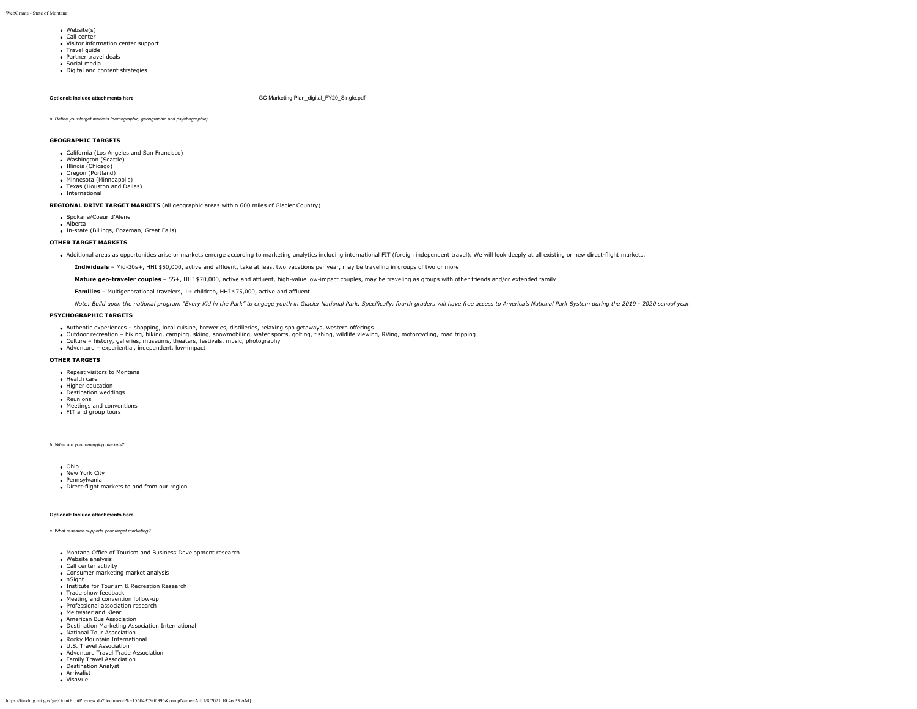- Website(s)
- Call center
- Visitor information center support
- Travel guide
- Partner travel deals
- Social media
- Digital and content strategies

**Optional: Include attachments here** GC Marketing Plan_digital_FY20_Single.pdf

*a. Define your target markets (demographic, geopgraphic and psychographic).*

**GEOGRAPHIC TARGETS**

- California (Los Angeles and San Francisco)
- Washington (Seattle)
- Illinois (Chicago)
- Oregon (Portland)
- Minnesota (Minneapolis)
- Texas (Houston and Dallas)
- International

**REGIONAL DRIVE TARGET MARKETS** (all geographic areas within 600 miles of Glacier Country)

- Spokane/Coeur d'Alene
- Alberta
- In-state (Billings, Bozeman, Great Falls)

**OTHER TARGET MARKETS**

- Additional areas as opportunities arise or markets emerge according to marketing analytics including international FIT (foreign independent travel). We will look deeply at all existing or new direct-flight markets.

**Individuals** – Mid-30s+, HHI $50,000, active and affluent, take at least two vacations per year, may be traveling in groups of two or more

**Mature geo-traveler couples** – 55+, HHI $70,000, active and affluent, high-value low-impact couples, may be traveling as groups with other friends and/or extended family

**Families** – Multigenerational travelers, 1+ children, HHI $75,000, active and affluent

*Note: Build upon the national program "Every Kid in the Park" to engage youth in Glacier National Park. Specifically, fourth graders will have free access to America's National Park System during the 2019 - 2020 school year.*

**PSYCHOGRAPHIC TARGETS**

- Authentic experiences – shopping, local cuisine, breweries, distilleries, relaxing spa getaways, western offerings
- Outdoor recreation – hiking, biking, camping, skiing, snowmobiling, water sports, golfing, fishing, wildlife viewing, RVing, motorcycling, road tripping
- Culture – history, galleries, museums, theaters, festivals, music, photography
- Adventure – experiential, independent, low-impact

**OTHER TARGETS**

- Repeat visitors to Montana
- Health care
- Higher education
- Destination weddings
- Reunions
- Meetings and conventions
- FIT and group tours

*b. What are your emerging markets?*

- Ohio
- New York City
- Pennsylvania
- Direct-flight markets to and from our region

**Optional: Include attachments here.**

*c. What research supports your target marketing?*

- Montana Office of Tourism and Business Development research
- Website analysis
- Call center activity
- Consumer marketing market analysis
- nSight
- Institute for Tourism & Recreation Research
- Trade show feedback
- Meeting and convention follow-up
- Professional association research
- Meltwater and Klear
- American Bus Association
- Destination Marketing Association International
- National Tour Association
- Rocky Mountain International
- U.S. Travel Association
- Adventure Travel Trade Association
- Family Travel Association
- Destination Analyst
- Arrivalist
- VisaVue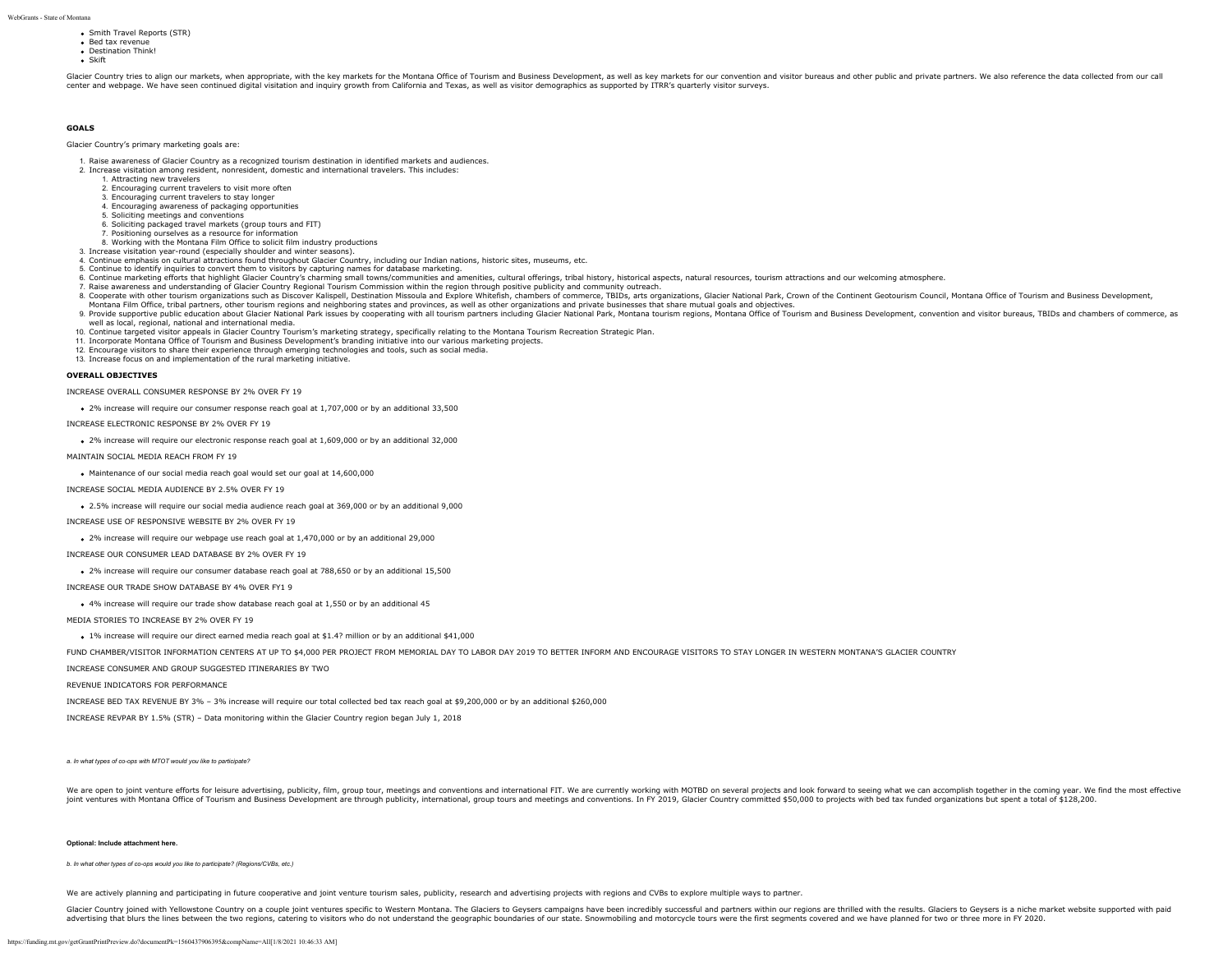- Smith Travel Reports (STR)
- Bed tax revenue
- Destination Think!
- Skift

Glacier Country tries to align our markets, when appropriate, with the key markets for the Montana Office of Tourism and Business Development, as well as key markets for our convention and visitor bureaus and other public and private partners. We also reference the data collected from our call center and webpage. We have seen continued digital visitation and inquiry growth from California and Texas, as well as visitor demographics as supported by ITRR's quarterly visitor surveys.

**GOALS**

Glacier Country's primary marketing goals are:

1. Raise awareness of Glacier Country as a recognized tourism destination in identified markets and audiences.
2. Increase visitation among resident, nonresident, domestic and international travelers. This includes:
    1. Attracting new travelers
    2. Encouraging current travelers to visit more often
    3. Encouraging current travelers to stay longer
    4. Encouraging awareness of packaging opportunities
    5. Soliciting meetings and conventions
    6. Soliciting packaged travel markets (group tours and FIT)
    7. Positioning ourselves as a resource for information
    8. Working with the Montana Film Office to solicit film industry productions
3. Increase visitation year-round (especially shoulder and winter seasons).
4. Continue emphasis on cultural attractions found throughout Glacier Country, including our Indian nations, historic sites, museums, etc.
5. Continue to identify inquiries to convert them to visitors by capturing names for database marketing.
6. Continue marketing efforts that highlight Glacier Country's charming small towns/communities and amenities, cultural offerings, tribal history, historical aspects, natural resources, tourism attractions and our welcoming atmosphere.
7. Raise awareness and understanding of Glacier Country Regional Tourism Commission within the region through positive publicity and community outreach.
8. Cooperate with other tourism organizations such as Discover Kalispell, Destination Missoula and Explore Whitefish, chambers of commerce, TBIDs, arts organizations, Glacier National Park, Crown of the Continent Geotourism Council, Montana Office of Tourism and Business Development, Montana Film Office, tribal partners, other tourism regions and neighboring states and provinces, as well as other organizations and private businesses that share mutual goals and objectives.
9. Provide supportive public education about Glacier National Park issues by cooperating with all tourism partners including Glacier National Park, Montana tourism regions, Montana Office of Tourism and Business Development, convention and visitor bureaus, TBIDs and chambers of commerce, as well as local, regional, national and international media.
10. Continue targeted visitor appeals in Glacier Country Tourism's marketing strategy, specifically relating to the Montana Tourism Recreation Strategic Plan.
11. Incorporate Montana Office of Tourism and Business Development's branding initiative into our various marketing projects.
12. Encourage visitors to share their experience through emerging technologies and tools, such as social media.
13. Increase focus on and implementation of the rural marketing initiative.

**OVERALL OBJECTIVES**

INCREASE OVERALL CONSUMER RESPONSE BY 2% OVER FY 19

- 2% increase will require our consumer response reach goal at 1,707,000 or by an additional 33,500

INCREASE ELECTRONIC RESPONSE BY 2% OVER FY 19

- 2% increase will require our electronic response reach goal at 1,609,000 or by an additional 32,000

MAINTAIN SOCIAL MEDIA REACH FROM FY 19

- Maintenance of our social media reach goal would set our goal at 14,600,000

INCREASE SOCIAL MEDIA AUDIENCE BY 2.5% OVER FY 19

- 2.5% increase will require our social media audience reach goal at 369,000 or by an additional 9,000

INCREASE USE OF RESPONSIVE WEBSITE BY 2% OVER FY 19

- 2% increase will require our webpage use reach goal at 1,470,000 or by an additional 29,000

INCREASE OUR CONSUMER LEAD DATABASE BY 2% OVER FY 19

- 2% increase will require our consumer database reach goal at 788,650 or by an additional 15,500

INCREASE OUR TRADE SHOW DATABASE BY 4% OVER FY1 9

- 4% increase will require our trade show database reach goal at 1,550 or by an additional 45

MEDIA STORIES TO INCREASE BY 2% OVER FY 19

- 1% increase will require our direct earned media reach goal at $1.4? million or by an additional $41,000

FUND CHAMBER/VISITOR INFORMATION CENTERS AT UP TO $4,000 PER PROJECT FROM MEMORIAL DAY TO LABOR DAY 2019 TO BETTER INFORM AND ENCOURAGE VISITORS TO STAY LONGER IN WESTERN MONTANA'S GLACIER COUNTRY

INCREASE CONSUMER AND GROUP SUGGESTED ITINERARIES BY TWO

REVENUE INDICATORS FOR PERFORMANCE

INCREASE BED TAX REVENUE BY 3% – 3% increase will require our total collected bed tax reach goal at $9,200,000 or by an additional $260,000

INCREASE REVPAR BY 1.5% (STR) – Data monitoring within the Glacier Country region began July 1, 2018

*a. In what types of co-ops with MTOT would you like to participate?*

We are open to joint venture efforts for leisure advertising, publicity, film, group tour, meetings and conventions and international FIT. We are currently working with MOTBD on several projects and look forward to seeing what we can accomplish together in the coming year. We find the most effective joint ventures with Montana Office of Tourism and Business Development are through publicity, international, group tours and meetings and conventions. In FY 2019, Glacier Country committed $50,000 to projects with bed tax funded organizations but spent a total of $128,200.

**Optional: Include attachment here.**

*b. In what other types of co-ops would you like to participate? (Regions/CVBs, etc.)*

We are actively planning and participating in future cooperative and joint venture tourism sales, publicity, research and advertising projects with regions and CVBs to explore multiple ways to partner.

Glacier Country joined with Yellowstone Country on a couple joint ventures specific to Western Montana. The Glaciers to Geysers campaigns have been incredibly successful and partners within our regions are thrilled with the results. Glaciers to Geysers is a niche market website supported with paid advertising that blurs the lines between the two regions, catering to visitors who do not understand the geographic boundaries of our state. Snowmobiling and motorcycle tours were the first segments covered and we have planned for two or three more in FY 2020.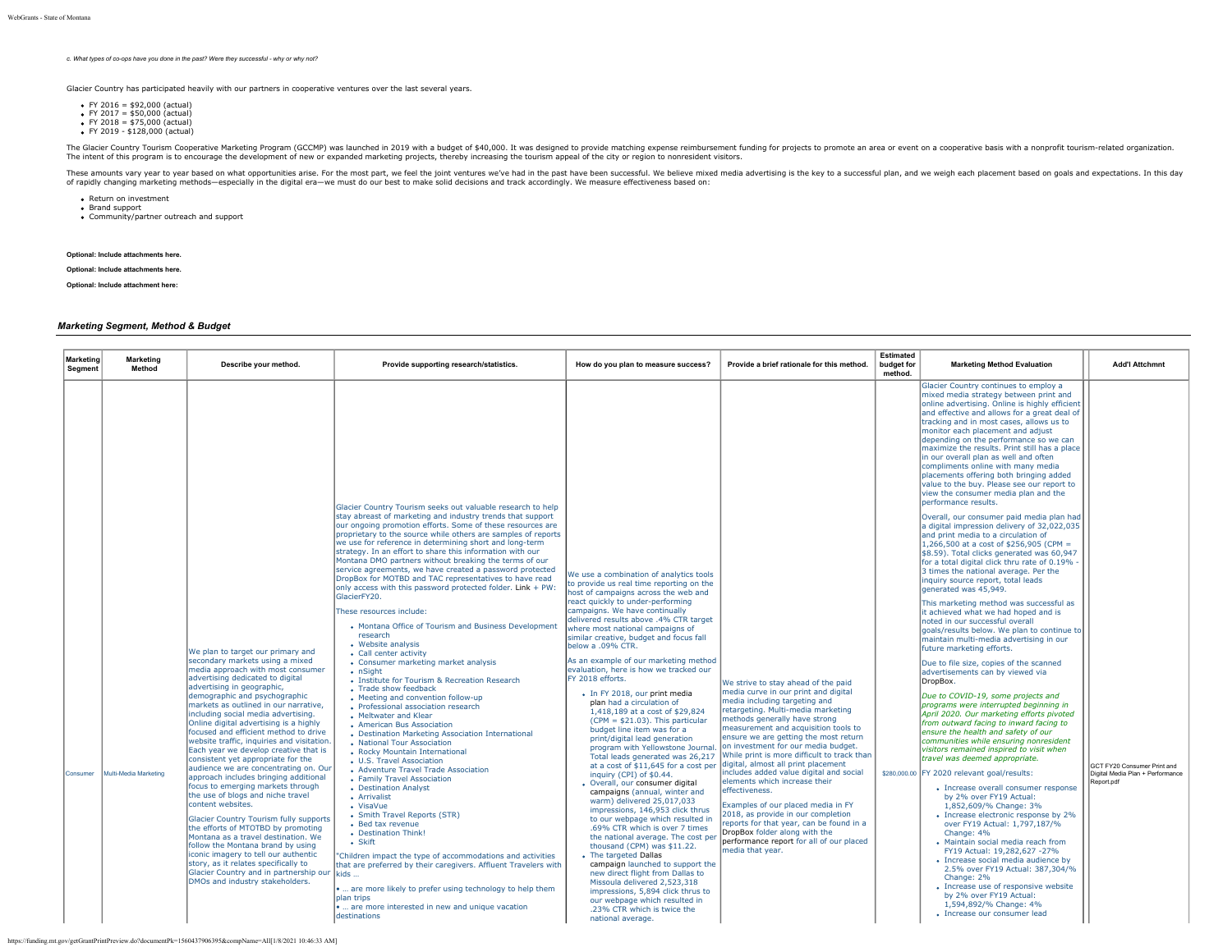*c. What types of co-ops have you done in the past? Were they successful - why or why not?*

Glacier Country has participated heavily with our partners in cooperative ventures over the last several years.

- FY 2016 = $92,000 (actual)
- FY 2017 = $50,000 (actual)
- FY 2018 = $75,000 (actual)
- FY 2019 - $128,000 (actual)

The Glacier Country Tourism Cooperative Marketing Program (GCCMP) was launched in 2019 with a budget of $40,000. It was designed to provide matching expense reimbursement funding for projects to promote an area or event on a cooperative basis with a nonprofit tourism-related organization. The intent of this program is to encourage the development of new or expanded marketing projects, thereby increasing the tourism appeal of the city or region to nonresident visitors.

These amounts vary year to year based on what opportunities arise. For the most part, we feel the joint ventures we've had in the past have been successful. We believe mixed media advertising is the key to a successful plan, and we weigh each placement based on goals and expectations. In this day of rapidly changing marketing methods—especially in the digital era—we must do our best to make solid decisions and track accordingly. We measure effectiveness based on:

- Return on investment
- Brand support
- Community/partner outreach and support

**Optional: Include attachments here.**

**Optional: Include attachments here.**

**Optional: Include attachment here:**

### *Marketing Segment, Method & Budget*

| Marketing Segment | Marketing Method | Describe your method. | Provide supporting research/statistics. | How do you plan to measure success? | Provide a brief rationale for this method. | Estimated budget for method. | Marketing Method Evaluation | Add'l Attchmnt |
|---|---|---|---|---|---|---|---|---|
| Consumer | Multi-Media Marketing | We plan to target our primary and secondary markets using a mixed media approach with most consumer advertising dedicated to digital advertising in geographic, demographic and psychographic markets as outlined in our narrative, including social media advertising. Online digital advertising is a highly focused and efficient method to drive website traffic, inquiries and visitation. Each year we develop creative that is consistent yet appropriate for the audience we are concentrating on. Our approach includes bringing additional focus to emerging markets through the use of blogs and niche travel content websites.<br><br>Glacier Country Tourism fully supports the efforts of MTOTBD by promoting Montana as a travel destination. We follow the Montana brand by using iconic imagery to tell our authentic story, as it relates specifically to Glacier Country and in partnership our DMOs and industry stakeholders. | Glacier Country Tourism seeks out valuable research to help stay abreast of marketing and industry trends that support our ongoing promotion efforts. Some of these resources are proprietary to the source while others are samples of reports we use for reference in determining short and long-term strategy. In an effort to share this information with our Montana DMO partners without breaking the terms of our service agreements, we have created a password protected DropBox for MOTBD and TAC representatives to have read only access with this password protected folder. Link + PW: GlacierFY20.<br><br>These resources include:<br>• Montana Office of Tourism and Business Development research<br>• Website analysis<br>• Call center activity<br>• Consumer marketing market analysis<br>• nSight<br>• Institute for Tourism & Recreation Research<br>• Trade show feedback<br>• Meeting and convention follow-up<br>• Professional association research<br>• Meltwater and Klear<br>• American Bus Association<br>• Destination Marketing Association International<br>• National Tour Association<br>• Rocky Mountain International<br>• U.S. Travel Association<br>• Adventure Travel Trade Association<br>• Family Travel Association<br>• Destination Analyst<br>• Arrivalist<br>• VisaVue<br>• Smith Travel Reports (STR)<br>• Bed tax revenue<br>• Destination Think!<br>• Skift<br><br>"Children impact the type of accommodations and activities that are preferred by their caregivers. Affluent Travelers with kids …<br><br>• … are more likely to prefer using technology to help them plan trips<br>• … are more interested in new and unique vacation destinations | We use a combination of analytics tools to provide us real time reporting on the host of campaigns across the web and react quickly to under-performing campaigns. We have continually delivered results above .4% CTR target where most national campaigns of similar creative, budget and focus fall below a .09% CTR.<br><br>As an example of our marketing method evaluation, here is how we tracked our FY 2018 efforts.<br><br>• In FY 2018, our print media plan had a circulation of 1,418,189 at a cost of $29,824 (CPM = $21.03). This particular budget line item was for a print/digital lead generation program with Yellowstone Journal. Total leads generated was 26,217 at a cost of $11,645 for a cost per inquiry (CPI) of $0.44.<br>• Overall, our consumer digital campaigns (annual, winter and warm) delivered 25,017,033 impressions, 146,953 click thrus to our webpage which resulted in .69% CTR which is over 7 times the national average. The cost per thousand (CPM) was $11.22.<br>• The targeted Dallas campaign launched to support the new direct flight from Dallas to Missoula delivered 2,523,318 impressions, 5,894 click thrus to our webpage which resulted in .23% CTR which is twice the national average. | We strive to stay ahead of the paid media curve in our print and digital media including targeting and retargeting. Multi-media marketing methods generally have strong measurement and acquisition tools to ensure we are getting the most return on investment for our media budget. While print is more difficult to track than digital, almost all print placement includes added value digital and social elements which increase their effectiveness.<br><br>Examples of our placed media in FY 2018, as provide in our completion reports for that year, can be found in a DropBox folder along with the performance report for all of our placed media that year. | $280,000.00 | Glacier Country continues to employ a mixed media strategy between print and online advertising. Online is highly efficient and effective and allows for a great deal of tracking and in most cases, allows us to monitor each placement and adjust depending on the performance so we can maximize the results. Print still has a place in our overall plan as well and often compliments online with many media placements offering both bringing added value to the buy. Please see our report to view the consumer media plan and the performance results.<br><br>Overall, our consumer paid media plan had a digital impression delivery of 32,022,035 and print media to a circulation of 1,266,500 at a cost of $256,905 (CPM = $8.59). Total clicks generated was 60,947 for a total digital click thru rate of 0.19% - 3 times the national average. Per the inquiry source report, total leads generated was 45,949.<br><br>This marketing method was successful as it achieved what we had hoped and is noted in our successful overall goals/results below. We plan to continue to maintain multi-media advertising in our future marketing efforts.<br><br>Due to file size, copies of the scanned advertisements can by viewed via DropBox.<br><br>*Due to COVID-19, some projects and programs were interrupted beginning in April 2020. Our marketing efforts pivoted from outward facing to inward facing to ensure the health and safety of our communities while ensuring nonresident visitors remained inspired to visit when travel was deemed appropriate.*<br><br>FY 2020 relevant goal/results:<br>• Increase overall consumer response by 2% over FY19 Actual: 1,852,609/% Change: 3%<br>• Increase electronic response by 2% over FY19 Actual: 1,797,187/% Change: 4%<br>• Maintain social media reach from FY19 Actual: 19,282,627 -27%<br>• Increase social media audience by 2.5% over FY19 Actual: 387,304/% Change: 2%<br>• Increase use of responsive website by 2% over FY19 Actual: 1,594,892/% Change: 4%<br>• Increase our consumer lead | GCT FY20 Consumer Print and Digital Media Plan + Performance Report.pdf |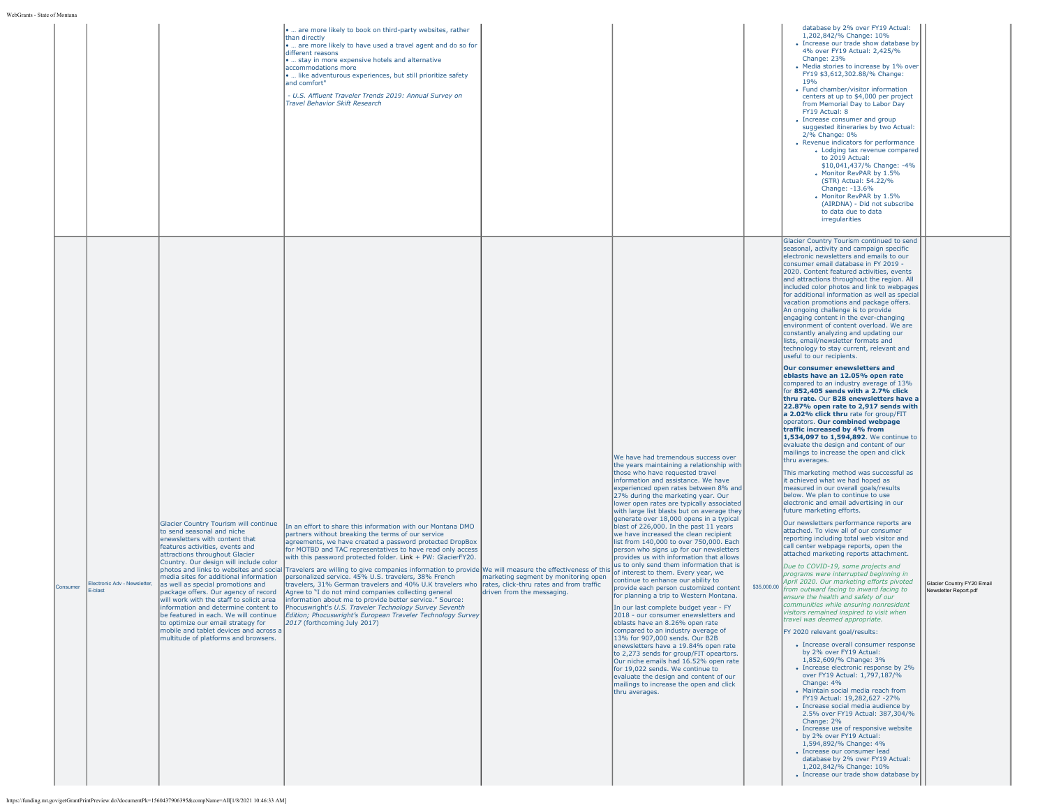| | | | | | | | | |
|---|---|---|---|---|---|---|---|---|
| | | | • … are more likely to book on third-party websites, rather than directly<br>• … are more likely to have used a travel agent and do so for different reasons<br>• … stay in more expensive hotels and alternative accommodations more<br>• … like adventurous experiences, but still prioritize safety and comfort"<br><br>*- U.S. Affluent Traveler Trends 2019: Annual Survey on Travel Behavior Skift Research* | | | | database by 2% over FY19 Actual: 1,202,842/% Change: 10%<br>• Increase our trade show database by 4% over FY19 Actual: 2,425/% Change: 23%<br>• Media stories to increase by 1% over FY19 $3,612,302.88/% Change: 19%<br>• Fund chamber/visitor information centers at up to $4,000 per project from Memorial Day to Labor Day FY19 Actual: 8<br>• Increase consumer and group suggested itineraries by two Actual: 2/% Change: 0%<br>• Revenue indicators for performance<br>  • Lodging tax revenue compared to 2019 Actual: $10,041,437/% Change: -4%<br>  • Monitor RevPAR by 1.5% (STR) Actual: 54.22/% Change: -13.6%<br>  • Monitor RevPAR by 1.5% (AIRDNA) - Did not subscribe to data due to data irregularities | |
| Consumer | Electronic Adv - Newsletter, E-blast | Glacier Country Tourism will continue to send seasonal and niche enewsletters with content that features activities, events and attractions throughout Glacier Country. Our design will include color photos and links to websites and social media sites for additional information as well as special promotions and package offers. Our agency of record will work with the staff to solicit area information and determine content to be featured in each. We will continue to optimize our email strategy for mobile and tablet devices and across a multitude of platforms and browsers. | In an effort to share this information with our Montana DMO partners without breaking the terms of our service agreements, we have created a password protected DropBox for MOTBD and TAC representatives to have read only access with this password protected folder. Link + PW: GlacierFY20.<br><br>Travelers are willing to give companies information to provide personalized service. 45% U.S. travelers, 38% French travelers, 31% German travelers and 40% U.K travelers who Agree to "I do not mind companies collecting general information about me to provide better service." Source: Phocuswright's *U.S. Traveler Technology Survey Seventh Edition; Phocuswright's European Traveler Technology Survey 2017* (forthcoming July 2017) | We will measure the effectiveness of this marketing segment by monitoring open rates, click-thru rates and from traffic driven from the messaging. | We have had tremendous success over the years maintaining a relationship with those who have requested travel information and assistance. We have experienced open rates between 8% and 27% during the marketing year. Our lower open rates are typically associated with large list blasts but on average they generate over 18,000 opens in a typical blast of 226,000. In the past 11 years we have increased the clean recipient list from 140,000 to over 750,000. Each person who signs up for our newsletters provides us with information that allows us to only send them information that is of interest to them. Every year, we continue to enhance our ability to provide each person customized content for planning a trip to Western Montana.<br><br>In our last complete budget year - FY 2018 - our consumer enewsletters and eblasts have an 8.26% open rate compared to an industry average of 13% for 907,000 sends. Our B2B enewsletters have a 19.84% open rate to 2,273 sends for group/FIT opeartors. Our niche emails had 16.52% open rate for 19,022 sends. We continue to evaluate the design and content of our mailings to increase the open and click thru averages. | $35,000.00 | Glacier Country Tourism continued to send seasonal, activity and campaign specific electronic newsletters and emails to our consumer email database in FY 2019 - 2020. Content featured activities, events and attractions throughout the region. All included color photos and link to webpages for additional information as well as special vacation promotions and package offers. An ongoing challenge is to provide engaging content in the ever-changing environment of content overload. We are constantly analyzing and updating our lists, email/newsletter formats and technology to stay current, relevant and useful to our recipients.<br><br>**Our consumer enewsletters and eblasts have an 12.05% open rate** compared to an industry average of 13% for **852,405 sends with a 2.7% click thru rate.** Our **B2B enewsletters have a 22.87% open rate to 2,917 sends with a 2.02% click thru** rate for group/FIT operators. **Our combined webpage traffic increased by 4% from 1,534,097 to 1,594,892**. We continue to evaluate the design and content of our mailings to increase the open and click thru averages.<br><br>This marketing method was successful as it achieved what we had hoped as measured in our overall goals/results below. We plan to continue to use electronic and email advertising in our future marketing efforts.<br><br>Our newsletters performance reports are attached. To view all of our consumer reporting including total web visitor and call center webpage reports, open the attached marketing reports attachment.<br><br>*Due to COVID-19, some projects and programs were interrupted beginning in April 2020. Our marketing efforts pivoted from outward facing to inward facing to ensure the health and safety of our communities while ensuring nonresident visitors remained inspired to visit when travel was deemed appropriate.*<br><br>FY 2020 relevant goal/results:<br>• Increase overall consumer response by 2% over FY19 Actual: 1,852,609/% Change: 3%<br>• Increase electronic response by 2% over FY19 Actual: 1,797,187/% Change: 4%<br>• Maintain social media reach from FY19 Actual: 19,282,627 -27%<br>• Increase social media audience by 2.5% over FY19 Actual: 387,304/% Change: 2%<br>• Increase use of responsive website by 2% over FY19 Actual: 1,594,892/% Change: 4%<br>• Increase our consumer lead database by 2% over FY19 Actual: 1,202,842/% Change: 10%<br>• Increase our trade show database by | Glacier Country FY20 Email Newsletter Report.pdf |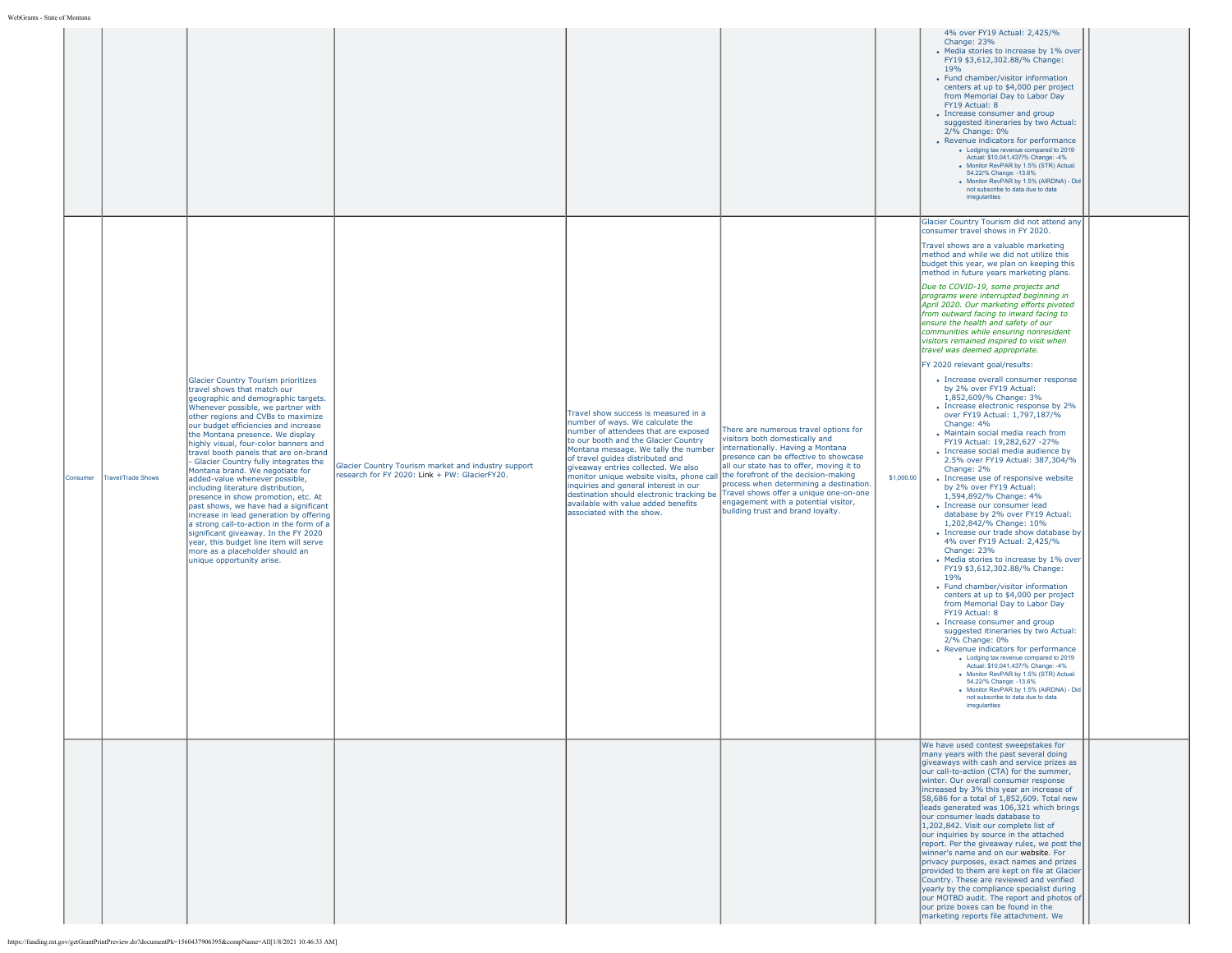| | | | | | | | | |
|---|---|---|---|---|---|---|---|---|
| | | | | | | | 4% over FY19 Actual: 2,425/% Change: 23%<br>• Media stories to increase by 1% over FY19 $3,612,302.88/% Change: 19%<br>• Fund chamber/visitor information centers at up to $4,000 per project from Memorial Day to Labor Day FY19 Actual: 8<br>• Increase consumer and group suggested itineraries by two Actual: 2/% Change: 0%<br>• Revenue indicators for performance<br>  ◦ Lodging tax revenue compared to 2019 Actual: $10,041,437/% Change: -4%<br>  ◦ Monitor RevPAR by 1.5% (STR) Actual: 54.22/% Change: -13.6%<br>  ◦ Monitor RevPAR by 1.5% (AIRDNA) - Did not subscribe to data due to data irregularities | |
| Consumer | Travel/Trade Shows | Glacier Country Tourism prioritizes travel shows that match our geographic and demographic targets. Whenever possible, we partner with other regions and CVBs to maximize our budget efficiencies and increase the Montana presence. We display highly visual, four-color banners and travel booth panels that are on-brand - Glacier Country fully integrates the Montana brand. We negotiate for added-value whenever possible, including literature distribution, presence in show promotion, etc. At past shows, we have had a significant increase in lead generation by offering a strong call-to-action in the form of a significant giveaway. In the FY 2020 year, this budget line item will serve more as a placeholder should an unique opportunity arise. | Glacier Country Tourism market and industry support research for FY 2020: Link + PW: GlacierFY20. | Travel show success is measured in a number of ways. We calculate the number of attendees that are exposed to our booth and the Glacier Country Montana message. We tally the number of travel guides distributed and giveaway entries collected. We also monitor unique website visits, phone call inquiries and general interest in our destination should electronic tracking be available with value added benefits associated with the show. | There are numerous travel options for visitors both domestically and internationally. Having a Montana presence can be effective to showcase all our state has to offer, moving it to the forefront of the decision-making process when determining a destination. Travel shows offer a unique one-on-one engagement with a potential visitor, building trust and brand loyalty. | $1,000.00 | Glacier Country Tourism did not attend any consumer travel shows in FY 2020.<br><br>Travel shows are a valuable marketing method and while we did not utilize this budget this year, we plan on keeping this method in future years marketing plans.<br><br>*Due to COVID-19, some projects and programs were interrupted beginning in April 2020. Our marketing efforts pivoted from outward facing to inward facing to ensure the health and safety of our communities while ensuring nonresident visitors remained inspired to visit when travel was deemed appropriate.*<br><br>FY 2020 relevant goal/results:<br>• Increase overall consumer response by 2% over FY19 Actual: 1,852,609/% Change: 3%<br>• Increase electronic response by 2% over FY19 Actual: 1,797,187/% Change: 4%<br>• Maintain social media reach from FY19 Actual: 19,282,627 -27%<br>• Increase social media audience by 2.5% over FY19 Actual: 387,304/% Change: 2%<br>• Increase use of responsive website by 2% over FY19 Actual: 1,594,892/% Change: 4%<br>• Increase our consumer lead database by 2% over FY19 Actual: 1,202,842/% Change: 10%<br>• Increase our trade show database by 4% over FY19 Actual: 2,425/% Change: 23%<br>• Media stories to increase by 1% over FY19 $3,612,302.88/% Change: 19%<br>• Fund chamber/visitor information centers at up to $4,000 per project from Memorial Day to Labor Day FY19 Actual: 8<br>• Increase consumer and group suggested itineraries by two Actual: 2/% Change: 0%<br>• Revenue indicators for performance<br>  ◦ Lodging tax revenue compared to 2019 Actual: $10,041,437/% Change: -4%<br>  ◦ Monitor RevPAR by 1.5% (STR) Actual: 54.22/% Change: -13.6%<br>  ◦ Monitor RevPAR by 1.5% (AIRDNA) - Did not subscribe to data due to data irregularities | |
| | | | | | | | We have used contest sweepstakes for many years with the past several doing giveaways with cash and service prizes as our call-to-action (CTA) for the summer, winter. Our overall consumer response increased by 3% this year an increase of 58,686 for a total of 1,852,609. Total new leads generated was 106,321 which brings our consumer leads database to 1,202,842. Visit our complete list of our inquiries by source in the attached report. Per the giveaway rules, we post the winner's name and on our website. For privacy purposes, exact names and prizes provided to them are kept on file at Glacier Country. These are reviewed and verified yearly by the compliance specialist during our MOTBD audit. The report and photos of our prize boxes can be found in the marketing reports file attachment. We | |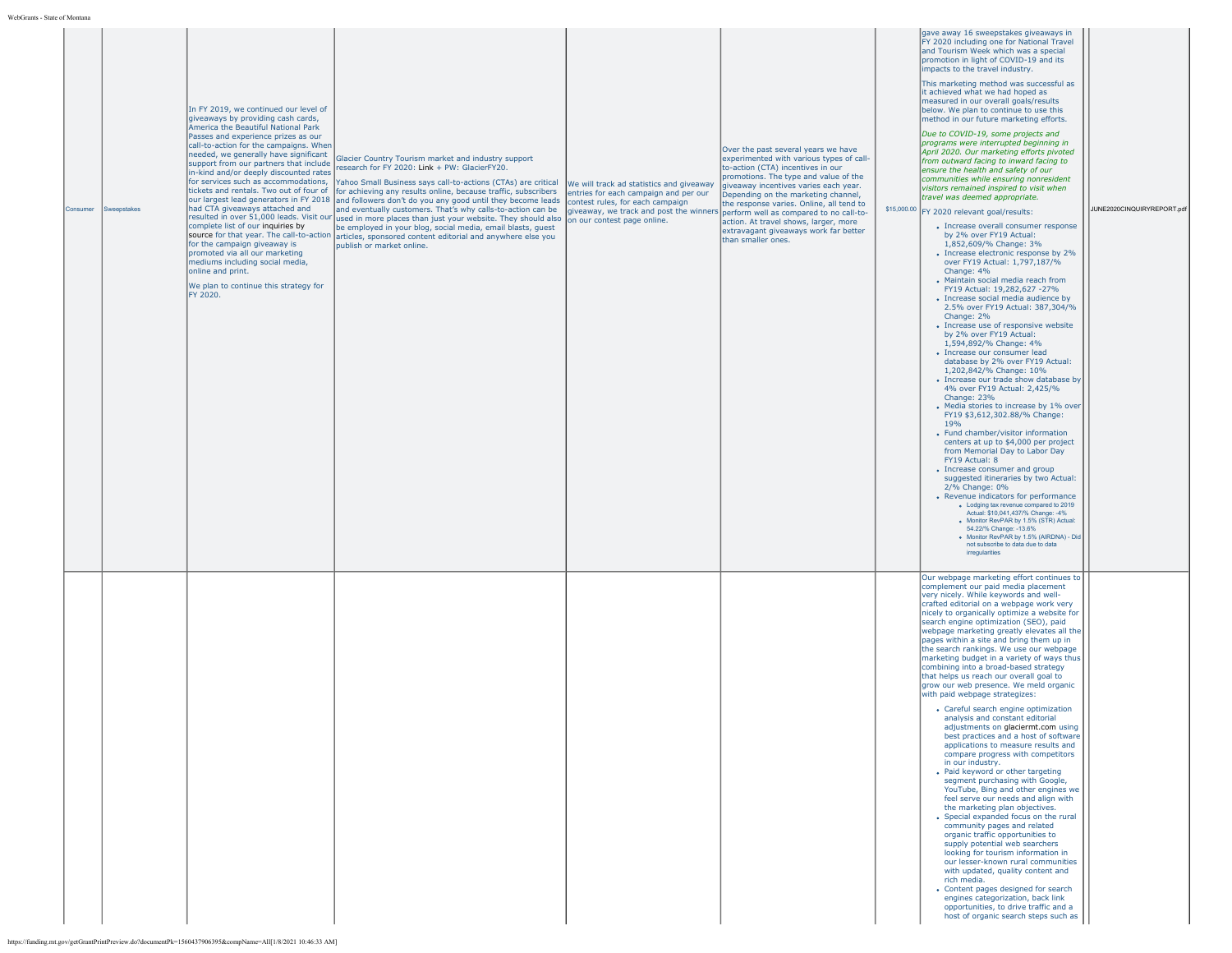| | | | | | | | | |
|---|---|---|---|---|---|---|---|---|
| Consumer | Sweepstakes | In FY 2019, we continued our level of giveaways by providing cash cards, America the Beautiful National Park Passes and experience prizes as our call-to-action for the campaigns. When needed, we generally have significant support from our partners that include in-kind and/or deeply discounted rates for services such as accommodations, tickets and rentals. Two out of four of our largest lead generators in FY 2018 had CTA giveaways attached and resulted in over 51,000 leads. Visit our complete list of our inquiries by source for that year. The call-to-action for the campaign giveaway is promoted via all our marketing mediums including social media, online and print.<br><br>We plan to continue this strategy for FY 2020. | Glacier Country Tourism market and industry support research for FY 2020: Link + PW: GlacierFY20.<br><br>Yahoo Small Business says call-to-actions (CTAs) are critical for achieving any results online, because traffic, subscribers and followers don't do you any good until they become leads and eventually customers. That's why calls-to-action can be used in more places than just your website. They should also be employed in your blog, social media, email blasts, guest articles, sponsored content editorial and anywhere else you publish or market online. | We will track ad statistics and giveaway entries for each campaign and per our contest rules, for each campaign giveaway, we track and post the winners on our contest page online. | Over the past several years we have experimented with various types of call-to-action (CTA) incentives in our promotions. The type and value of the giveaway incentives varies each year. Depending on the marketing channel, the response varies. Online, all tend to perform well as compared to no call-to-action. At travel shows, larger, more extravagant giveaways work far better than smaller ones. | $15,000.00 | gave away 16 sweepstakes giveaways in FY 2020 including one for National Travel and Tourism Week which was a special promotion in light of COVID-19 and its impacts to the travel industry.<br><br>This marketing method was successful as it achieved what we had hoped as measured in our overall goals/results below. We plan to continue to use this method in our future marketing efforts.<br><br>*Due to COVID-19, some projects and programs were interrupted beginning in April 2020. Our marketing efforts pivoted from outward facing to inward facing to ensure the health and safety of our communities while ensuring nonresident visitors remained inspired to visit when travel was deemed appropriate.*<br><br>FY 2020 relevant goal/results:<br>• Increase overall consumer response by 2% over FY19 Actual: 1,852,609/% Change: 3%<br>• Increase electronic response by 2% over FY19 Actual: 1,797,187/% Change: 4%<br>• Maintain social media reach from FY19 Actual: 19,282,627 -27%<br>• Increase social media audience by 2.5% over FY19 Actual: 387,304/% Change: 2%<br>• Increase use of responsive website by 2% over FY19 Actual: 1,594,892/% Change: 4%<br>• Increase our consumer lead database by 2% over FY19 Actual: 1,202,842/% Change: 10%<br>• Increase our trade show database by 4% over FY19 Actual: 2,425/% Change: 23%<br>• Media stories to increase by 1% over FY19 $3,612,302.88/% Change: 19%<br>• Fund chamber/visitor information centers at up to $4,000 per project from Memorial Day to Labor Day FY19 Actual: 8<br>• Increase consumer and group suggested itineraries by two Actual: 2/% Change: 0%<br>• Revenue indicators for performance<br>  ◦ Lodging tax revenue compared to 2019 Actual: $10,041,437/% Change: -4%<br>  ◦ Monitor RevPAR by 1.5% (STR) Actual: 54.22/% Change: -13.6%<br>  ◦ Monitor RevPAR by 1.5% (AIRDNA) - Did not subscribe to data due to data irregularities | JUNE2020CINQUIRYREPORT.pdf |
| | | | | | | | Our webpage marketing effort continues to complement our paid media placement very nicely. While keywords and well-crafted editorial on a webpage work very nicely to organically optimize a website for search engine optimization (SEO), paid webpage marketing greatly elevates all the pages within a site and bring them up in the search rankings. We use our webpage marketing budget in a variety of ways thus combining into a broad-based strategy that helps us reach our overall goal to grow our web presence. We meld organic with paid webpage strategizes:<br>• Careful search engine optimization analysis and constant editorial adjustments on glaciermt.com using best practices and a host of software applications to measure results and compare progress with competitors in our industry.<br>• Paid keyword or other targeting segment purchasing with Google, YouTube, Bing and other engines we feel serve our needs and align with the marketing plan objectives.<br>• Special expanded focus on the rural community pages and related organic traffic opportunities to supply potential web searchers looking for tourism information in our lesser-known rural communities with updated, quality content and rich media.<br>• Content pages designed for search engines categorization, back link opportunities, to drive traffic and a host of organic search steps such as | |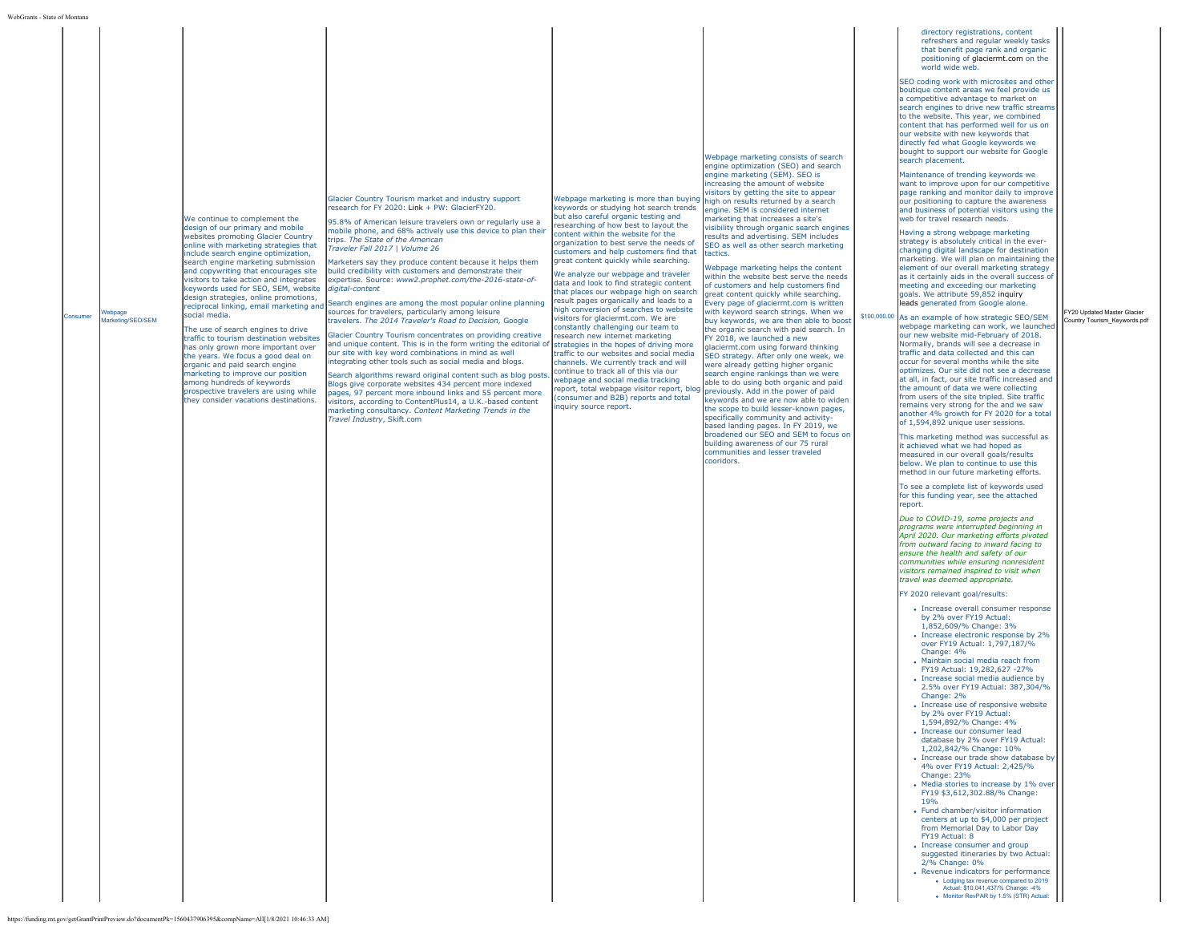| | | | | | | | | |
|---|---|---|---|---|---|---|---|---|
| Consumer | Webpage Marketing/SEO/SEM | We continue to complement the design of our primary and mobile websites promoting Glacier Country online with marketing strategies that include search engine optimization, search engine marketing submission and copywriting that encourages site visitors to take action and integrates keywords used for SEO, SEM, website design strategies, online promotions, reciprocal linking, email marketing and social media.<br><br>The use of search engines to drive traffic to tourism destination websites has only grown more important over the years. We focus a good deal on organic and paid search engine marketing to improve our position among hundreds of keywords prospective travelers are using while they consider vacations destinations. | Glacier Country Tourism market and industry support research for FY 2020: Link + PW: GlacierFY20.<br><br>95.8% of American leisure travelers own or regularly use a mobile phone, and 68% actively use this device to plan their trips. *The State of the American Traveler Fall 2017 \| Volume 26*<br><br>Marketers say they produce content because it helps them build credibility with customers and demonstrate their expertise. Source: *www2.prophet.com/the-2016-state-of-digital-content*<br><br>Search engines are among the most popular online planning sources for travelers, particularly among leisure travelers. *The 2014 Traveler's Road to Decision*, Google<br><br>Glacier Country Tourism concentrates on providing creative and unique content. This is in the form writing the editorial of our site with key word combinations in mind as well integrating other tools such as social media and blogs.<br><br>Search algorithms reward original content such as blog posts. Blogs give corporate websites 434 percent more indexed pages, 97 percent more inbound links and 55 percent more visitors, according to ContentPlus14, a U.K.-based content marketing consultancy. *Content Marketing Trends in the Travel Industry*, Skift.com | Webpage marketing is more than buying keywords or studying hot search trends but also careful organic testing and researching of how best to layout the content within the website for the organization to best serve the needs of customers and help customers find that great content quickly while searching.<br><br>We analyze our webpage and traveler data and look to find strategic content that places our webpage high on search result pages organically and leads to a high conversion of searches to website visitors for glaciermt.com. We are constantly challenging our team to research new internet marketing strategies in the hopes of driving more traffic to our websites and social media channels. We currently track and will continue to track all of this via our webpage and social media tracking report, total webpage visitor report, blog (consumer and B2B) reports and total inquiry source report. | Webpage marketing consists of search engine optimization (SEO) and search engine marketing (SEM). SEO is increasing the amount of website visitors by getting the site to appear high on results returned by a search engine. SEM is considered internet marketing that increases a site's visibility through organic search engines results and advertising. SEM includes SEO as well as other search marketing tactics.<br><br>Webpage marketing helps the content within the website best serve the needs of customers and help customers find great content quickly while searching. Every page of glaciermt.com is written with keyword search strings. When we buy keywords, we are then able to boost the organic search with paid search. In FY 2018, we launched a new glaciermt.com using forward thinking SEO strategy. After only one week, we were already getting higher organic search engine rankings than we were able to do using both organic and paid previously. Add in the power of paid keywords and we are now able to widen the scope to build lesser-known pages, specifically community and activity-based landing pages. In FY 2019, we broadened our SEO and SEM to focus on building awareness of our 75 rural communities and lesser traveled cooridors. | $100,000.00 | directory registrations, content refreshers and regular weekly tasks that benefit page rank and organic positioning of glaciermt.com on the world wide web.<br><br>SEO coding work with microsites and other boutique content areas we feel provide us a competitive advantage to market on search engines to drive new traffic streams to the website. This year, we combined content that has performed well for us on our website with new keywords that directly fed what Google keywords we bought to support our website for Google search placement.<br><br>Maintenance of trending keywords we want to improve upon for our competitive page ranking and monitor daily to improve our positioning to capture the awareness and business of potential visitors using the web for travel research needs.<br><br>Having a strong webpage marketing strategy is absolutely critical in the ever-changing digital landscape for destination marketing. We will plan on maintaining the element of our overall marketing strategy as it certainly aids in the overall success of meeting and exceeding our marketing goals. We attribute 59,852 inquiry leads generated from Google alone.<br><br>As an example of how strategic SEO/SEM webpage marketing can work, we launched our new website mid-February of 2018. Normally, brands will see a decrease in traffic and data collected and this can occur for several months while the site optimizes. Our site did not see a decrease at all, in fact, our site traffic increased and the amount of data we were collecting from users of the site tripled. Site traffic remains very strong for the and we saw another 4% growth for FY 2020 for a total of 1,594,892 unique user sessions.<br><br>This marketing method was successful as it achieved what we had hoped as measured in our overall goals/results below. We plan to continue to use this method in our future marketing efforts.<br><br>To see a complete list of keywords used for this funding year, see the attached report.<br><br>*Due to COVID-19, some projects and programs were interrupted beginning in April 2020. Our marketing efforts pivoted from outward facing to inward facing to ensure the health and safety of our communities while ensuring nonresident visitors remained inspired to visit when travel was deemed appropriate.*<br><br>FY 2020 relevant goal/results:<br>• Increase overall consumer response by 2% over FY19 Actual: 1,852,609/% Change: 3%<br>• Increase electronic response by 2% over FY19 Actual: 1,797,187/% Change: 4%<br>• Maintain social media reach from FY19 Actual: 19,282,627 -27%<br>• Increase social media audience by 2.5% over FY19 Actual: 387,304/% Change: 2%<br>• Increase use of responsive website by 2% over FY19 Actual: 1,594,892/% Change: 4%<br>• Increase our consumer lead database by 2% over FY19 Actual: 1,202,842/% Change: 10%<br>• Increase our trade show database by 4% over FY19 Actual: 2,425/% Change: 23%<br>• Media stories to increase by 1% over FY19 $3,612,302.88/% Change: 19%<br>• Fund chamber/visitor information centers at up to $4,000 per project from Memorial Day to Labor Day FY19 Actual: 8<br>• Increase consumer and group suggested itineraries by two Actual: 2/% Change: 0%<br>• Revenue indicators for performance<br>&nbsp;&nbsp;◦ Lodging tax revenue compared to 2019 Actual: $10,041,437/% Change: -4%<br>&nbsp;&nbsp;◦ Monitor RevPAR by 1.5% (STR) Actual: | FY20 Updated Master Glacier Country Tourism_Keywords.pdf |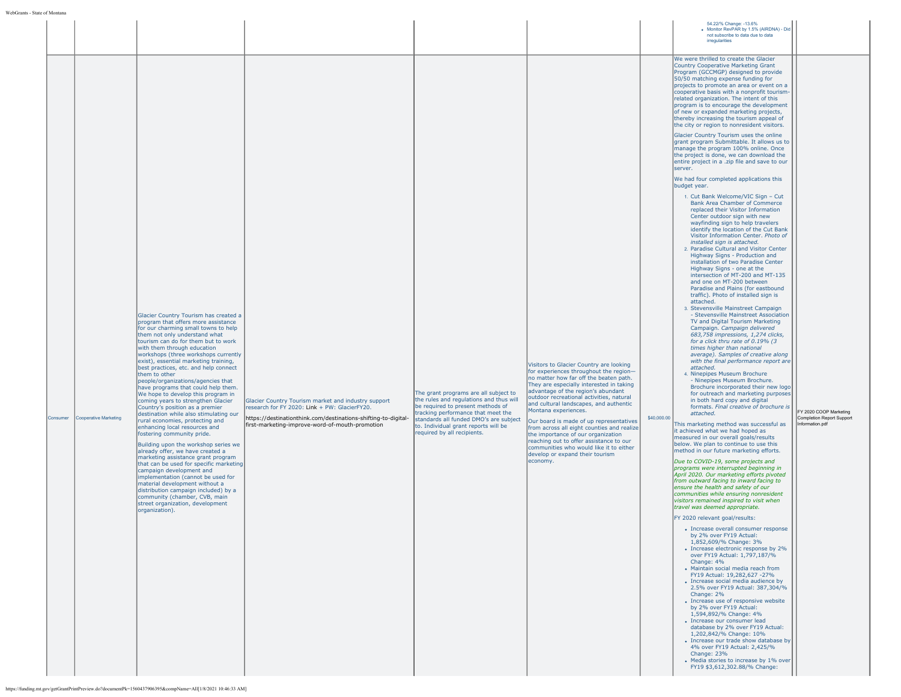| | | | | | | | | |
|---|---|---|---|---|---|---|---|---|
| | | | | | | | 54.22/% Change: -13.6%<br>• Monitor RevPAR by 1.5% (AIRDNA) - Did not subscribe to data due to data irregularities | |
| Consumer | Cooperative Marketing | Glacier Country Tourism has created a program that offers more assistance for our charming small towns to help them not only understand what tourism can do for them but to work with them through education workshops (three workshops currently exist), essential marketing training, best practices, etc. and help connect them to other people/organizations/agencies that have programs that could help them. We hope to develop this program in coming years to strengthen Glacier Country's position as a premier destination while also stimulating our rural economies, protecting and enhancing local resources and fostering community pride.<br><br>Building upon the workshop series we already offer, we have created a marketing assistance grant program that can be used for specific marketing campaign development and implementation (cannot be used for material development without a distribution campaign included) by a community (chamber, CVB, main street organization, development organization). | Glacier Country Tourism market and industry support research for FY 2020: Link + PW: GlacierFY20.<br><br>https://destinationthink.com/destinations-shifting-to-digital-first-marketing-improve-word-of-mouth-promotion | The grant programs are all subject to the rules and regulations and thus will be required to present methods of tracking performance that meet the standards all funded DMO's are subject to. Individual grant reports will be required by all recipients. | Visitors to Glacier Country are looking for experiences throughout the region—no matter how far off the beaten path. They are especially interested in taking advantage of the region's abundant outdoor recreational activities, natural and cultural landscapes, and authentic Montana experiences.<br><br>Our board is made of up representatives from across all eight counties and realize the importance of our organization reaching out to offer assistance to our communities who would like it to either develop or expand their tourism economy. | $40,000.00 | We were thrilled to create the Glacier Country Cooperative Marketing Grant Program (GCCMGP) designed to provide 50/50 matching expense funding for projects to promote an area or event on a cooperative basis with a nonprofit tourism-related organization. The intent of this program is to encourage the development of new or expanded marketing projects, thereby increasing the tourism appeal of the city or region to nonresident visitors.<br><br>Glacier Country Tourism uses the online grant program Submittable. It allows us to manage the program 100% online. Once the project is done, we can download the entire project in a .zip file and save to our server.<br><br>We had four completed applications this budget year.<br><br>1. Cut Bank Welcome/VIC Sign – Cut Bank Area Chamber of Commerce replaced their Visitor Information Center outdoor sign with new wayfinding sign to help travelers identify the location of the Cut Bank Visitor Information Center. *Photo of installed sign is attached.*<br>2. Paradise Cultural and Visitor Center Highway Signs - Production and installation of two Paradise Center Highway Signs - one at the intersection of MT-200 and MT-135 and one on MT-200 between Paradise and Plains (for eastbound traffic). Photo of installed sign is attached.<br>3. Stevensville Mainstreet Campaign - Stevensville Mainstreet Association TV and Digital Tourism Marketing Campaign. *Campaign delivered 683,758 impressions, 1,274 clicks, for a click thru rate of 0.19% (3 times higher than national average). Samples of creative along with the final performance report are attached.*<br>4. Ninepipes Museum Brochure - Ninepipes Museum Brochure. Brochure incorporated their new logo for outreach and marketing purposes in both hard copy and digital formats. *Final creative of brochure is attached.*<br><br>This marketing method was successful as it achieved what we had hoped as measured in our overall goals/results below. We plan to continue to use this method in our future marketing efforts.<br><br>*Due to COVID-19, some projects and programs were interrupted beginning in April 2020. Our marketing efforts pivoted from outward facing to inward facing to ensure the health and safety of our communities while ensuring nonresident visitors remained inspired to visit when travel was deemed appropriate.*<br><br>FY 2020 relevant goal/results:<br><br>• Increase overall consumer response by 2% over FY19 Actual: 1,852,609/% Change: 3%<br>• Increase electronic response by 2% over FY19 Actual: 1,797,187/% Change: 4%<br>• Maintain social media reach from FY19 Actual: 19,282,627 -27%<br>• Increase social media audience by 2.5% over FY19 Actual: 387,304/% Change: 2%<br>• Increase use of responsive website by 2% over FY19 Actual: 1,594,892/% Change: 4%<br>• Increase our consumer lead database by 2% over FY19 Actual: 1,202,842/% Change: 10%<br>• Increase our trade show database by 4% over FY19 Actual: 2,425/% Change: 23%<br>• Media stories to increase by 1% over FY19 $3,612,302.88/% Change: | FY 2020 COOP Marketing Completion Report Support Information.pdf |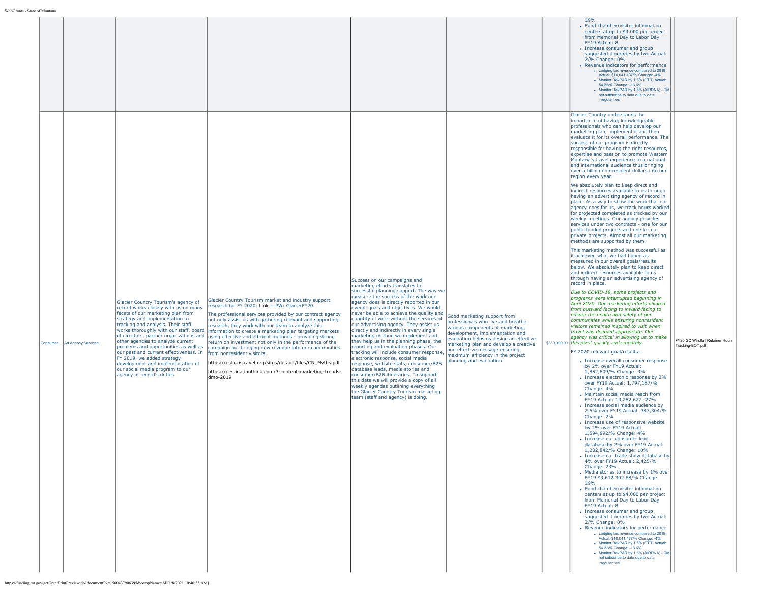| | | | | | | | | |
|---|---|---|---|---|---|---|---|---|
| | | | | | | | 19%<br>• Fund chamber/visitor information centers at up to $4,000 per project from Memorial Day to Labor Day FY19 Actual: 8<br>• Increase consumer and group suggested itineraries by two Actual: 2/% Change: 0%<br>• Revenue indicators for performance<br>  • Lodging tax revenue compared to 2019 Actual: $10,041,437/% Change: -4%<br>  • Monitor RevPAR by 1.5% (STR) Actual: 54.22/% Change: -13.6%<br>  • Monitor RevPAR by 1.5% (AIRDNA) - Did not subscribe to data due to data irregularities | |
| Consumer | Ad Agency Services | Glacier Country Tourism's agency of record works closely with us on many facets of our marketing plan from strategy and implementation to tracking and analysis. Their staff works thoroughly with our staff, board of directors, partner organizations and other agencies to analyze current problems and opportunities as well as our past and current effectiveness. In FY 2019, we added strategy development and implementation of our social media program to our agency of record's duties. | Glacier Country Tourism market and industry support research for FY 2020: Link + PW: GlacierFY20.<br><br>The professional services provided by our contract agency not only assist us with gathering relevant and supporting research, they work with our team to analyze this information to create a marketing plan targeting markets using effective and efficient methods - providing strong return on investment not only in the performance of the campaign but bringing new revenue into our communities from nonresident visitors.<br><br>https://esto.ustravel.org/sites/default/files/CN_Myths.pdf<br><br>https://destinationthink.com/3-content-marketing-trends-dmo-2019 | Success on our campaigns and marketing efforts translates to successful planning support. The way we measure the success of the work our agency does is directly reported in our overall goals and objectives. We would never be able to achieve the quality and quantity of work without the services of our advertising agency. They assist us directly and indirectly in every single marketing method we implement and they help us in the planning phase, the reporting and evaluation phases. Our tracking will include consumer response, electronic response, social media response, website stats, consumer/B2B database leads, media stories and consumer/B2B itineraries. To support this data we will provide a copy of all weekly agendas outlining everything the Glacier Country Tourism marketing team (staff and agency) is doing. | Good marketing support from professionals who live and breathe various components of marketing, development, implementation and evaluation helps us design an effective marketing plan and develop a creative and effective message ensuring maximum efficiency in the project planning and evaluation. | $380,000.00 | Glacier Country understands the importance of having knowledgeable professionals who can help develop our marketing plan, implement it and then evaluate it for its overall performance. The success of our program is directly responsible for having the right resources, expertise and passion to promote Western Montana's travel experience to a national and international audience thus bringing over a billion non-resident dollars into our region every year.<br><br>We absolutely plan to keep direct and indirect resources available to us through having an advertising agency of record in place. As a way to show the work that our agency does for us, we track hours worked for projected completed as tracked by our weekly meetings. Our agency provides services under two contracts - one for our public funded projects and one for our private projects. Almost all our marketing methods are supported by them.<br><br>This marketing method was successful as it achieved what we had hoped as measured in our overall goals/results below. We absolutely plan to keep direct and indirect resources available to us through having an advertising agency of record in place.<br><br>*Due to COVID-19, some projects and programs were interrupted beginning in April 2020. Our marketing efforts pivoted from outward facing to inward facing to ensure the health and safety of our communities while ensuring nonresident visitors remained inspired to visit when travel was deemed appropriate. Our agency was critical in allowing us to make this pivot quickly and smoothly.*<br><br>FY 2020 relevant goal/results:<br>• Increase overall consumer response by 2% over FY19 Actual: 1,852,609/% Change: 3%<br>• Increase electronic response by 2% over FY19 Actual: 1,797,187/% Change: 4%<br>• Maintain social media reach from FY19 Actual: 19,282,627 -27%<br>• Increase social media audience by 2.5% over FY19 Actual: 387,304/% Change: 2%<br>• Increase use of responsive website by 2% over FY19 Actual: 1,594,892/% Change: 4%<br>• Increase our consumer lead database by 2% over FY19 Actual: 1,202,842/% Change: 10%<br>• Increase our trade show database by 4% over FY19 Actual: 2,425/% Change: 23%<br>• Media stories to increase by 1% over FY19 $3,612,302.88/% Change: 19%<br>• Fund chamber/visitor information centers at up to $4,000 per project from Memorial Day to Labor Day FY19 Actual: 8<br>• Increase consumer and group suggested itineraries by two Actual: 2/% Change: 0%<br>• Revenue indicators for performance<br>  • Lodging tax revenue compared to 2019 Actual: $10,041,437/% Change: -4%<br>  • Monitor RevPAR by 1.5% (STR) Actual: 54.22/% Change: -13.6%<br>  • Monitor RevPAR by 1.5% (AIRDNA) - Did not subscribe to data due to data irregularities | FY20 GC Windfall Retainer Hours Tracking-EOY.pdf |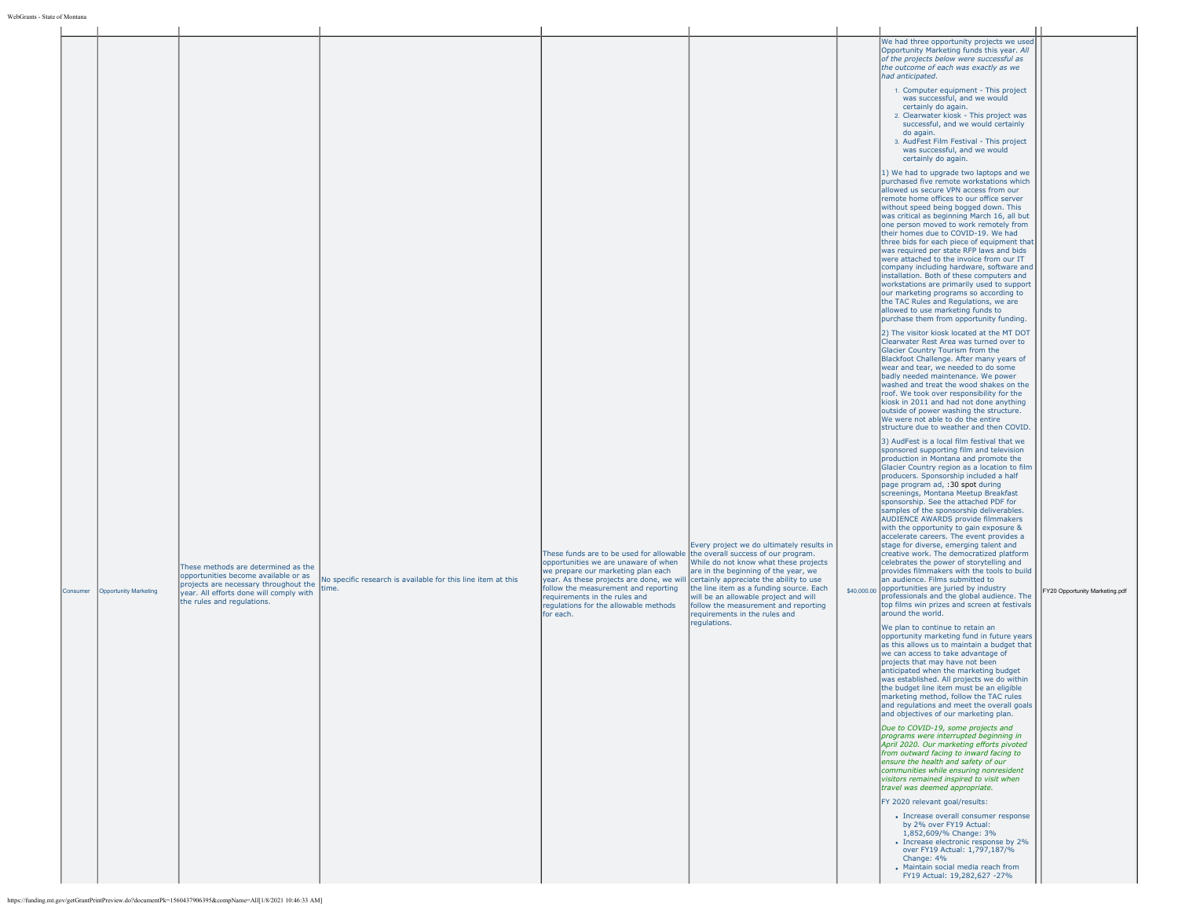| | | | | | | | | |
|---|---|---|---|---|---|---|---|---|
| Consumer | Opportunity Marketing | These methods are determined as the opportunities become available or as projects are necessary throughout the year. All efforts done will comply with the rules and regulations. | No specific research is available for this line item at this time. | These funds are to be used for allowable opportunities we are unaware of when we prepare our marketing plan each year. As these projects are done, we will follow the measurement and reporting requirements in the rules and regulations for the allowable methods for each. | Every project we do ultimately results in the overall success of our program. While do not know what these projects are in the beginning of the year, we certainly appreciate the ability to use the line item as a funding source. Each will be an allowable project and will follow the measurement and reporting requirements in the rules and regulations. | $40,000.00 | We had three opportunity projects we used Opportunity Marketing funds this year. *All of the projects below were successful as the outcome of each was exactly as we had anticipated.*<br><br>1. Computer equipment - This project was successful, and we would certainly do again.<br>2. Clearwater kiosk - This project was successful, and we would certainly do again.<br>3. AudFest Film Festival - This project was successful, and we would certainly do again.<br><br>1) We had to upgrade two laptops and we purchased five remote workstations which allowed us secure VPN access from our remote home offices to our office server without speed being bogged down. This was critical as beginning March 16, all but one person moved to work remotely from their homes due to COVID-19. We had three bids for each piece of equipment that was required per state RFP laws and bids were attached to the invoice from our IT company including hardware, software and installation. Both of these computers and workstations are primarily used to support our marketing programs so according to the TAC Rules and Regulations, we are allowed to use marketing funds to purchase them from opportunity funding.<br><br>2) The visitor kiosk located at the MT DOT Clearwater Rest Area was turned over to Glacier Country Tourism from the Blackfoot Challenge. After many years of wear and tear, we needed to do some badly needed maintenance. We power washed and treat the wood shakes on the roof. We took over responsibility for the kiosk in 2011 and had not done anything outside of power washing the structure. We were not able to do the entire structure due to weather and then COVID.<br><br>3) AudFest is a local film festival that we sponsored supporting film and television production in Montana and promote the Glacier Country region as a location to film producers. Sponsorship included a half page program ad, :30 spot during screenings, Montana Meetup Breakfast sponsorship. See the attached PDF for samples of the sponsorship deliverables. AUDIENCE AWARDS provide filmmakers with the opportunity to gain exposure & accelerate careers. The event provides a stage for diverse, emerging talent and creative work. The democratized platform celebrates the power of storytelling and provides filmmakers with the tools to build an audience. Films submitted to opportunities are juried by industry professionals and the global audience. The top films win prizes and screen at festivals around the world.<br><br>We plan to continue to retain an opportunity marketing fund in future years as this allows us to maintain a budget that we can access to take advantage of projects that may have not been anticipated when the marketing budget was established. All projects we do within the budget line item must be an eligible marketing method, follow the TAC rules and regulations and meet the overall goals and objectives of our marketing plan.<br><br>*Due to COVID-19, some projects and programs were interrupted beginning in April 2020. Our marketing efforts pivoted from outward facing to inward facing to ensure the health and safety of our communities while ensuring nonresident visitors remained inspired to visit when travel was deemed appropriate.*<br><br>FY 2020 relevant goal/results:<br><br>• Increase overall consumer response by 2% over FY19 Actual: 1,852,609/% Change: 3%<br>• Increase electronic response by 2% over FY19 Actual: 1,797,187/% Change: 4%<br>• Maintain social media reach from FY19 Actual: 19,282,627 -27% | FY20 Opportunity Marketing.pdf |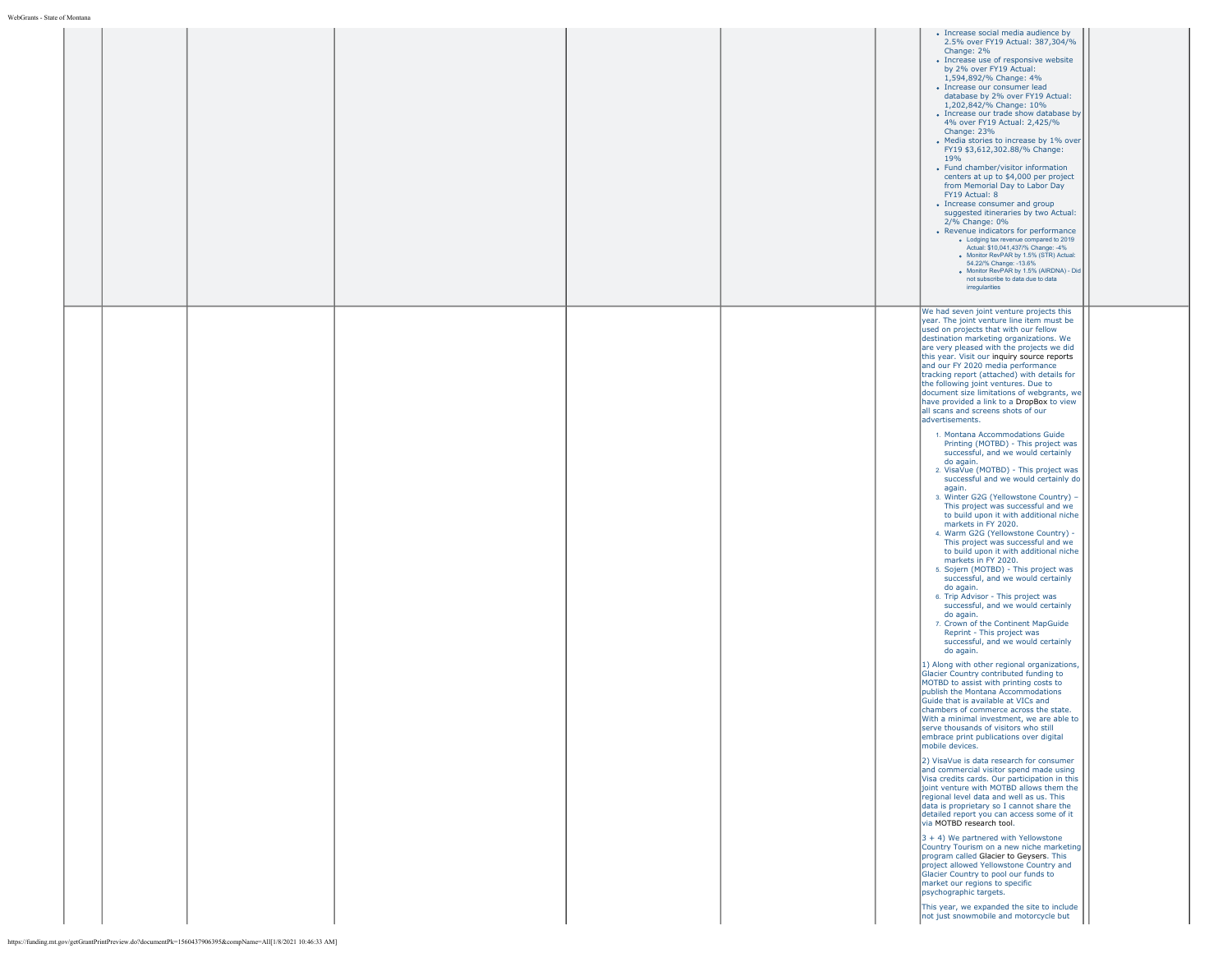| | | | | | | | |
|---|---|---|---|---|---|---|---|
| | | | | | | • Increase social media audience by 2.5% over FY19 Actual: 387,304/% Change: 2%<br>• Increase use of responsive website by 2% over FY19 Actual: 1,594,892/% Change: 4%<br>• Increase our consumer lead database by 2% over FY19 Actual: 1,202,842/% Change: 10%<br>• Increase our trade show database by 4% over FY19 Actual: 2,425/% Change: 23%<br>• Media stories to increase by 1% over FY19 $3,612,302.88/% Change: 19%<br>• Fund chamber/visitor information centers at up to $4,000 per project from Memorial Day to Labor Day FY19 Actual: 8<br>• Increase consumer and group suggested itineraries by two Actual: 2/% Change: 0%<br>• Revenue indicators for performance<br>  • Lodging tax revenue compared to 2019 Actual: $10,041,437/% Change: -4%<br>  • Monitor RevPAR by 1.5% (STR) Actual: 54.22/% Change: -13.6%<br>  • Monitor RevPAR by 1.5% (AIRDNA) - Did not subscribe to data due to data irregularities | |
| | | | | | | We had seven joint venture projects this year. The joint venture line item must be used on projects that with our fellow destination marketing organizations. We are very pleased with the projects we did this year. Visit our inquiry source reports and our FY 2020 media performance tracking report (attached) with details for the following joint ventures. Due to document size limitations of webgrants, we have provided a link to a DropBox to view all scans and screens shots of our advertisements.<br><br>1. Montana Accommodations Guide Printing (MOTBD) - This project was successful, and we would certainly do again.<br>2. VisaVue (MOTBD) - This project was successful and we would certainly do again.<br>3. Winter G2G (Yellowstone Country) – This project was successful and we to build upon it with additional niche markets in FY 2020.<br>4. Warm G2G (Yellowstone Country) - This project was successful and we to build upon it with additional niche markets in FY 2020.<br>5. Sojern (MOTBD) - This project was successful, and we would certainly do again.<br>6. Trip Advisor - This project was successful, and we would certainly do again.<br>7. Crown of the Continent MapGuide Reprint - This project was successful, and we would certainly do again.<br><br>1) Along with other regional organizations, Glacier Country contributed funding to MOTBD to assist with printing costs to publish the Montana Accommodations Guide that is available at VICs and chambers of commerce across the state. With a minimal investment, we are able to serve thousands of visitors who still embrace print publications over digital mobile devices.<br><br>2) VisaVue is data research for consumer and commercial visitor spend made using Visa credits cards. Our participation in this joint venture with MOTBD allows them the regional level data and well as us. This data is proprietary so I cannot share the detailed report you can access some of it via MOTBD research tool.<br><br>3 + 4) We partnered with Yellowstone Country Tourism on a new niche marketing program called Glacier to Geysers. This project allowed Yellowstone Country and Glacier Country to pool our funds to market our regions to specific psychographic targets.<br><br>This year, we expanded the site to include not just snowmobile and motorcycle but | |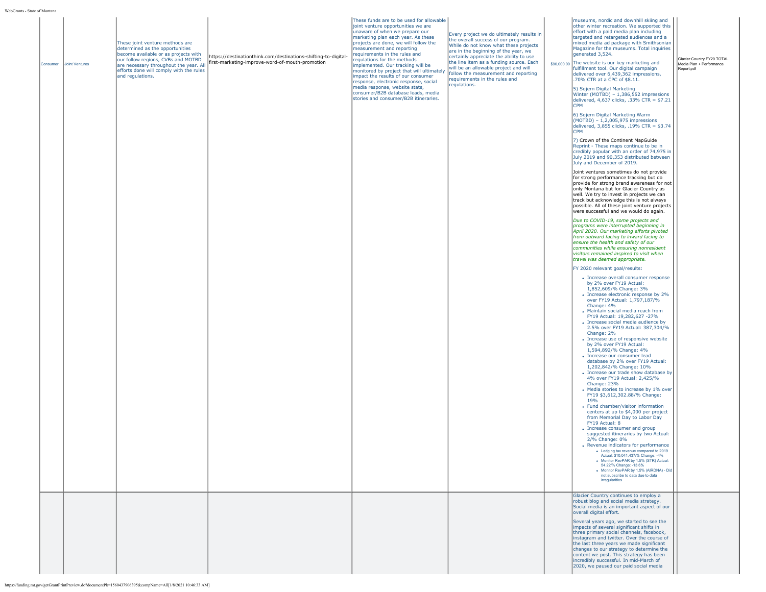| | | | | | | | | |
|---|---|---|---|---|---|---|---|---|
| Consumer | Joint Ventures | These joint venture methods are determined as the opportunities become available or as projects with our follow regions, CVBs and MOTBD are necessary throughout the year. All efforts done will comply with the rules and regulations. | https://destinationthink.com/destinations-shifting-to-digital-first-marketing-improve-word-of-mouth-promotion | These funds are to be used for allowable joint venture opportunities we are unaware of when we prepare our marketing plan each year. As these projects are done, we will follow the measurement and reporting requirements in the rules and regulations for the methods implemented. Our tracking will be monitored by project that will ultimately impact the results of our consumer response, electronic response, social media response, website stats, consumer/B2B database leads, media stories and consumer/B2B itineraries. | Every project we do ultimately results in the overall success of our program. While do not know what these projects are in the beginning of the year, we certainly appreciate the ability to use the line item as a funding source. Each will be an allowable project and will follow the measurement and reporting requirements in the rules and regulations. | $90,000.00 | museums, nordic and downhill skiing and other winter recreation. We supported this effort with a paid media plan including targeted and retargeted audiences and a mixed media ad package with Smithsonian Magazine for the museums. Total inquiries generated 3,524.<br><br>The website is our key marketing and fulfillment tool. Our digital campaign delivered over 6,439,362 impressions, .70% CTR at a CPC of $8.11.<br><br>5) Sojern Digital Marketing Winter (MOTBD) – 1,386,552 impressions delivered, 4,637 clicks, .33% CTR = $7.21 CPM<br><br>6) Sojern Digital Marketing Warm (MOTBD) – 1,2,005,975 impressions delivered, 3,855 clicks, .19% CTR = $3.74 CPM<br><br>7) Crown of the Continent MapGuide Reprint - These maps continue to be in credibly popular with an order of 74,975 in July 2019 and 90,353 distributed between July and December of 2019.<br><br>Joint ventures sometimes do not provide for strong performance tracking but do provide for strong brand awareness for not only Montana but for Glacier Country as well. We try to invest in projects we can track but acknowledge this is not always possible. All of these joint venture projects were successful and we would do again.<br><br>*Due to COVID-19, some projects and programs were interrupted beginning in April 2020. Our marketing efforts pivoted from outward facing to inward facing to ensure the health and safety of our communities while ensuring nonresident visitors remained inspired to visit when travel was deemed appropriate.*<br><br>FY 2020 relevant goal/results:<br>• Increase overall consumer response by 2% over FY19 Actual: 1,852,609/% Change: 3%<br>• Increase electronic response by 2% over FY19 Actual: 1,797,187/% Change: 4%<br>• Maintain social media reach from FY19 Actual: 19,282,627 -27%<br>• Increase social media audience by 2.5% over FY19 Actual: 387,304/% Change: 2%<br>• Increase use of responsive website by 2% over FY19 Actual: 1,594,892/% Change: 4%<br>• Increase our consumer lead database by 2% over FY19 Actual: 1,202,842/% Change: 10%<br>• Increase our trade show database by 4% over FY19 Actual: 2,425/% Change: 23%<br>• Media stories to increase by 1% over FY19 $3,612,302.88/% Change: 19%<br>• Fund chamber/visitor information centers at up to $4,000 per project from Memorial Day to Labor Day FY19 Actual: 8<br>• Increase consumer and group suggested itineraries by two Actual: 2/% Change: 0%<br>• Revenue indicators for performance<br>  ◦ Lodging tax revenue compared to 2019 Actual: $10,041,437/% Change: -4%<br>  ◦ Monitor RevPAR by 1.5% (STR) Actual: 54.22/% Change: -13.6%<br>  ◦ Monitor RevPAR by 1.5% (AIRDNA) - Did not subscribe to data due to data irregularities | Glacier Country FY20 TOTAL Media Plan + Performance Report.pdf |
| | | | | | | | Glacier Country continues to employ a robust blog and social media strategy. Social media is an important aspect of our overall digital effort.<br><br>Several years ago, we started to see the impacts of several significant shifts in three primary social channels, facebook, instagram and twitter. Over the course of the last three years we made significant changes to our strategy to determine the content we post. This strategy has been incredibly successful. In mid-March of 2020, we paused our paid social media | |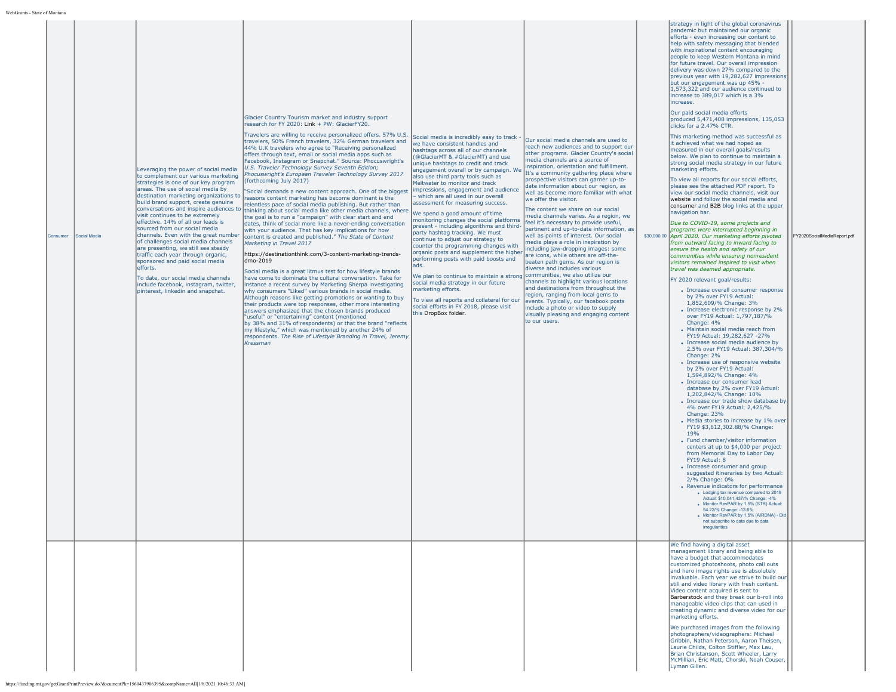| | | | | | | | | |
|---|---|---|---|---|---|---|---|---|
| Consumer | Social Media | Leveraging the power of social media to complement our various marketing strategies is one of our key program areas. The use of social media by destination marketing organizations to build brand support, create genuine conversations and inspire audiences to visit continues to be extremely effective. 14% of all our leads is sourced from our social media channels. Even with the great number of challenges social media channels are presenting, we still see steady traffic each year through organic, sponsored and paid social media efforts.<br><br>To date, our social media channels include facebook, instagram, twitter, pinterest, linkedin and snapchat. | Glacier Country Tourism market and industry support research for FY 2020: Link + PW: GlacierFY20.<br><br>Travelers are willing to receive personalized offers. 57% U.S. travelers, 50% French travelers, 32% German travelers and 44% U.K travelers who agree to "Receiving personalized offers through text, email or social media apps such as Facebook, Instagram or Snapchat." Source: Phocuswright's *U.S. Traveler Technology Survey Seventh Edition; Phocuswright's European Traveler Technology Survey 2017* (forthcoming July 2017)<br><br>"Social demands a new content approach. One of the biggest reasons content marketing has become dominant is the relentless pace of social media publishing. But rather than thinking about social media like other media channels, where the goal is to run a "campaign" with clear start and end dates, think of social more like a never-ending conversation with your audience. That has key implications for how content is created and published." *The State of Content Marketing in Travel 2017*<br><br>https://destinationthink.com/3-content-marketing-trends-dmo-2019<br><br>Social media is a great litmus test for how lifestyle brands have come to dominate the cultural conversation. Take for instance a recent survey by Marketing Sherpa investigating why consumers "Liked" various brands in social media. Although reasons like getting promotions or wanting to buy their products were top responses, other more interesting answers emphasized that the chosen brands produced "useful" or "entertaining" content (mentioned by 38% and 31% of respondents) or that the brand "reflects my lifestyle," which was mentioned by another 24% of respondents. *The Rise of Lifestyle Branding in Travel, Jeremy Kressman* | Social media is incredibly easy to track - we have consistent handles and hashtags across all of our channels (@GlacierMT & #GlacierMT) and use unique hashtags to credit and track engagement overall or by campaign. We also use third party tools such as Meltwater to monitor and track impressions, engagement and audience - which are all used in our overall assessment for measuring success.<br><br>We spend a good amount of time monitoring changes the social platforms present - including algorithms and third-party hashtag tracking. We must continue to adjust our strategy to counter the programming changes with organic posts and supplement the higher performing posts with paid boosts and ads.<br><br>We plan to continue to maintain a strong social media strategy in our future marketing efforts.<br><br>To view all reports and collateral for our social efforts in FY 2018, please visit this DropBox folder. | Our social media channels are used to reach new audiences and to support our other programs. Glacier Country's social media channels are a source of inspiration, orientation and fulfillment. It's a community gathering place where prospective visitors can garner up-to-date information about our region, as well as become more familiar with what we offer the visitor.<br><br>The content we share on our social media channels varies. As a region, we feel it's necessary to provide useful, pertinent and up-to-date information, as well as points of interest. Our social media plays a role in inspiration by including jaw-dropping images: some are icons, while others are off-the-beaten path gems. As our region is diverse and includes various communities, we also utilize our channels to highlight various locations and destinations from throughout the region, ranging from local gems to events. Typically, our facebook posts include a photo or video to supply visually pleasing and engaging content to our users. | $30,000.00 | strategy in light of the global coronavirus pandemic but maintained our organic efforts - even increasing our content to help with safety messaging that blended with inspirational content encouraging people to keep Western Montana in mind for future travel. Our overall impression delivery was down 27% compared to the previous year with 19,282,627 impressions but our engagement was up 45% - 1,573,322 and our audience continued to increase to 389,017 which is a 3% increase.<br><br>Our paid social media efforts produced 5,471,408 impressions, 135,053 clicks for a 2.47% CTR.<br><br>This marketing method was successful as it achieved what we had hoped as measured in our overall goals/results below. We plan to continue to maintain a strong social media strategy in our future marketing efforts.<br><br>To view all reports for our social efforts, please see the attached PDF report. To view our social media channels, visit our website and follow the social media and consumer and B2B blog links at the upper navigation bar.<br><br>*Due to COVID-19, some projects and programs were interrupted beginning in April 2020. Our marketing efforts pivoted from outward facing to inward facing to ensure the health and safety of our communities while ensuring nonresident visitors remained inspired to visit when travel was deemed appropriate.*<br><br>FY 2020 relevant goal/results:<br>• Increase overall consumer response by 2% over FY19 Actual: 1,852,609/% Change: 3%<br>• Increase electronic response by 2% over FY19 Actual: 1,797,187/% Change: 4%<br>• Maintain social media reach from FY19 Actual: 19,282,627 -27%<br>• Increase social media audience by 2.5% over FY19 Actual: 387,304/% Change: 2%<br>• Increase use of responsive website by 2% over FY19 Actual: 1,594,892/% Change: 4%<br>• Increase our consumer lead database by 2% over FY19 Actual: 1,202,842/% Change: 10%<br>• Increase our trade show database by 4% over FY19 Actual: 2,425/% Change: 23%<br>• Media stories to increase by 1% over FY19 $3,612,302.88/% Change: 19%<br>• Fund chamber/visitor information centers at up to $4,000 per project from Memorial Day to Labor Day FY19 Actual: 8<br>• Increase consumer and group suggested itineraries by two Actual: 2/% Change: 0%<br>• Revenue indicators for performance<br>  ◦ Lodging tax revenue compared to 2019 Actual: $10,041,437/% Change: -4%<br>  ◦ Monitor RevPAR by 1.5% (STR) Actual: 54.22/% Change: -13.6%<br>  ◦ Monitor RevPAR by 1.5% (AIRDNA) - Did not subscribe to data due to data irregularities | FY2020SocialMediaReport.pdf |
| | | | | | | | We find having a digital asset management library and being able to have a budget that accommodates customized photoshoots, photo call outs and hero image rights use is absolutely invaluable. Each year we strive to build our still and video library with fresh content. Video content acquired is sent to Barberstock and they break our b-roll into manageable video clips that can used in creating dynamic and diverse video for our marketing efforts.<br><br>We purchased images from the following photographers/videographers: Michael Gribbin, Nathan Peterson, Aaron Theisen, Laurie Childs, Colton Stiffler, Max Lau, Brian Christanson, Scott Wheeler, Larry McMillian, Eric Matt, Chorski, Noah Couser, Lyman Gillen. | |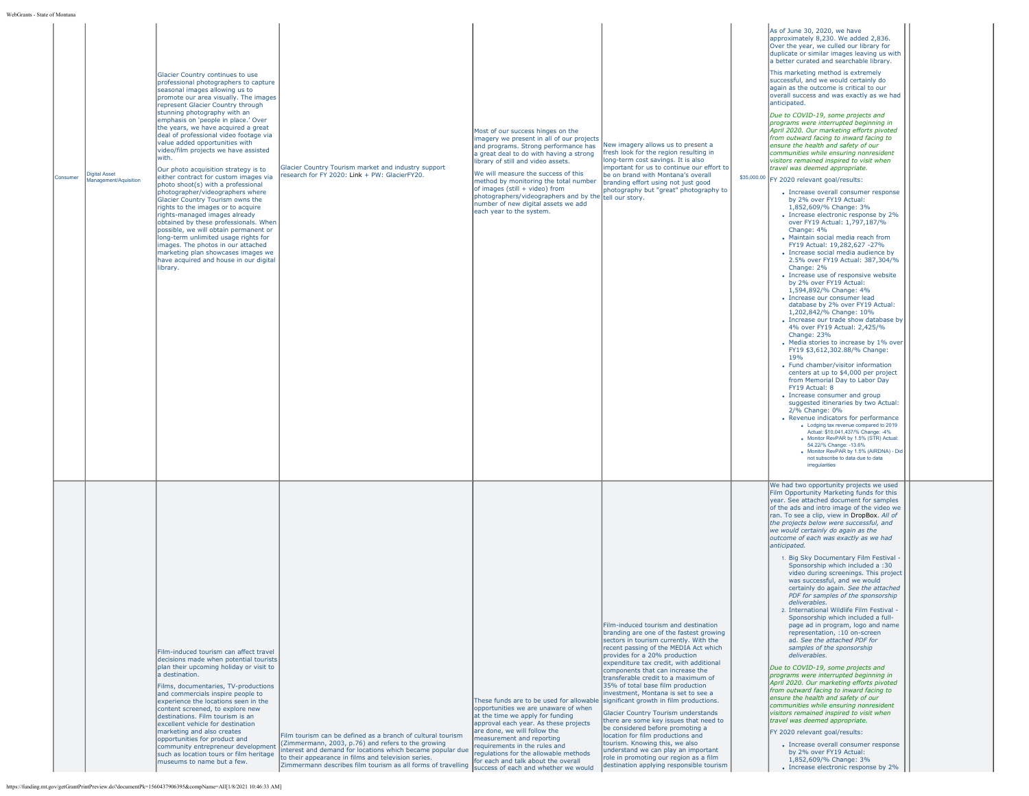| Consumer | Digital Asset Management/Aquisition | Glacier Country continues to use professional photographers to capture seasonal images allowing us to promote our area visually. The images represent Glacier Country through stunning photography with an emphasis on 'people in place.' Over the years, we have acquired a great deal of professional video footage via value added opportunities with video/film projects we have assisted with.<br><br>Our photo acquisition strategy is to either contract for custom images via photo shoot(s) with a professional photographer/videographers where Glacier Country Tourism owns the rights to the images or to acquire rights-managed images already obtained by these professionals. When possible, we will obtain permanent or long-term unlimited usage rights for images. The photos in our attached marketing plan showcases images we have acquired and house in our digital library. | Glacier Country Tourism market and industry support research for FY 2020: Link + PW: GlacierFY20. | Most of our success hinges on the imagery we present in all of our projects and programs. Strong performance has a great deal to do with having a strong library of still and video assets.<br><br>We will measure the success of this method by monitoring the total number of images (still + video) from photographers/videographers and by the number of new digital assets we add each year to the system. | New imagery allows us to present a fresh look for the region resulting in long-term cost savings. It is also important for us to continue our effort to be on brand with Montana's overall branding effort using not just good photography but "great" photography to tell our story. | $35,000.00 | As of June 30, 2020, we have approximately 8,230. We added 2,836. Over the year, we culled our library for duplicate or similar images leaving us with a better curated and searchable library.<br><br>This marketing method is extremely successful, and we would certainly do again as the outcome is critical to our overall success and was exactly as we had anticipated.<br><br>*Due to COVID-19, some projects and programs were interrupted beginning in April 2020. Our marketing efforts pivoted from outward facing to inward facing to ensure the health and safety of our communities while ensuring nonresident visitors remained inspired to visit when travel was deemed appropriate.*<br><br>FY 2020 relevant goal/results:<br>• Increase overall consumer response by 2% over FY19 Actual: 1,852,609/% Change: 3%<br>• Increase electronic response by 2% over FY19 Actual: 1,797,187/% Change: 4%<br>• Maintain social media reach from FY19 Actual: 19,282,627 -27%<br>• Increase social media audience by 2.5% over FY19 Actual: 387,304/% Change: 2%<br>• Increase use of responsive website by 2% over FY19 Actual: 1,594,892/% Change: 4%<br>• Increase our consumer lead database by 2% over FY19 Actual: 1,202,842/% Change: 10%<br>• Increase our trade show database by 4% over FY19 Actual: 2,425/% Change: 23%<br>• Media stories to increase by 1% over FY19 $3,612,302.88/% Change: 19%<br>• Fund chamber/visitor information centers at up to $4,000 per project from Memorial Day to Labor Day FY19 Actual: 8<br>• Increase consumer and group suggested itineraries by two Actual: 2/% Change: 0%<br>• Revenue indicators for performance<br>  ◦ Lodging tax revenue compared to 2019 Actual: $10,041,437/% Change: -4%<br>  ◦ Monitor RevPAR by 1.5% (STR) Actual: 54.22/% Change: -13.6%<br>  ◦ Monitor RevPAR by 1.5% (AIRDNA) - Did not subscribe to data due to data irregularities | |
|---|---|---|---|---|---|---|---|---|
| | | Film-induced tourism can affect travel decisions made when potential tourists plan their upcoming holiday or visit to a destination.<br><br>Films, documentaries, TV-productions and commercials inspire people to experience the locations seen in the content screened, to explore new destinations. Film tourism is an excellent vehicle for destination marketing and also creates opportunities for product and community entrepreneur development such as location tours or film heritage museums to name but a few. | Film tourism can be defined as a branch of cultural tourism (Zimmermann, 2003, p.76) and refers to the growing interest and demand for locations which became popular due to their appearance in films and television series. Zimmermann describes film tourism as all forms of travelling | These funds are to be used for allowable opportunities we are unaware of when at the time we apply for funding approval each year. As these projects are done, we will follow the measurement and reporting requirements in the rules and regulations for the allowable methods for each and talk about the overall success of each and whether we would | Film-induced tourism and destination branding are one of the fastest growing sectors in tourism currently. With the recent passing of the MEDIA Act which provides for a 20% production expenditure tax credit, with additional components that can increase the transferable credit to a maximum of 35% of total base film production investment, Montana is set to see a significant growth in film productions.<br><br>Glacier Country Tourism understands there are some key issues that need to be considered before promoting a location for film productions and tourism. Knowing this, we also understand we can play an important role in promoting our region as a film destination applying responsible tourism | | We had two opportunity projects we used Film Opportunity Marketing funds for this year. See attached document for samples of the ads and intro image of the video we ran. To see a clip, view in DropBox. *All of the projects below were successful, and we would certainly do again as the outcome of each was exactly as we had anticipated.*<br><br>1. Big Sky Documentary Film Festival - Sponsorship which included a :30 video during screenings. This project was successful, and we would certainly do again. *See the attached PDF for samples of the sponsorship deliverables.*<br>2. International Wildlife Film Festival - Sponsorship which included a full-page ad in program, logo and name representation, :10 on-screen ad. *See the attached PDF for samples of the sponsorship deliverables.*<br><br>*Due to COVID-19, some projects and programs were interrupted beginning in April 2020. Our marketing efforts pivoted from outward facing to inward facing to ensure the health and safety of our communities while ensuring nonresident visitors remained inspired to visit when travel was deemed appropriate.*<br><br>FY 2020 relevant goal/results:<br>• Increase overall consumer response by 2% over FY19 Actual: 1,852,609/% Change: 3%<br>• Increase electronic response by 2% | |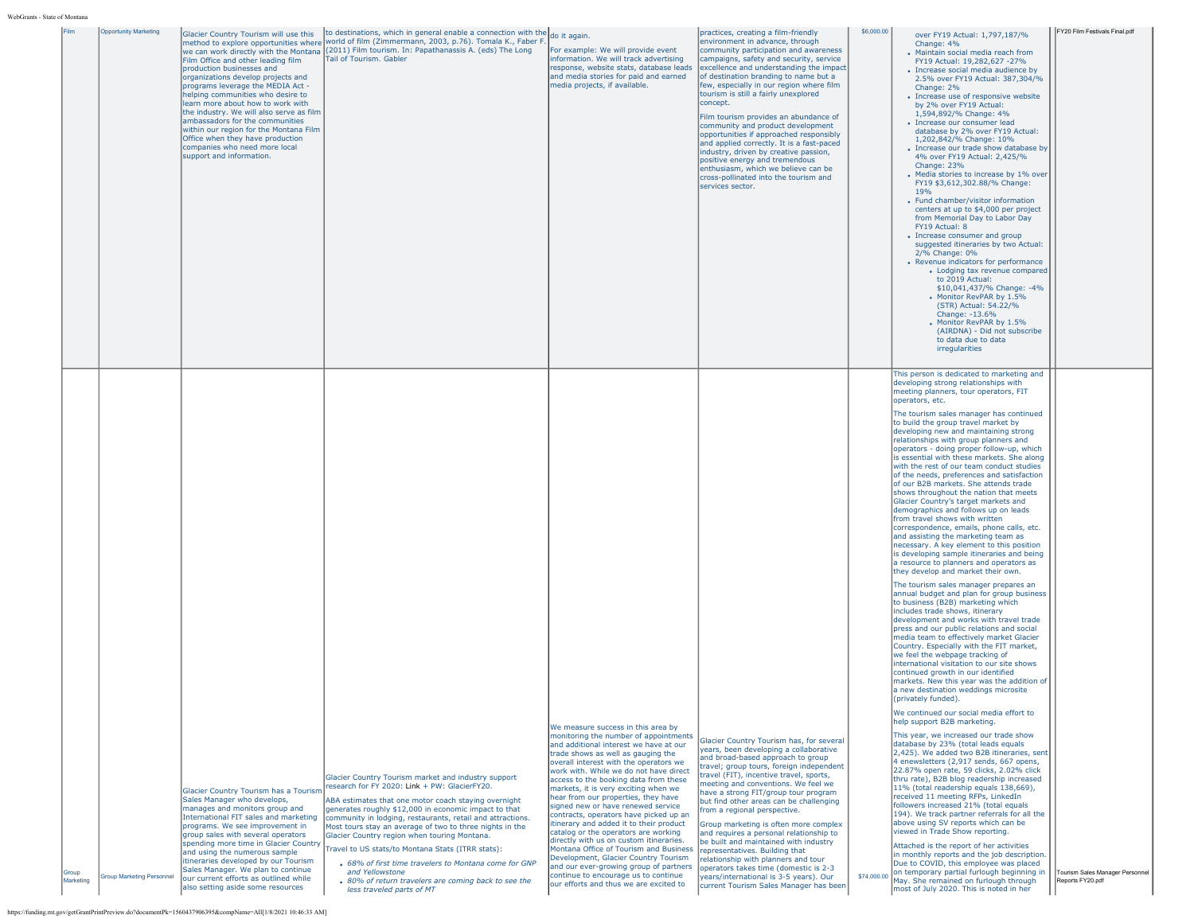| | | | | | | | | |
|---|---|---|---|---|---|---|---|---|
| Film | Opportunity Marketing | Glacier Country Tourism will use this method to explore opportunities where we can work directly with the Montana Film Office and other leading film production businesses and organizations develop projects and programs leverage the MEDIA Act - helping communities who desire to learn more about how to work with the industry. We will also serve as film ambassadors for the communities within our region for the Montana Film Office when they have production companies who need more local support and information. | to destinations, which in general enable a connection with the world of film (Zimmermann, 2003, p.76). Tomala K., Faber F. (2011) Film tourism. In: Papathanassis A. (eds) The Long Tail of Tourism. Gabler | do it again.<br><br>For example: We will provide event information. We will track advertising response, website stats, database leads and media stories for paid and earned media projects, if available. | practices, creating a film-friendly environment in advance, through community participation and awareness campaigns, safety and security, service excellence and understanding the impact of destination branding to name but a few, especially in our region where film tourism is still a fairly unexplored concept.<br><br>Film tourism provides an abundance of community and product development opportunities if approached responsibly and applied correctly. It is a fast-paced industry, driven by creative passion, positive energy and tremendous enthusiasm, which we believe can be cross-pollinated into the tourism and services sector. | $6,000.00 | over FY19 Actual: 1,797,187/% Change: 4%<br>• Maintain social media reach from FY19 Actual: 19,282,627 -27%<br>• Increase social media audience by 2.5% over FY19 Actual: 387,304/% Change: 2%<br>• Increase use of responsive website by 2% over FY19 Actual: 1,594,892/% Change: 4%<br>• Increase our consumer lead database by 2% over FY19 Actual: 1,202,842/% Change: 10%<br>• Increase our trade show database by 4% over FY19 Actual: 2,425/% Change: 23%<br>• Media stories to increase by 1% over FY19 $3,612,302.88/% Change: 19%<br>• Fund chamber/visitor information centers at up to $4,000 per project from Memorial Day to Labor Day FY19 Actual: 8<br>• Increase consumer and group suggested itineraries by two Actual: 2/% Change: 0%<br>• Revenue indicators for performance<br>  • Lodging tax revenue compared to 2019 Actual: $10,041,437/% Change: -4%<br>  • Monitor RevPAR by 1.5% (STR) Actual: 54.22/% Change: -13.6%<br>  • Monitor RevPAR by 1.5% (AIRDNA) - Did not subscribe to data due to data irregularities | FY20 Film Festivals Final.pdf |
| Group Marketing | Group Marketing Personnel | Glacier Country Tourism has a Tourism Sales Manager who develops, manages and monitors group and International FIT sales and marketing programs. We see improvement in group sales with several operators spending more time in Glacier Country and using the numerous sample itineraries developed by our Tourism Sales Manager. We plan to continue our current efforts as outlined while also setting aside some resources | Glacier Country Tourism market and industry support research for FY 2020: Link + PW: GlacierFY20.<br><br>ABA estimates that one motor coach staying overnight generates roughly $12,000 in economic impact to that community in lodging, restaurants, retail and attractions. Most tours stay an average of two to three nights in the Glacier Country region when touring Montana.<br><br>Travel to US stats/to Montana Stats (ITRR stats):<br>• *68% of first time travelers to Montana come for GNP and Yellowstone*<br>• *80% of return travelers are coming back to see the less traveled parts of MT* | We measure success in this area by monitoring the number of appointments and additional interest we have at our trade shows as well as gauging the overall interest with the operators we work with. While we do not have direct access to the booking data from these markets, it is very exciting when we hear from our properties, they have signed new or have renewed service contracts, operators have picked up an itinerary and added it to their product catalog or the operators are working directly with us on custom itineraries. Montana Office of Tourism and Business Development, Glacier Country Tourism and our ever-growing group of partners continue to encourage us to continue our efforts and thus we are excited to | Glacier Country Tourism has, for several years, been developing a collaborative and broad-based approach to group travel; group tours, foreign independent travel (FIT), incentive travel, sports, meeting and conventions. We feel we have a strong FIT/group tour program but find other areas can be challenging from a regional perspective.<br><br>Group marketing is often more complex and requires a personal relationship to be built and maintained with industry representatives. Building that relationship with planners and tour operators takes time (domestic is 2-3 years/international is 3-5 years). Our current Tourism Sales Manager has been | $74,000.00 | This person is dedicated to marketing and developing strong relationships with meeting planners, tour operators, FIT operators, etc.<br><br>The tourism sales manager has continued to build the group travel market by developing new and maintaining strong relationships with group planners and operators - doing proper follow-up, which is essential with these markets. She along with the rest of our team conduct studies of the needs, preferences and satisfaction of our B2B markets. She attends trade shows throughout the nation that meets Glacier Country's target markets and demographics and follows up on leads from travel shows with written correspondence, emails, phone calls, etc. and assisting the marketing team as necessary. A key element to this position is developing sample itineraries and being a resource to planners and operators as they develop and market their own.<br><br>The tourism sales manager prepares an annual budget and plan for group business to business (B2B) marketing which includes trade shows, itinerary development and works with travel trade press and our public relations and social media team to effectively market Glacier Country. Especially with the FIT market, we feel the webpage tracking of international visitation to our site shows continued growth in our identified markets. New this year was the addition of a new destination weddings microsite (privately funded).<br><br>We continued our social media effort to help support B2B marketing.<br><br>This year, we increased our trade show database by 23% (total leads equals 2,425). We added two B2B itineraries, sent 4 enewsletters (2,917 sends, 667 opens, 22.87% open rate, 59 clicks, 2.02% click thru rate), B2B blog readership increased 11% (total readership equals 138,669), received 11 meeting RFPs, LinkedIn followers increased 21% (total equals 194). We track partner referrals for all the above using SV reports which can be viewed in Trade Show reporting.<br><br>Attached is the report of her activities in monthly reports and the job description. Due to COVID, this employee was placed on temporary partial furlough beginning in May. She remained on furlough through most of July 2020. This is noted in her | Tourism Sales Manager Personnel Reports FY20.pdf |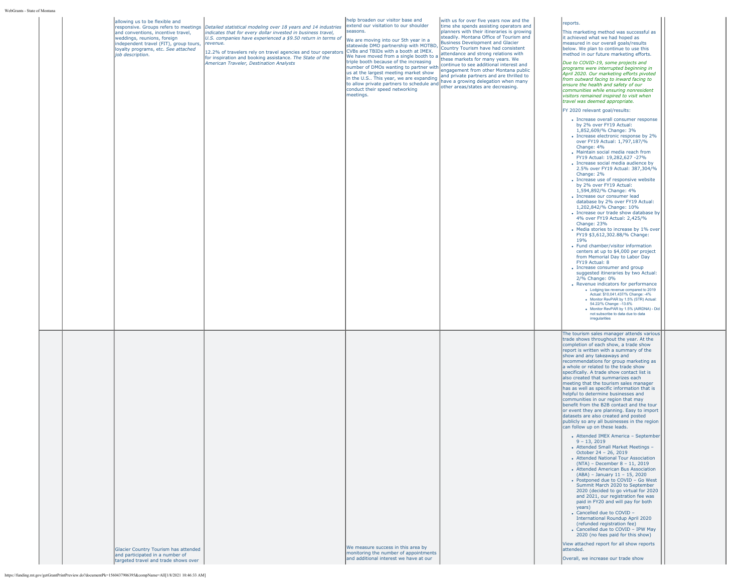| | | | | | | | | |
|---|---|---|---|---|---|---|---|---|
| | | allowing us to be flexible and responsive. Groups refers to meetings and conventions, incentive travel, weddings, reunions, foreign independent travel (FIT), group tours, loyalty programs, etc. *See attached job description.* | *Detailed statistical modeling over 18 years and 14 industries indicates that for every dollar invested in business travel, U.S. companies have experienced a $9.50 return in terms of revenue.*<br><br>12.2% of travelers rely on travel agencies and tour operators for inspiration and booking assistance. *The State of the American Traveler, Destination Analysts* | help broaden our visitor base and extend our visitation to our shoulder seasons.<br><br>We are moving into our 5th year in a statewide DMO partnership with MOTBD, CVBs and TBIDs with a booth at IMEX. We have moved from a single booth to a triple booth because of the increasing number of DMOs wanting to partner with us at the largest meeting market show in the U.S.. This year, we are expanding to allow private partners to schedule and conduct their speed networking meetings. | with us for over five years now and the time she spends assisting operators and planners with their itineraries is growing steadily. Montana Office of Tourism and Business Development and Glacier Country Tourism have had consistent attendance and strong relations with these markets for many years. We continue to see additional interest and engagement from other Montana public and private partners and are thrilled to have a growing delegation when many other areas/states are decreasing. | | reports.<br><br>This marketing method was successful as it achieved what we had hoped as measured in our overall goals/results below. We plan to continue to use this method in our future marketing efforts.<br><br>*Due to COVID-19, some projects and programs were interrupted beginning in April 2020. Our marketing efforts pivoted from outward facing to inward facing to ensure the health and safety of our communities while ensuring nonresident visitors remained inspired to visit when travel was deemed appropriate.*<br><br>FY 2020 relevant goal/results:<br><br>• Increase overall consumer response by 2% over FY19 Actual: 1,852,609/% Change: 3%<br>• Increase electronic response by 2% over FY19 Actual: 1,797,187/% Change: 4%<br>• Maintain social media reach from FY19 Actual: 19,282,627 -27%<br>• Increase social media audience by 2.5% over FY19 Actual: 387,304/% Change: 2%<br>• Increase use of responsive website by 2% over FY19 Actual: 1,594,892/% Change: 4%<br>• Increase our consumer lead database by 2% over FY19 Actual: 1,202,842/% Change: 10%<br>• Increase our trade show database by 4% over FY19 Actual: 2,425/% Change: 23%<br>• Media stories to increase by 1% over FY19 $3,612,302.88/% Change: 19%<br>• Fund chamber/visitor information centers at up to $4,000 per project from Memorial Day to Labor Day FY19 Actual: 8<br>• Increase consumer and group suggested itineraries by two Actual: 2/% Change: 0%<br>• Revenue indicators for performance<br>  ◦ Lodging tax revenue compared to 2019 Actual: $10,041,437/% Change: -4%<br>  ◦ Monitor RevPAR by 1.5% (STR) Actual: 54.22/% Change: -13.6%<br>  ◦ Monitor RevPAR by 1.5% (AIRDNA) - Did not subscribe to data due to data irregularities | |
| | | Glacier Country Tourism has attended and participated in a number of targeted travel and trade shows over | | We measure success in this area by monitoring the number of appointments and additional interest we have at our | | | The tourism sales manager attends various trade shows throughout the year. At the completion of each show, a trade show report is written with a summary of the show and any takeaways and recommendations for group marketing as a whole or related to the trade show specifically. A trade show contact list is also created that summarizes each meeting that the tourism sales manager has as well as specific information that is helpful to determine businesses and communities in our region that may benefit from the B2B contact and the tour or event they are planning. Easy to import datasets are also created and posted publicly so any all businesses in the region can follow up on these leads.<br><br>• Attended IMEX America – September 9 – 13, 2019<br>• Attended Small Market Meetings – October 24 – 26, 2019<br>• Attended National Tour Association (NTA) – December 8 – 11, 2019<br>• Attended American Bus Association (ABA) – January 11 – 15, 2020<br>• Postponed due to COVID – Go West Summit March 2020 to September 2020 (decided to go virtual for 2020 and 2021, our registration fee was paid in FY20 and will pay for both years)<br>• Cancelled due to COVID – International Roundup April 2020 (refunded registration fee)<br>• Cancelled due to COVID – IPW May 2020 (no fees paid for this show)<br><br>View attached report for all show reports attended.<br><br>Overall, we increase our trade show | |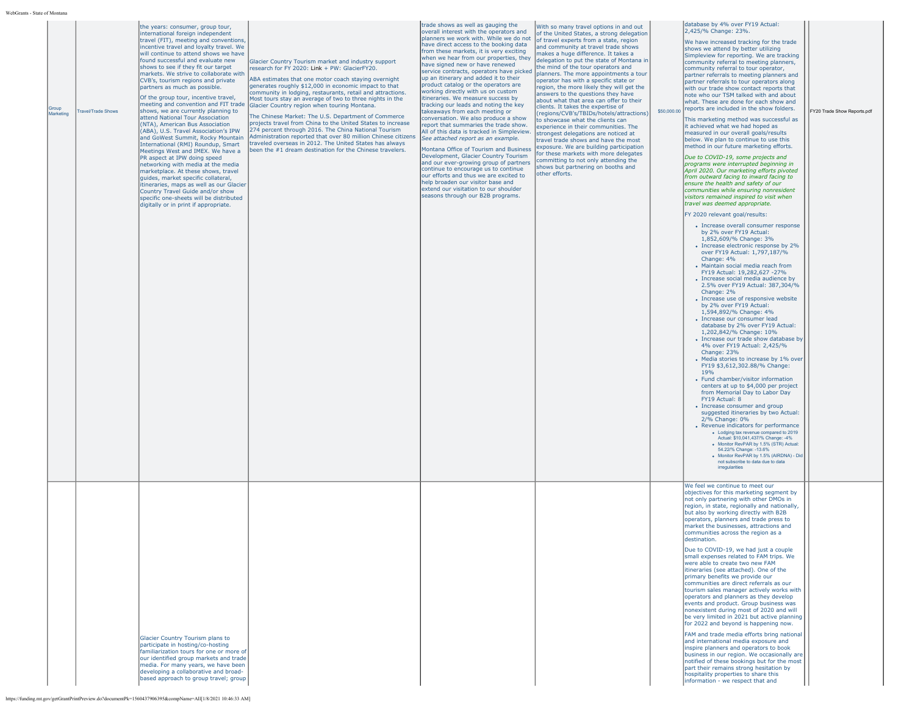| | | | | | | | | |
|---|---|---|---|---|---|---|---|---|
| Group Marketing | Travel/Trade Shows | the years: consumer, group tour, international foreign independent travel (FIT), meeting and conventions, incentive travel and loyalty travel. We will continue to attend shows we have found successful and evaluate new shows to see if they fit our target markets. We strive to collaborate with CVB's, tourism regions and private partners as much as possible.<br><br>Of the group tour, incentive travel, meeting and convention and FIT trade shows, we are currently planning to attend National Tour Association (NTA), American Bus Association (ABA), U.S. Travel Association's IPW and GoWest Summit, Rocky Mountain International (RMI) Roundup, Smart Meetings West and IMEX. We have a PR aspect at IPW doing speed networking with media at the media marketplace. At these shows, travel guides, market specific collateral, itineraries, maps as well as our Glacier Country Travel Guide and/or show specific one-sheets will be distributed digitally or in print if appropriate. | Glacier Country Tourism market and industry support research for FY 2020: Link + PW: GlacierFY20.<br><br>ABA estimates that one motor coach staying overnight generates roughly $12,000 in economic impact to that community in lodging, restaurants, retail and attractions. Most tours stay an average of two to three nights in the Glacier Country region when touring Montana.<br><br>The Chinese Market: The U.S. Department of Commerce projects travel from China to the United States to increase 274 percent through 2016. The China National Tourism Administration reported that over 80 million Chinese citizens traveled overseas in 2012. The United States has always been the #1 dream destination for the Chinese travelers. | trade shows as well as gauging the overall interest with the operators and planners we work with. While we do not have direct access to the booking data from these markets, it is very exciting when we hear from our properties, they have signed new or have renewed service contracts, operators have picked up an itinerary and added it to their product catalog or the operators are working directly with us on custom itineraries. We measure success by tracking our leads and noting the key takeaways from each meeting or conversation. We also produce a show report that summaries the trade show. All of this data is tracked in Simpleview. *See attached report as an example.*<br><br>Montana Office of Tourism and Business Development, Glacier Country Tourism and our ever-growing group of partners continue to encourage us to continue our efforts and thus we are excited to help broaden our visitor base and extend our visitation to our shoulder seasons through our B2B programs. | With so many travel options in and out of the United States, a strong delegation of travel experts from a state, region and community at travel trade shows makes a huge difference. It takes a delegation to put the state of Montana in the mind of the tour operators and planners. The more appointments a tour operator has with a specific state or region, the more likely they will get the answers to the questions they have about what that area can offer to their clients. It takes the expertise of (regions/CVB's/TBIDs/hotels/attractions) to showcase what the clients can experience in their communities. The strongest delegations are noticed at travel trade shows and have the most exposure. We are building participation for these markets with more delegates committing to not only attending the shows but partnering on booths and other efforts. | $50,000.00 | database by 4% over FY19 Actual: 2,425/% Change: 23%.<br><br>We have increased tracking for the trade shows we attend by better utilizing Simpleview for reporting. We are tracking community referral to meeting planners, community referral to tour operator, partner referrals to meeting planners and partner referrals to tour operators along with our trade show contact reports that note who our TSM talked with and about what. These are done for each show and reports are included in the show folders.<br><br>This marketing method was successful as it achieved what we had hoped as measured in our overall goals/results below. We plan to continue to use this method in our future marketing efforts.<br><br>*Due to COVID-19, some projects and programs were interrupted beginning in April 2020. Our marketing efforts pivoted from outward facing to inward facing to ensure the health and safety of our communities while ensuring nonresident visitors remained inspired to visit when travel was deemed appropriate.*<br><br>FY 2020 relevant goal/results:<br>• Increase overall consumer response by 2% over FY19 Actual: 1,852,609/% Change: 3%<br>• Increase electronic response by 2% over FY19 Actual: 1,797,187/% Change: 4%<br>• Maintain social media reach from FY19 Actual: 19,282,627 -27%<br>• Increase social media audience by 2.5% over FY19 Actual: 387,304/% Change: 2%<br>• Increase use of responsive website by 2% over FY19 Actual: 1,594,892/% Change: 4%<br>• Increase our consumer lead database by 2% over FY19 Actual: 1,202,842/% Change: 10%<br>• Increase our trade show database by 4% over FY19 Actual: 2,425/% Change: 23%<br>• Media stories to increase by 1% over FY19 $3,612,302.88/% Change: 19%<br>• Fund chamber/visitor information centers at up to $4,000 per project from Memorial Day to Labor Day FY19 Actual: 8<br>• Increase consumer and group suggested itineraries by two Actual: 2/% Change: 0%<br>• Revenue indicators for performance<br>  ◦ Lodging tax revenue compared to 2019 Actual: $10,041,437/% Change: -4%<br>  ◦ Monitor RevPAR by 1.5% (STR) Actual: 54.22/% Change: -13.6%<br>  ◦ Monitor RevPAR by 1.5% (AIRDNA) - Did not subscribe to data due to data irregularities | FY20 Trade Show Reports.pdf |
| | | Glacier Country Tourism plans to participate in hosting/co-hosting familiarization tours for one or more of our identified group markets and trade media. For many years, we have been developing a collaborative and broad-based approach to group travel; group | | | | | We feel we continue to meet our objectives for this marketing segment by not only partnering with other DMOs in region, in state, regionally and nationally, but also by working directly with B2B operators, planners and trade press to market the businesses, attractions and communities across the region as a destination.<br><br>Due to COVID-19, we had just a couple small expenses related to FAM trips. We were able to create two new FAM itineraries (see attached). One of the primary benefits we provide our communities are direct referrals as our tourism sales manager actively works with operators and planners as they develop events and product. Group business was nonexistent during most of 2020 and will be very limited in 2021 but active planning for 2022 and beyond is happening now.<br><br>FAM and trade media efforts bring national and international media exposure and inspire planners and operators to book business in our region. We occasionally are notified of these bookings but for the most part their remains strong hesitation by hospitality properties to share this information - we respect that and | |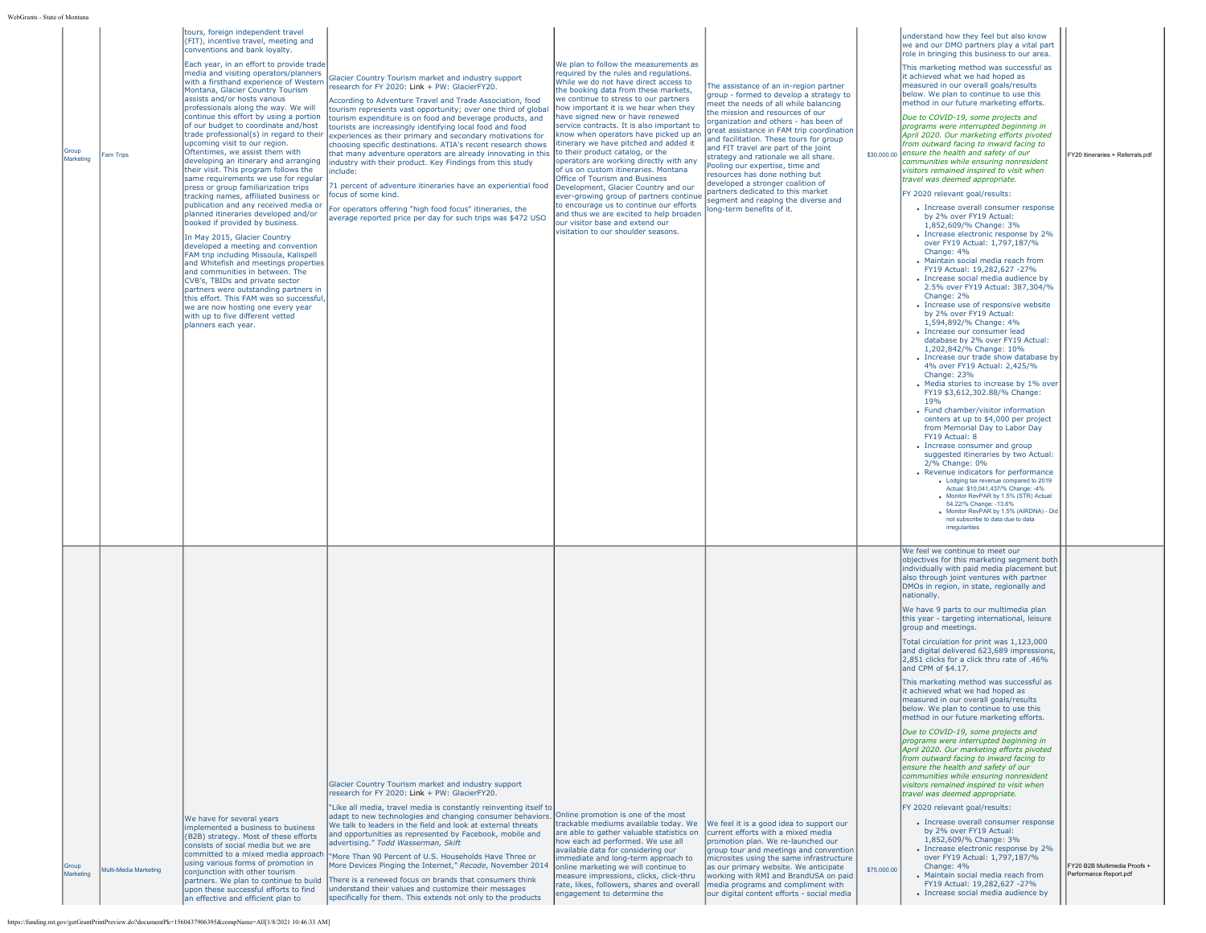| Group Marketing | Fam Trips | tours, foreign independent travel (FIT), incentive travel, meeting and conventions and bank loyalty.<br><br>Each year, in an effort to provide trade media and visiting operators/planners with a firsthand experience of Western Montana, Glacier Country Tourism assists and/or hosts various professionals along the way. We will continue this effort by using a portion of our budget to coordinate and/host trade professional(s) in regard to their upcoming visit to our region. Oftentimes, we assist them with developing an itinerary and arranging their visit. This program follows the same requirements we use for regular press or group familiarization trips tracking names, affiliated business or publication and any received media or planned itineraries developed and/or booked if provided by business.<br><br>In May 2015, Glacier Country developed a meeting and convention FAM trip including Missoula, Kalispell and Whitefish and meetings properties and communities in between. The CVB's, TBIDs and private sector partners were outstanding partners in this effort. This FAM was so successful, we are now hosting one every year with up to five different vetted planners each year. | Glacier Country Tourism market and industry support research for FY 2020: Link + PW: GlacierFY20.<br><br>According to Adventure Travel and Trade Association, food tourism represents vast opportunity; over one third of global tourism expenditure is on food and beverage products, and tourists are increasingly identifying local food and food experiences as their primary and secondary motivations for choosing specific destinations. ATIA's recent research shows that many adventure operators are already innovating in this industry with their product. Key Findings from this study include:<br><br>71 percent of adventure itineraries have an experiential food focus of some kind.<br><br>For operators offering "high food focus" itineraries, the average reported price per day for such trips was $472 USO | We plan to follow the measurements as required by the rules and regulations. While we do not have direct access to the booking data from these markets, we continue to stress to our partners how important it is we hear when they have signed new or have renewed service contracts. It is also important to know when operators have picked up an itinerary we have pitched and added it to their product catalog, or the operators are working directly with any of us on custom itineraries. Montana Office of Tourism and Business Development, Glacier Country and our ever-growing group of partners continue to encourage us to continue our efforts and thus we are excited to help broaden our visitor base and extend our visitation to our shoulder seasons. | The assistance of an in-region partner group - formed to develop a strategy to meet the needs of all while balancing the mission and resources of our organization and others - has been of great assistance in FAM trip coordination and facilitation. These tours for group and FIT travel are part of the joint strategy and rationale we all share. Pooling our expertise, time and resources has done nothing but developed a stronger coalition of partners dedicated to this market segment and reaping the diverse and long-term benefits of it. | $30,000.00 | understand how they feel but also know we and our DMO partners play a vital part role in bringing this business to our area.<br><br>This marketing method was successful as it achieved what we had hoped as measured in our overall goals/results below. We plan to continue to use this method in our future marketing efforts.<br><br>*Due to COVID-19, some projects and programs were interrupted beginning in April 2020. Our marketing efforts pivoted from outward facing to inward facing to ensure the health and safety of our communities while ensuring nonresident visitors remained inspired to visit when travel was deemed appropriate.*<br><br>FY 2020 relevant goal/results:<br><br>• Increase overall consumer response by 2% over FY19 Actual: 1,852,609/% Change: 3%<br>• Increase electronic response by 2% over FY19 Actual: 1,797,187/% Change: 4%<br>• Maintain social media reach from FY19 Actual: 19,282,627 -27%<br>• Increase social media audience by 2.5% over FY19 Actual: 387,304/% Change: 2%<br>• Increase use of responsive website by 2% over FY19 Actual: 1,594,892/% Change: 4%<br>• Increase our consumer lead database by 2% over FY19 Actual: 1,202,842/% Change: 10%<br>• Increase our trade show database by 4% over FY19 Actual: 2,425/% Change: 23%<br>• Media stories to increase by 1% over FY19 $3,612,302.88/% Change: 19%<br>• Fund chamber/visitor information centers at up to $4,000 per project from Memorial Day to Labor Day FY19 Actual: 8<br>• Increase consumer and group suggested itineraries by two Actual: 2/% Change: 0%<br>• Revenue indicators for performance<br>  ◦ Lodging tax revenue compared to 2019 Actual: $10,041,437/% Change: -4%<br>  ◦ Monitor RevPAR by 1.5% (STR) Actual: 54.22/% Change: -13.6%<br>  ◦ Monitor RevPAR by 1.5% (AIRDNA) - Did not subscribe to data due to data irregularities | FY20 Itineraries + Referrals.pdf |
|---|---|---|---|---|---|---|---|---|
| Group Marketing | Multi-Media Marketing | We have for several years implemented a business to business (B2B) strategy. Most of these efforts consists of social media but we are committed to a mixed media approach using various forms of promotion in conjunction with other tourism partners. We plan to continue to build upon these successful efforts to find an effective and efficient plan to | Glacier Country Tourism market and industry support research for FY 2020: Link + PW: GlacierFY20.<br><br>"Like all media, travel media is constantly reinventing itself to adapt to new technologies and changing consumer behaviors. We talk to leaders in the field and look at external threats and opportunities as represented by Facebook, mobile and advertising." *Todd Wasserman, Skift*<br><br>"More Than 90 Percent of U.S. Households Have Three or More Devices Pinging the Internet," *Recode*, November 2014<br><br>There is a renewed focus on brands that consumers think understand their values and customize their messages specifically for them. This extends not only to the products | Online promotion is one of the most trackable mediums available today. We are able to gather valuable statistics on how each ad performed. We use all available data for considering our immediate and long-term approach to online marketing we will continue to measure impressions, clicks, click-thru rate, likes, followers, shares and overall engagement to determine the | We feel it is a good idea to support our current efforts with a mixed media promotion plan. We re-launched our group tour and meetings and convention microsites using the same infrastructure as our primary website. We anticipate working with RMI and BrandUSA on paid media programs and compliment with our digital content efforts - social media | $75,000.00 | We feel we continue to meet our objectives for this marketing segment both individually with paid media placement but also through joint ventures with partner DMOs in region, in state, regionally and nationally.<br><br>We have 9 parts to our multimedia plan this year - targeting international, leisure group and meetings.<br><br>Total circulation for print was 1,123,000 and digital delivered 623,689 impressions, 2,851 clicks for a click thru rate of .46% and CPM of $4.17.<br><br>This marketing method was successful as it achieved what we had hoped as measured in our overall goals/results below. We plan to continue to use this method in our future marketing efforts.<br><br>*Due to COVID-19, some projects and programs were interrupted beginning in April 2020. Our marketing efforts pivoted from outward facing to inward facing to ensure the health and safety of our communities while ensuring nonresident visitors remained inspired to visit when travel was deemed appropriate.*<br><br>FY 2020 relevant goal/results:<br><br>• Increase overall consumer response by 2% over FY19 Actual: 1,852,609/% Change: 3%<br>• Increase electronic response by 2% over FY19 Actual: 1,797,187/% Change: 4%<br>• Maintain social media reach from FY19 Actual: 19,282,627 -27%<br>• Increase social media audience by | FY20 B2B Multimedia Proofs + Performance Report.pdf |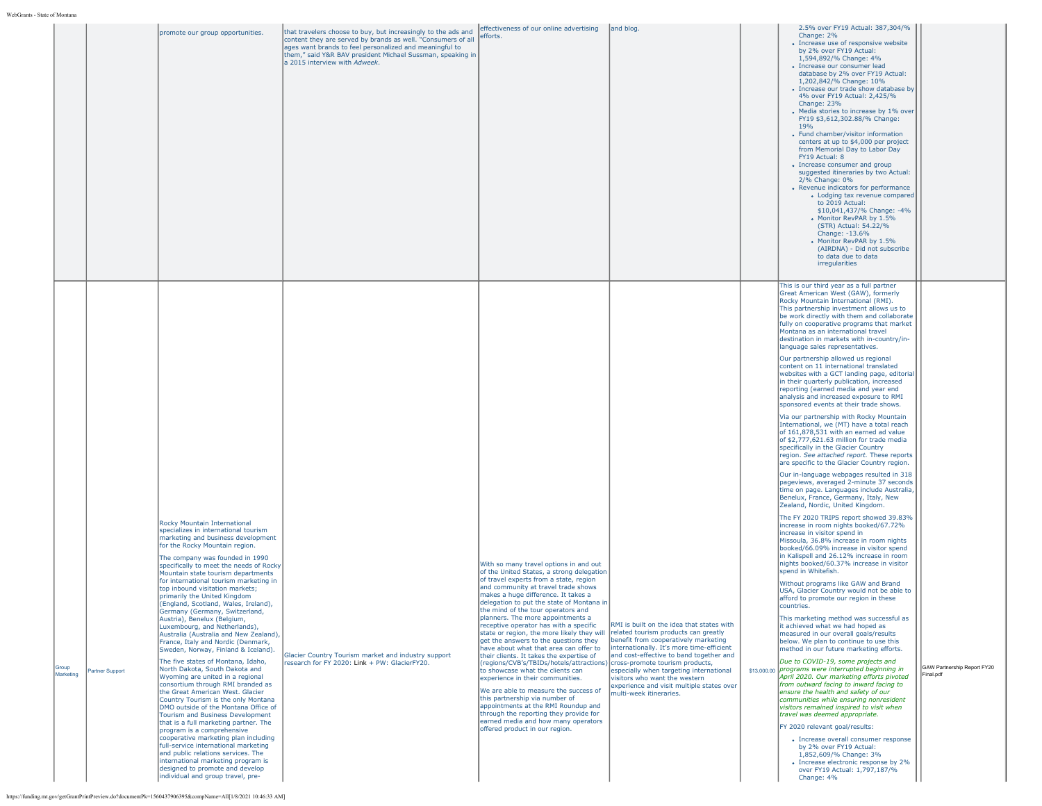| | | | | | | | | | |
|---|---|---|---|---|---|---|---|---|---|
| | | promote our group opportunities. | that travelers choose to buy, but increasingly to the ads and content they are served by brands as well. "Consumers of all ages want brands to feel personalized and meaningful to them," said Y&R BAV president Michael Sussman, speaking in a 2015 interview with *Adweek*. | effectiveness of our online advertising efforts. | and blog. | | 2.5% over FY19 Actual: 387,304/% Change: 2%<br>• Increase use of responsive website by 2% over FY19 Actual: 1,594,892/% Change: 4%<br>• Increase our consumer lead database by 2% over FY19 Actual: 1,202,842/% Change: 10%<br>• Increase our trade show database by 4% over FY19 Actual: 2,425/% Change: 23%<br>• Media stories to increase by 1% over FY19 $3,612,302.88/% Change: 19%<br>• Fund chamber/visitor information centers at up to $4,000 per project from Memorial Day to Labor Day FY19 Actual: 8<br>• Increase consumer and group suggested itineraries by two Actual: 2/% Change: 0%<br>• Revenue indicators for performance<br>  • Lodging tax revenue compared to 2019 Actual: $10,041,437/% Change: -4%<br>  • Monitor RevPAR by 1.5% (STR) Actual: 54.22/% Change: -13.6%<br>  • Monitor RevPAR by 1.5% (AIRDNA) - Did not subscribe to data due to data irregularities | | |
| Group Marketing | Partner Support | Rocky Mountain International specializes in international tourism marketing and business development for the Rocky Mountain region.<br><br>The company was founded in 1990 specifically to meet the needs of Rocky Mountain state tourism departments for international tourism marketing in top inbound visitation markets; primarily the United Kingdom (England, Scotland, Wales, Ireland), Germany (Germany, Switzerland, Austria), Benelux (Belgium, Luxembourg, and Netherlands), Australia (Australia and New Zealand), France, Italy and Nordic (Denmark, Sweden, Norway, Finland & Iceland).<br><br>The five states of Montana, Idaho, North Dakota, South Dakota and Wyoming are united in a regional consortium through RMI branded as the Great American West. Glacier Country Tourism is the only Montana DMO outside of the Montana Office of Tourism and Business Development that is a full marketing partner. The program is a comprehensive cooperative marketing plan including full-service international marketing and public relations services. The international marketing program is designed to promote and develop individual and group travel, pre- | Glacier Country Tourism market and industry support research for FY 2020: Link + PW: GlacierFY20. | With so many travel options in and out of the United States, a strong delegation of travel experts from a state, region and community at travel trade shows makes a huge difference. It takes a delegation to put the state of Montana in the mind of the tour operators and planners. The more appointments a receptive operator has with a specific state or region, the more likely they will get the answers to the questions they have about what that area can offer to their clients. It takes the expertise of (regions/CVB's/TBIDs/hotels/attractions) to showcase what the clients can experience in their communities.<br><br>We are able to measure the success of this partnership via number of appointments at the RMI Roundup and through the reporting they provide for earned media and how many operators offered product in our region. | RMI is built on the idea that states with related tourism products can greatly benefit from cooperatively marketing internationally. It's more time-efficient and cost-effective to band together and cross-promote tourism products, especially when targeting international visitors who want the western experience and visit multiple states over multi-week itineraries. | $13,000.00 | This is our third year as a full partner Great American West (GAW), formerly Rocky Mountain International (RMI). This partnership investment allows us to be work directly with them and collaborate fully on cooperative programs that market Montana as an international travel destination in markets with in-country/in-language sales representatives.<br><br>Our partnership allowed us regional content on 11 international translated websites with a GCT landing page, editorial in their quarterly publication, increased reporting (earned media and year end analysis and increased exposure to RMI sponsored events at their trade shows.<br><br>Via our partnership with Rocky Mountain International, we (MT) have a total reach of 161,878,531 with an earned ad value of $2,777,621.63 million for trade media specifically in the Glacier Country region. *See attached report.* These reports are specific to the Glacier Country region.<br><br>Our in-language webpages resulted in 318 pageviews, averaged 2-minute 37 seconds time on page. Languages include Australia, Benelux, France, Germany, Italy, New Zealand, Nordic, United Kingdom.<br><br>The FY 2020 TRIPS report showed 39.83% increase in room nights booked/67.72% increase in visitor spend in Missoula, 36.8% increase in room nights booked/66.09% increase in visitor spend in Kalispell and 26.12% increase in room nights booked/60.37% increase in visitor spend in Whitefish.<br><br>Without programs like GAW and Brand USA, Glacier Country would not be able to afford to promote our region in these countries.<br><br>This marketing method was successful as it achieved what we had hoped as measured in our overall goals/results below. We plan to continue to use this method in our future marketing efforts.<br><br>*Due to COVID-19, some projects and programs were interrupted beginning in April 2020. Our marketing efforts pivoted from outward facing to inward facing to ensure the health and safety of our communities while ensuring nonresident visitors remained inspired to visit when travel was deemed appropriate.*<br><br>FY 2020 relevant goal/results:<br>• Increase overall consumer response by 2% over FY19 Actual: 1,852,609/% Change: 3%<br>• Increase electronic response by 2% over FY19 Actual: 1,797,187/% Change: 4% | | GAW Partnership Report FY20 Final.pdf |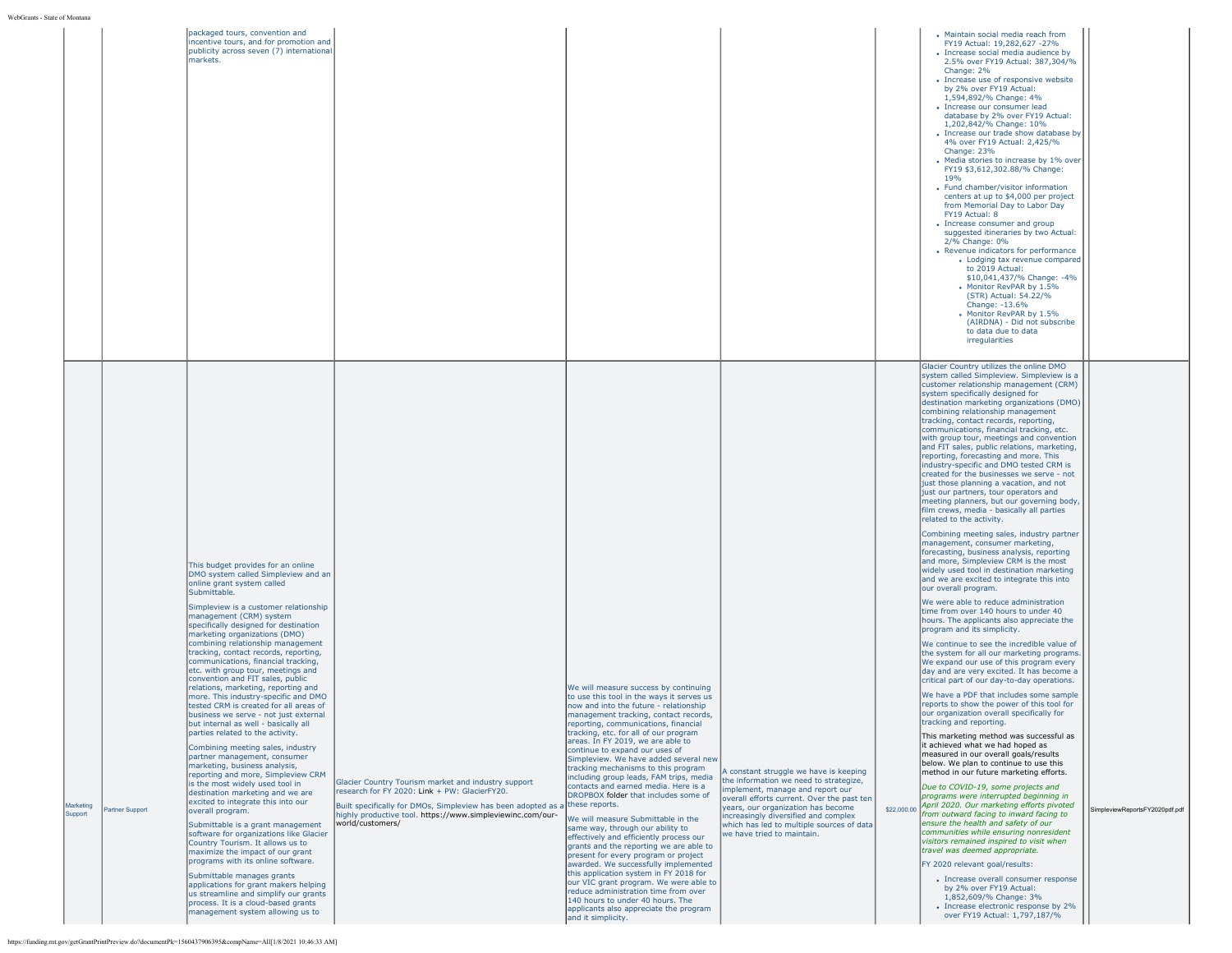| | | | | | | | | | |
|---|---|---|---|---|---|---|---|---|---|
| | | packaged tours, convention and incentive tours, and for promotion and publicity across seven (7) international markets. | | | | | • Maintain social media reach from FY19 Actual: 19,282,627 -27%<br>• Increase social media audience by 2.5% over FY19 Actual: 387,304/% Change: 2%<br>• Increase use of responsive website by 2% over FY19 Actual: 1,594,892/% Change: 4%<br>• Increase our consumer lead database by 2% over FY19 Actual: 1,202,842/% Change: 10%<br>• Increase our trade show database by 4% over FY19 Actual: 2,425/% Change: 23%<br>• Media stories to increase by 1% over FY19 $3,612,302.88/% Change: 19%<br>• Fund chamber/visitor information centers at up to $4,000 per project from Memorial Day to Labor Day FY19 Actual: 8<br>• Increase consumer and group suggested itineraries by two Actual: 2/% Change: 0%<br>• Revenue indicators for performance<br>  ◦ Lodging tax revenue compared to 2019 Actual: $10,041,437/% Change: -4%<br>  ◦ Monitor RevPAR by 1.5% (STR) Actual: 54.22/% Change: -13.6%<br>  ◦ Monitor RevPAR by 1.5% (AIRDNA) - Did not subscribe to data due to data irregularities | | |
| Marketing Support | Partner Support | This budget provides for an online DMO system called Simpleview and an online grant system called Submittable.<br><br>Simpleview is a customer relationship management (CRM) system specifically designed for destination marketing organizations (DMO) combining relationship management tracking, contact records, reporting, communications, financial tracking, etc. with group tour, meetings and convention and FIT sales, public relations, marketing, reporting and more. This industry-specific and DMO tested CRM is created for all areas of business we serve - not just external but internal as well - basically all parties related to the activity.<br><br>Combining meeting sales, industry partner management, consumer marketing, business analysis, reporting and more, Simpleview CRM is the most widely used tool in destination marketing and we are excited to integrate this into our overall program.<br><br>Submittable is a grant management software for organizations like Glacier Country Tourism. It allows us to maximize the impact of our grant programs with its online software.<br><br>Submittable manages grants applications for grant makers helping us streamline and simplify our grants process. It is a cloud-based grants management system allowing us to | Glacier Country Tourism market and industry support research for FY 2020: Link + PW: GlacierFY20.<br><br>Built specifically for DMOs, Simpleview has been adopted as a highly productive tool. https://www.simpleviewinc.com/our-world/customers/ | We will measure success by continuing to use this tool in the ways it serves us now and into the future - relationship management tracking, contact records, reporting, communications, financial tracking, etc. for all of our program areas. In FY 2019, we are able to continue to expand our uses of Simpleview. We have added several new tracking mechanisms to this program including group leads, FAM trips, media contacts and earned media. Here is a DROPBOX folder that includes some of these reports.<br><br>We will measure Submittable in the same way, through our ability to effectively and efficiently process our grants and the reporting we are able to present for every program or project awarded. We successfully implemented this application system in FY 2018 for our VIC grant program. We were able to reduce administration time from over 140 hours to under 40 hours. The applicants also appreciate the program and it simplicity. | A constant struggle we have is keeping the information we need to strategize, implement, manage and report our overall efforts current. Over the past ten years, our organization has become increasingly diversified and complex which has led to multiple sources of data we have tried to maintain. | $22,000.00 | Glacier Country utilizes the online DMO system called Simpleview. Simpleview is a customer relationship management (CRM) system specifically designed for destination marketing organizations (DMO) combining relationship management tracking, contact records, reporting, communications, financial tracking, etc. with group tour, meetings and convention and FIT sales, public relations, marketing, reporting, forecasting and more. This industry-specific and DMO tested CRM is created for the businesses we serve - not just those planning a vacation, and not just our partners, tour operators and meeting planners, but our governing body, film crews, media - basically all parties related to the activity.<br><br>Combining meeting sales, industry partner management, consumer marketing, forecasting, business analysis, reporting and more, Simpleview CRM is the most widely used tool in destination marketing and we are excited to integrate this into our overall program.<br><br>We were able to reduce administration time from over 140 hours to under 40 hours. The applicants also appreciate the program and its simplicity.<br><br>We continue to see the incredible value of the system for all our marketing programs. We expand our use of this program every day and are very excited. It has become a critical part of our day-to-day operations.<br><br>We have a PDF that includes some sample reports to show the power of this tool for our organization overall specifically for tracking and reporting.<br><br>This marketing method was successful as it achieved what we had hoped as measured in our overall goals/results below. We plan to continue to use this method in our future marketing efforts.<br><br>*Due to COVID-19, some projects and programs were interrupted beginning in April 2020. Our marketing efforts pivoted from outward facing to inward facing to ensure the health and safety of our communities while ensuring nonresident visitors remained inspired to visit when travel was deemed appropriate.*<br><br>FY 2020 relevant goal/results:<br>• Increase overall consumer response by 2% over FY19 Actual: 1,852,609/% Change: 3%<br>• Increase electronic response by 2% over FY19 Actual: 1,797,187/% | | SimpleviewReportsFY2020pdf.pdf |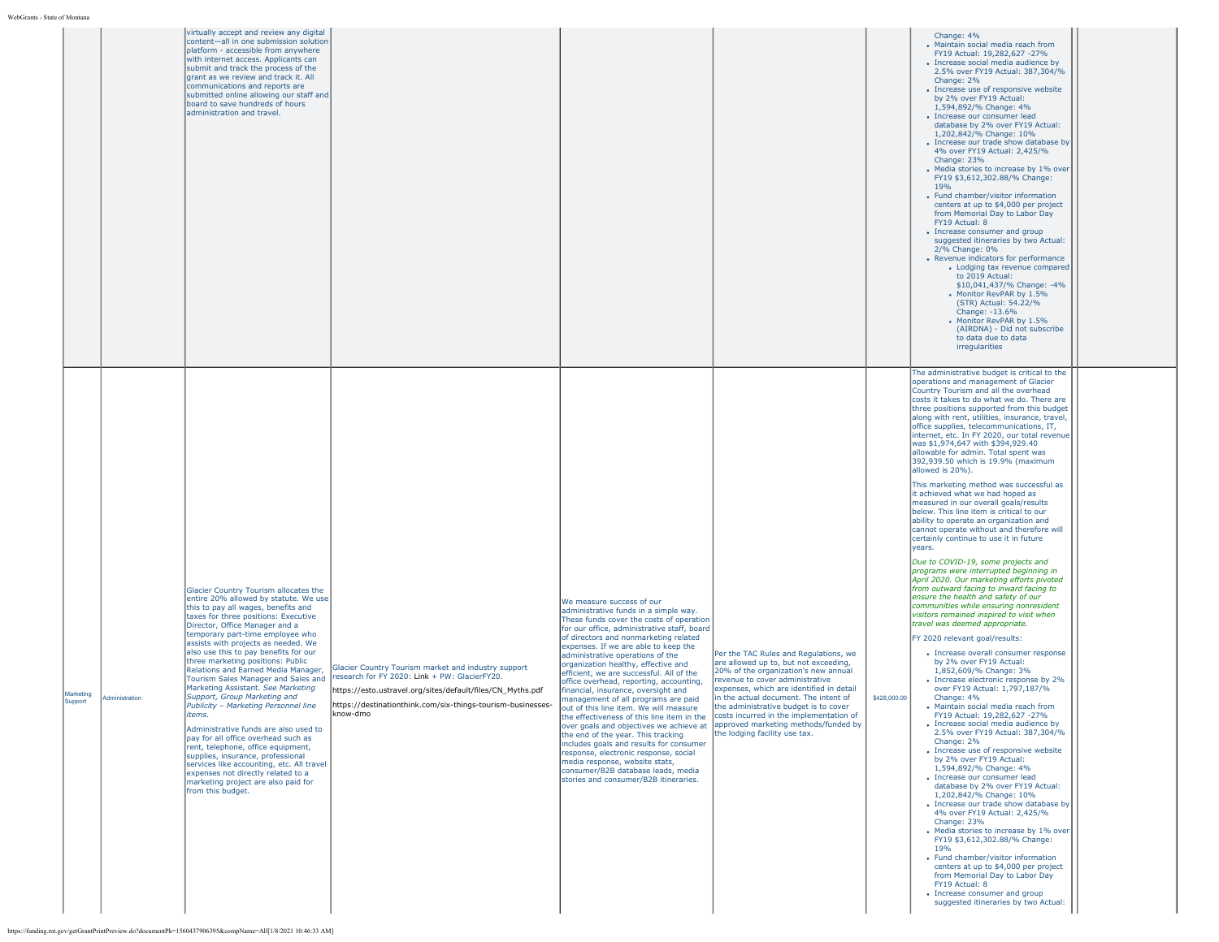| | | | | | | | | |
|---|---|---|---|---|---|---|---|---|
| | | virtually accept and review any digital content—all in one submission solution platform - accessible from anywhere with internet access. Applicants can submit and track the process of the grant as we review and track it. All communications and reports are submitted online allowing our staff and board to save hundreds of hours administration and travel. | | | | | Change: 4%<br>• Maintain social media reach from FY19 Actual: 19,282,627 -27%<br>• Increase social media audience by 2.5% over FY19 Actual: 387,304/% Change: 2%<br>• Increase use of responsive website by 2% over FY19 Actual: 1,594,892/% Change: 4%<br>• Increase our consumer lead database by 2% over FY19 Actual: 1,202,842/% Change: 10%<br>• Increase our trade show database by 4% over FY19 Actual: 2,425/% Change: 23%<br>• Media stories to increase by 1% over FY19 $3,612,302.88/% Change: 19%<br>• Fund chamber/visitor information centers at up to $4,000 per project from Memorial Day to Labor Day FY19 Actual: 8<br>• Increase consumer and group suggested itineraries by two Actual: 2/% Change: 0%<br>• Revenue indicators for performance<br>  ◦ Lodging tax revenue compared to 2019 Actual: $10,041,437/% Change: -4%<br>  ◦ Monitor RevPAR by 1.5% (STR) Actual: 54.22/% Change: -13.6%<br>  ◦ Monitor RevPAR by 1.5% (AIRDNA) - Did not subscribe to data due to data irregularities | |
| Marketing Support | Administration | Glacier Country Tourism allocates the entire 20% allowed by statute. We use this to pay all wages, benefits and taxes for three positions: Executive Director, Office Manager and a temporary part-time employee who assists with projects as needed. We also use this to pay benefits for our three marketing positions: Public Relations and Earned Media Manager, Tourism Sales Manager and Sales and Marketing Assistant. *See Marketing Support, Group Marketing and Publicity – Marketing Personnel line items.*<br><br>Administrative funds are also used to pay for all office overhead such as rent, telephone, office equipment, supplies, insurance, professional services like accounting, etc. All travel expenses not directly related to a marketing project are also paid for from this budget. | Glacier Country Tourism market and industry support research for FY 2020: Link + PW: GlacierFY20.<br><br>https://esto.ustravel.org/sites/default/files/CN_Myths.pdf<br><br>https://destinationthink.com/six-things-tourism-businesses-know-dmo | We measure success of our administrative funds in a simple way. These funds cover the costs of operation for our office, administrative staff, board of directors and nonmarketing related expenses. If we are able to keep the administrative operations of the organization healthy, effective and efficient, we are successful. All of the office overhead, reporting, accounting, financial, insurance, oversight and management of all programs are paid out of this line item. We will measure the effectiveness of this line item in the over goals and objectives we achieve at the end of the year. This tracking includes goals and results for consumer response, electronic response, social media response, website stats, consumer/B2B database leads, media stories and consumer/B2B itineraries. | Per the TAC Rules and Regulations, we are allowed up to, but not exceeding, 20% of the organization's new annual revenue to cover administrative expenses, which are identified in detail in the actual document. The intent of the administrative budget is to cover costs incurred in the implementation of approved marketing methods/funded by the lodging facility use tax. | $428,000.00 | The administrative budget is critical to the operations and management of Glacier Country Tourism and all the overhead costs it takes to do what we do. There are three positions supported from this budget along with rent, utilities, insurance, travel, office supplies, telecommunications, IT, internet, etc. In FY 2020, our total revenue was $1,974,647 with $394,929.40 allowable for admin. Total spent was 392,939.50 which is 19.9% (maximum allowed is 20%).<br><br>This marketing method was successful as it achieved what we had hoped as measured in our overall goals/results below. This line item is critical to our ability to operate an organization and cannot operate without and therefore will certainly continue to use it in future years.<br><br>*Due to COVID-19, some projects and programs were interrupted beginning in April 2020. Our marketing efforts pivoted from outward facing to inward facing to ensure the health and safety of our communities while ensuring nonresident visitors remained inspired to visit when travel was deemed appropriate.*<br><br>FY 2020 relevant goal/results:<br>• Increase overall consumer response by 2% over FY19 Actual: 1,852,609/% Change: 3%<br>• Increase electronic response by 2% over FY19 Actual: 1,797,187/% Change: 4%<br>• Maintain social media reach from FY19 Actual: 19,282,627 -27%<br>• Increase social media audience by 2.5% over FY19 Actual: 387,304/% Change: 2%<br>• Increase use of responsive website by 2% over FY19 Actual: 1,594,892/% Change: 4%<br>• Increase our consumer lead database by 2% over FY19 Actual: 1,202,842/% Change: 10%<br>• Increase our trade show database by 4% over FY19 Actual: 2,425/% Change: 23%<br>• Media stories to increase by 1% over FY19 $3,612,302.88/% Change: 19%<br>• Fund chamber/visitor information centers at up to $4,000 per project from Memorial Day to Labor Day FY19 Actual: 8<br>• Increase consumer and group suggested itineraries by two Actual: | |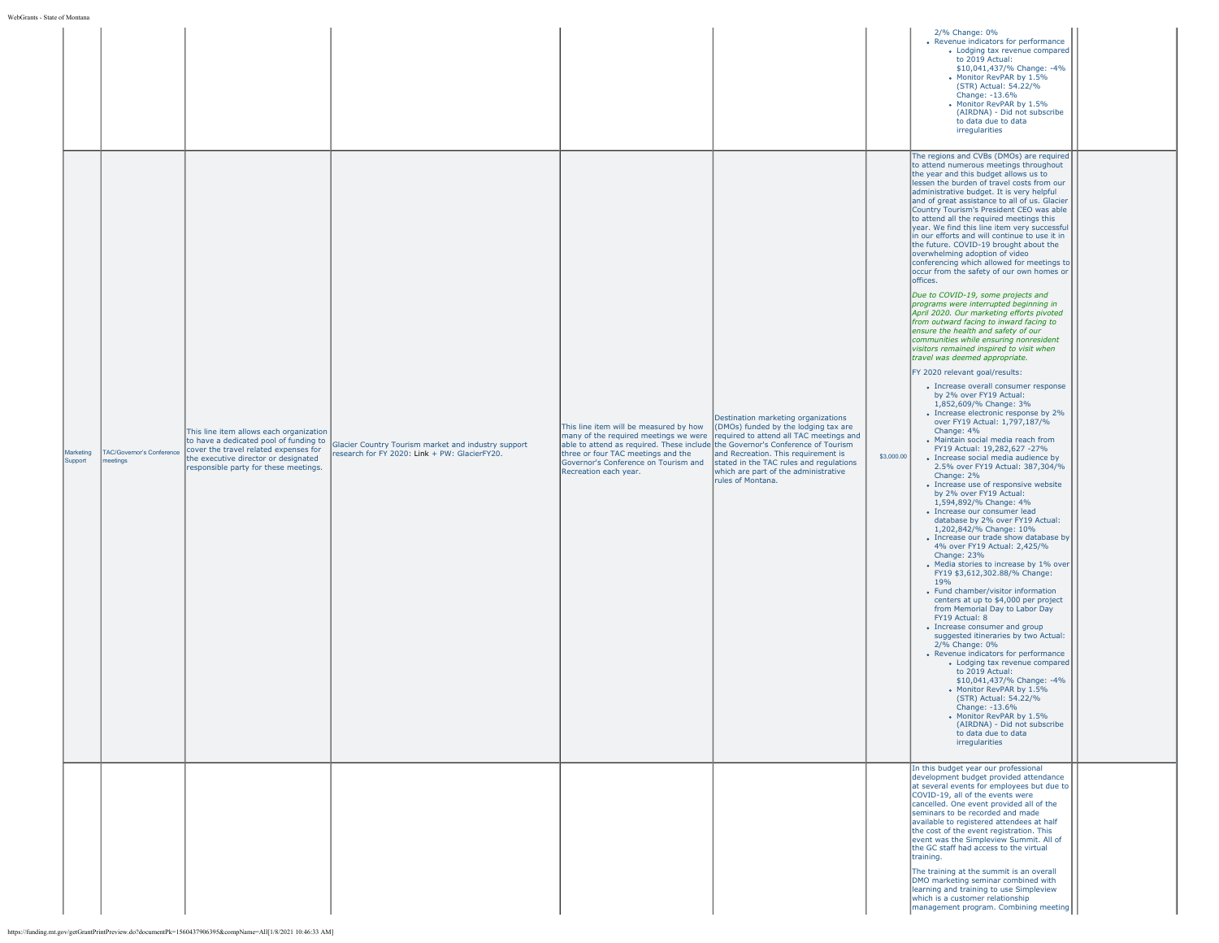| | | | | | | | | |
|---|---|---|---|---|---|---|---|---|
| | | | | | | | 2/% Change: 0%<br>- Revenue indicators for performance<br>  - Lodging tax revenue compared to 2019 Actual: $10,041,437/% Change: -4%<br>  - Monitor RevPAR by 1.5% (STR) Actual: 54.22/% Change: -13.6%<br>  - Monitor RevPAR by 1.5% (AIRDNA) - Did not subscribe to data due to data irregularities | |
| Marketing Support | TAC/Governor's Conference meetings | This line item allows each organization to have a dedicated pool of funding to cover the travel related expenses for the executive director or designated responsible party for these meetings. | Glacier Country Tourism market and industry support research for FY 2020: Link + PW: GlacierFY20. | This line item will be measured by how many of the required meetings we were able to attend as required. These include three or four TAC meetings and the Governor's Conference on Tourism and Recreation each year. | Destination marketing organizations (DMOs) funded by the lodging tax are required to attend all TAC meetings and the Governor's Conference of Tourism and Recreation. This requirement is stated in the TAC rules and regulations which are part of the administrative rules of Montana. | $3,000.00 | The regions and CVBs (DMOs) are required to attend numerous meetings throughout the year and this budget allows us to lessen the burden of travel costs from our administrative budget. It is very helpful and of great assistance to all of us. Glacier Country Tourism's President CEO was able to attend all the required meetings this year. We find this line item very successful in our efforts and will continue to use it in the future. COVID-19 brought about the overwhelming adoption of video conferencing which allowed for meetings to occur from the safety of our own homes or offices.<br><br>*Due to COVID-19, some projects and programs were interrupted beginning in April 2020. Our marketing efforts pivoted from outward facing to inward facing to ensure the health and safety of our communities while ensuring nonresident visitors remained inspired to visit when travel was deemed appropriate.*<br><br>FY 2020 relevant goal/results:<br>- Increase overall consumer response by 2% over FY19 Actual: 1,852,609/% Change: 3%<br>- Increase electronic response by 2% over FY19 Actual: 1,797,187/% Change: 4%<br>- Maintain social media reach from FY19 Actual: 19,282,627 -27%<br>- Increase social media audience by 2.5% over FY19 Actual: 387,304/% Change: 2%<br>- Increase use of responsive website by 2% over FY19 Actual: 1,594,892/% Change: 4%<br>- Increase our consumer lead database by 2% over FY19 Actual: 1,202,842/% Change: 10%<br>- Increase our trade show database by 4% over FY19 Actual: 2,425/% Change: 23%<br>- Media stories to increase by 1% over FY19 $3,612,302.88/% Change: 19%<br>- Fund chamber/visitor information centers at up to $4,000 per project from Memorial Day to Labor Day FY19 Actual: 8<br>- Increase consumer and group suggested itineraries by two Actual: 2/% Change: 0%<br>- Revenue indicators for performance<br>  - Lodging tax revenue compared to 2019 Actual: $10,041,437/% Change: -4%<br>  - Monitor RevPAR by 1.5% (STR) Actual: 54.22/% Change: -13.6%<br>  - Monitor RevPAR by 1.5% (AIRDNA) - Did not subscribe to data due to data irregularities | |
| | | | | | | | In this budget year our professional development budget provided attendance at several events for employees but due to COVID-19, all of the events were cancelled. One event provided all of the seminars to be recorded and made available to registered attendees at half the cost of the event registration. This event was the Simpleview Summit. All of the GC staff had access to the virtual training.<br><br>The training at the summit is an overall DMO marketing seminar combined with learning and training to use Simpleview which is a customer relationship management program. Combining meeting | |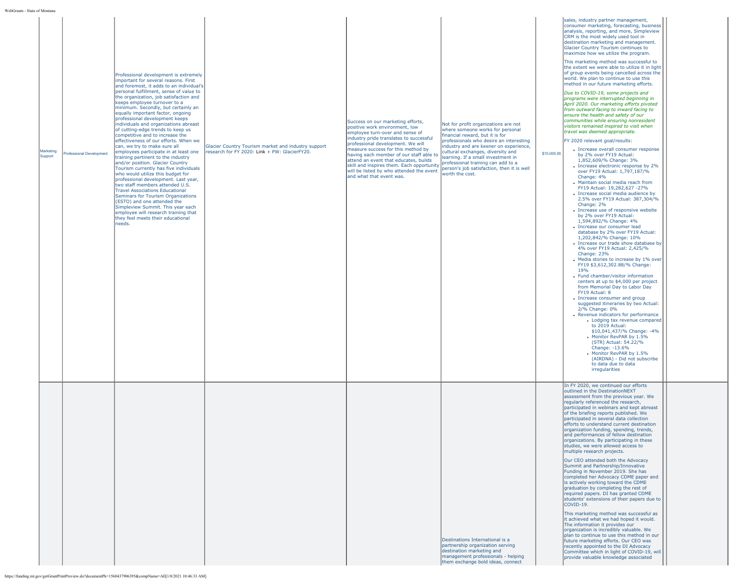| | | | | | | | | |
|---|---|---|---|---|---|---|---|---|
| Marketing Support | Professional Development | Professional development is extremely important for several reasons. First and foremost, it adds to an individual's personal fulfillment, sense of value to the organization, job satisfaction and keeps employee turnover to a minimum. Secondly, but certainly an equally important factor, ongoing professional development keeps individuals and organizations abreast of cutting-edge trends to keep us competitive and to increase the effectiveness of our efforts. When we can, we try to make sure all employees participate in at least one training pertinent to the industry and/or position. Glacier Country Tourism currently has five individuals who would utilize this budget for professional development. Last year, two staff members attended U.S. Travel Associations Educational Seminars for Tourism Organizations (ESTO) and one attended the Simpleview Summit. This year each employee will research training that they feel meets their educational needs. | Glacier Country Tourism market and industry support research for FY 2020: Link + PW: GlacierFY20. | Success on our marketing efforts, positive work environment, low employee turn-over and sense of industry pride translates to successful professional development. We will measure success for this method by having each member of our staff able to attend an event that educates, builds skill and inspires them. Each opportunity will be listed by who attended the event and what that event was. | Not for profit organizations are not where someone works for personal financial reward, but it is for professionals who desire an interesting industry and are keener on experience, cultural exchanges, diversity and learning. If a small investment in professional training can add to a person's job satisfaction, then it is well worth the cost. | $15,000.00 | sales, industry partner management, consumer marketing, forecasting, business analysis, reporting, and more, Simpleview CRM is the most widely used tool in destination marketing and management. Glacier Country Tourism continues to maximize how we utilize the program.<br><br>This marketing method was successful to the extent we were able to utilize it in light of group events being cancelled across the world. We plan to continue to use this method in our future marketing efforts.<br><br>*Due to COVID-19, some projects and programs were interrupted beginning in April 2020. Our marketing efforts pivoted from outward facing to inward facing to ensure the health and safety of our communities while ensuring nonresident visitors remained inspired to visit when travel was deemed appropriate.*<br><br>FY 2020 relevant goal/results:<br>• Increase overall consumer response by 2% over FY19 Actual: 1,852,609/% Change: 3%<br>• Increase electronic response by 2% over FY19 Actual: 1,797,187/% Change: 4%<br>• Maintain social media reach from FY19 Actual: 19,282,627 -27%<br>• Increase social media audience by 2.5% over FY19 Actual: 387,304/% Change: 2%<br>• Increase use of responsive website by 2% over FY19 Actual: 1,594,892/% Change: 4%<br>• Increase our consumer lead database by 2% over FY19 Actual: 1,202,842/% Change: 10%<br>• Increase our trade show database by 4% over FY19 Actual: 2,425/% Change: 23%<br>• Media stories to increase by 1% over FY19 $3,612,302.88/% Change: 19%<br>• Fund chamber/visitor information centers at up to $4,000 per project from Memorial Day to Labor Day FY19 Actual: 8<br>• Increase consumer and group suggested itineraries by two Actual: 2/% Change: 0%<br>• Revenue indicators for performance<br>&nbsp;&nbsp;◦ Lodging tax revenue compared to 2019 Actual: $10,041,437/% Change: -4%<br>&nbsp;&nbsp;◦ Monitor RevPAR by 1.5% (STR) Actual: 54.22/% Change: -13.6%<br>&nbsp;&nbsp;◦ Monitor RevPAR by 1.5% (AIRDNA) - Did not subscribe to data due to data irregularities | |
| | | | | | Destinations International is a partnership organization serving destination marketing and management professionals - helping them exchange bold ideas, connect | | In FY 2020, we continued our efforts outlined in the DestinationNEXT assessment from the previous year. We regularly referenced the research, participated in webinars and kept abreast of the briefing reports published. We participated in several data collection efforts to understand current destination organization funding, spending, trends, and performances of fellow destination organizations. By participating in these studies, we were allowed access to multiple research projects.<br><br>Our CEO attended both the Advocacy Summit and Partnership/Innovative Funding in November 2019. She has completed her Advocacy CDME paper and is actively working toward the CDME graduation by completing the rest of required papers. DI has granted CDME students' extensions of their papers due to COVID-19.<br><br>This marketing method was successful as it achieved what we had hoped it would. The information it provides our organization is incredibly valuable. We plan to continue to use this method in our future marketing efforts. Our CEO was recently appointed to the DI Advocacy Committee which in light of COVID-19, will provide valuable knowledge associated | |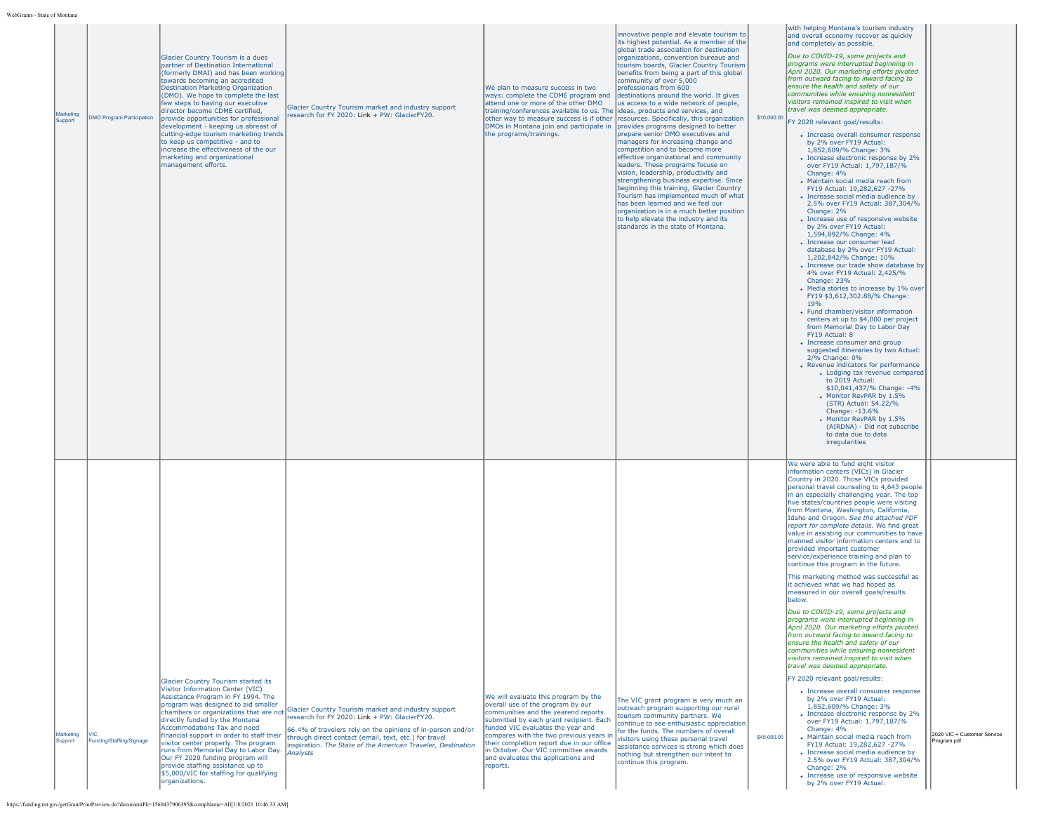| Marketing Support | DMO Program Participation | Glacier Country Tourism is a dues partner of Destination International (formerly DMAI) and has been working towards becoming an accredited Destination Marketing Organization (DMO). We hope to complete the last few steps to having our executive director become CDME certified, provide opportunities for professional development - keeping us abreast of cutting-edge tourism marketing trends to keep us competitive - and to increase the effectiveness of the our marketing and organizational management efforts. | Glacier Country Tourism market and industry support research for FY 2020: Link + PW: GlacierFY20. | We plan to measure success in two ways: complete the CDME program and attend one or more of the other DMO training/conferences available to us. The other way to measure success is if other DMOs in Montana join and participate in the programs/trainings. | innovative people and elevate tourism to its highest potential. As a member of the global trade association for destination organizations, convention bureaus and tourism boards, Glacier Country Tourism benefits from being a part of this global community of over 5,000 professionals from 600 destinations around the world. It gives us access to a wide network of people, ideas, products and services, and resources. Specifically, this organization provides programs designed to better prepare senior DMO executives and managers for increasing change and competition and to become more effective organizational and community leaders. These programs focus on vision, leadership, productivity and strengthening business expertise. Since beginning this training, Glacier Country Tourism has implemented much of what has been learned and we feel our organization is in a much better position to help elevate the industry and its standards in the state of Montana. | $10,000.00 | with helping Montana's tourism industry and overall economy recover as quickly and completely as possible.<br><br>*Due to COVID-19, some projects and programs were interrupted beginning in April 2020. Our marketing efforts pivoted from outward facing to inward facing to ensure the health and safety of our communities while ensuring nonresident visitors remained inspired to visit when travel was deemed appropriate.*<br><br>FY 2020 relevant goal/results:<br>• Increase overall consumer response by 2% over FY19 Actual: 1,852,609/% Change: 3%<br>• Increase electronic response by 2% over FY19 Actual: 1,797,187/% Change: 4%<br>• Maintain social media reach from FY19 Actual: 19,282,627 -27%<br>• Increase social media audience by 2.5% over FY19 Actual: 387,304/% Change: 2%<br>• Increase use of responsive website by 2% over FY19 Actual: 1,594,892/% Change: 4%<br>• Increase our consumer lead database by 2% over FY19 Actual: 1,202,842/% Change: 10%<br>• Increase our trade show database by 4% over FY19 Actual: 2,425/% Change: 23%<br>• Media stories to increase by 1% over FY19 $3,612,302.88/% Change: 19%<br>• Fund chamber/visitor information centers at up to $4,000 per project from Memorial Day to Labor Day FY19 Actual: 8<br>• Increase consumer and group suggested itineraries by two Actual: 2/% Change: 0%<br>• Revenue indicators for performance<br>  ◦ Lodging tax revenue compared to 2019 Actual: $10,041,437/% Change: -4%<br>  ◦ Monitor RevPAR by 1.5% (STR) Actual: 54.22/% Change: -13.6%<br>  ◦ Monitor RevPAR by 1.5% (AIRDNA) - Did not subscribe to data due to data irregularities | |
|---|---|---|---|---|---|---|---|---|
| Marketing Support | VIC Funding/Staffing/Signage | Glacier Country Tourism started its Visitor Information Center (VIC) Assistance Program in FY 1994. The program was designed to aid smaller chambers or organizations that are not directly funded by the Montana Accommodations Tax and need financial support in order to staff their visitor center properly. The program runs from Memorial Day to Labor Day. Our FY 2020 funding program will provide staffing assistance up to $5,000/VIC for staffing for qualifying organizations. | Glacier Country Tourism market and industry support research for FY 2020: Link + PW: GlacierFY20.<br><br>66.4% of travelers rely on the opinions of in-person and/or through direct contact (email, text, etc.) for travel inspiration. *The State of the American Traveler, Destination Analysts* | We will evaluate this program by the overall use of the program by our communities and the yearend reports submitted by each grant recipient. Each funded VIC evaluates the year and compares with the two previous years in their completion report due in our office in October. Our VIC committee awards and evaluates the applications and reports. | The VIC grant program is very much an outreach program supporting our rural tourism community partners. We continue to see enthusiastic appreciation for the funds. The numbers of overall visitors using these personal travel assistance services is strong which does nothing but strengthen our intent to continue this program. | $45,000.00 | We were able to fund eight visitor information centers (VICs) in Glacier Country in 2020. Those VICs provided personal travel counseling to 4,643 people in an especially challenging year. The top five states/countries people were visiting from Montana, Washington, California, Idaho and Oregon. *See the attached PDF report for complete details.* We find great value in assisting our communities to have manned visitor information centers and to provided important customer service/experience training and plan to continue this program in the future.<br><br>This marketing method was successful as it achieved what we had hoped as measured in our overall goals/results below.<br><br>*Due to COVID-19, some projects and programs were interrupted beginning in April 2020. Our marketing efforts pivoted from outward facing to inward facing to ensure the health and safety of our communities while ensuring nonresident visitors remained inspired to visit when travel was deemed appropriate.*<br><br>FY 2020 relevant goal/results:<br>• Increase overall consumer response by 2% over FY19 Actual: 1,852,609/% Change: 3%<br>• Increase electronic response by 2% over FY19 Actual: 1,797,187/% Change: 4%<br>• Maintain social media reach from FY19 Actual: 19,282,627 -27%<br>• Increase social media audience by 2.5% over FY19 Actual: 387,304/% Change: 2%<br>• Increase use of responsive website by 2% over FY19 Actual: | 2020 VIC + Customer Service Program.pdf |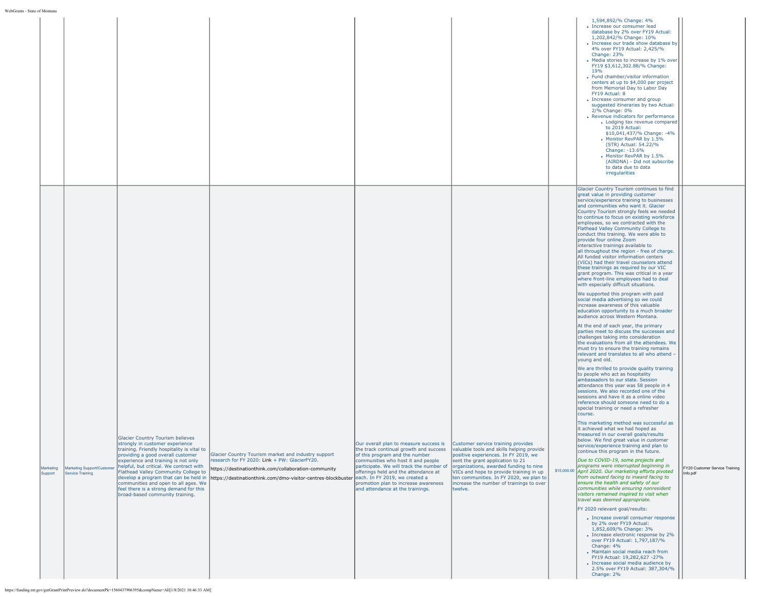| | | | | | | | | |
|---|---|---|---|---|---|---|---|---|
| | | | | | | | 1,594,892/% Change: 4%<br>• Increase our consumer lead database by 2% over FY19 Actual: 1,202,842/% Change: 10%<br>• Increase our trade show database by 4% over FY19 Actual: 2,425/% Change: 23%<br>• Media stories to increase by 1% over FY19 $3,612,302.88/% Change: 19%<br>• Fund chamber/visitor information centers at up to $4,000 per project from Memorial Day to Labor Day FY19 Actual: 8<br>• Increase consumer and group suggested itineraries by two Actual: 2/% Change: 0%<br>• Revenue indicators for performance<br>  ◦ Lodging tax revenue compared to 2019 Actual: $10,041,437/% Change: -4%<br>  ◦ Monitor RevPAR by 1.5% (STR) Actual: 54.22/% Change: -13.6%<br>  ◦ Monitor RevPAR by 1.5% (AIRDNA) - Did not subscribe to data due to data irregularities | |
| Marketing Support | Marketing Support/Customer Service Training | Glacier Country Tourism believes strongly in customer experience training. Friendly hospitality is vital to providing a good overall customer experience and training is not only helpful, but critical. We contract with Flathead Valley Community College to develop a program that can be held in communities and open to all ages. We feel there is a strong demand for this broad-based community training. | Glacier Country Tourism market and industry support research for FY 2020: Link + PW: GlacierFY20.<br>https://destinationthink.com/collaboration-community<br>https://destinationthink.com/dmo-visitor-centres-blockbuster | Our overall plan to measure success is the track continual growth and success of this program and the number communities who host it and people participate. We will track the number of offerings held and the attendance at each. In FY 2019, we created a promotion plan to increase awareness and attendance at the trainings. | Customer service training provides valuable tools and skills helping provide positive experiences. In FY 2019, we sent the grant application to 21 organizations, awarded funding to nine VICs and hope to provide training in up ten communities. In FY 2020, we plan to increase the number of trainings to over twelve. | $15,000.00 | Glacier Country Tourism continues to find great value in providing customer service/experience training to businesses and communities who want it. Glacier Country Tourism strongly feels we needed to continue to focus on existing workforce employees, so we contracted with the Flathead Valley Community College to conduct this training. We were able to provide four online Zoom interactive trainings available to all throughout the region - free of charge. All funded visitor information centers (VICs) had their travel counselors attend these trainings as required by our VIC grant program. This was critical in a year where front-line employees had to deal with especially difficult situations.<br><br>We supported this program with paid social media advertising so we could increase awareness of this valuable education opportunity to a much broader audience across Western Montana.<br><br>At the end of each year, the primary parties meet to discuss the successes and challenges taking into consideration the evaluations from all the attendees. We must try to ensure the training remains relevant and translates to all who attend – young and old.<br><br>We are thrilled to provide quality training to people who act as hospitality ambassadors to our state. Session attendance this year was 58 people in 4 sessions. We also recorded one of the sessions and have it as a online video reference should someone need to do a special training or need a refresher course.<br><br>This marketing method was successful as it achieved what we had hoped as measured in our overall goals/results below. We find great value in customer service/experience training and plan to continue this program in the future.<br><br>*Due to COVID-19, some projects and programs were interrupted beginning in April 2020. Our marketing efforts pivoted from outward facing to inward facing to ensure the health and safety of our communities while ensuring nonresident visitors remained inspired to visit when travel was deemed appropriate.*<br><br>FY 2020 relevant goal/results:<br>• Increase overall consumer response by 2% over FY19 Actual: 1,852,609/% Change: 3%<br>• Increase electronic response by 2% over FY19 Actual: 1,797,187/% Change: 4%<br>• Maintain social media reach from FY19 Actual: 19,282,627 -27%<br>• Increase social media audience by 2.5% over FY19 Actual: 387,304/% Change: 2% | FY20 Customer Service Training Info.pdf |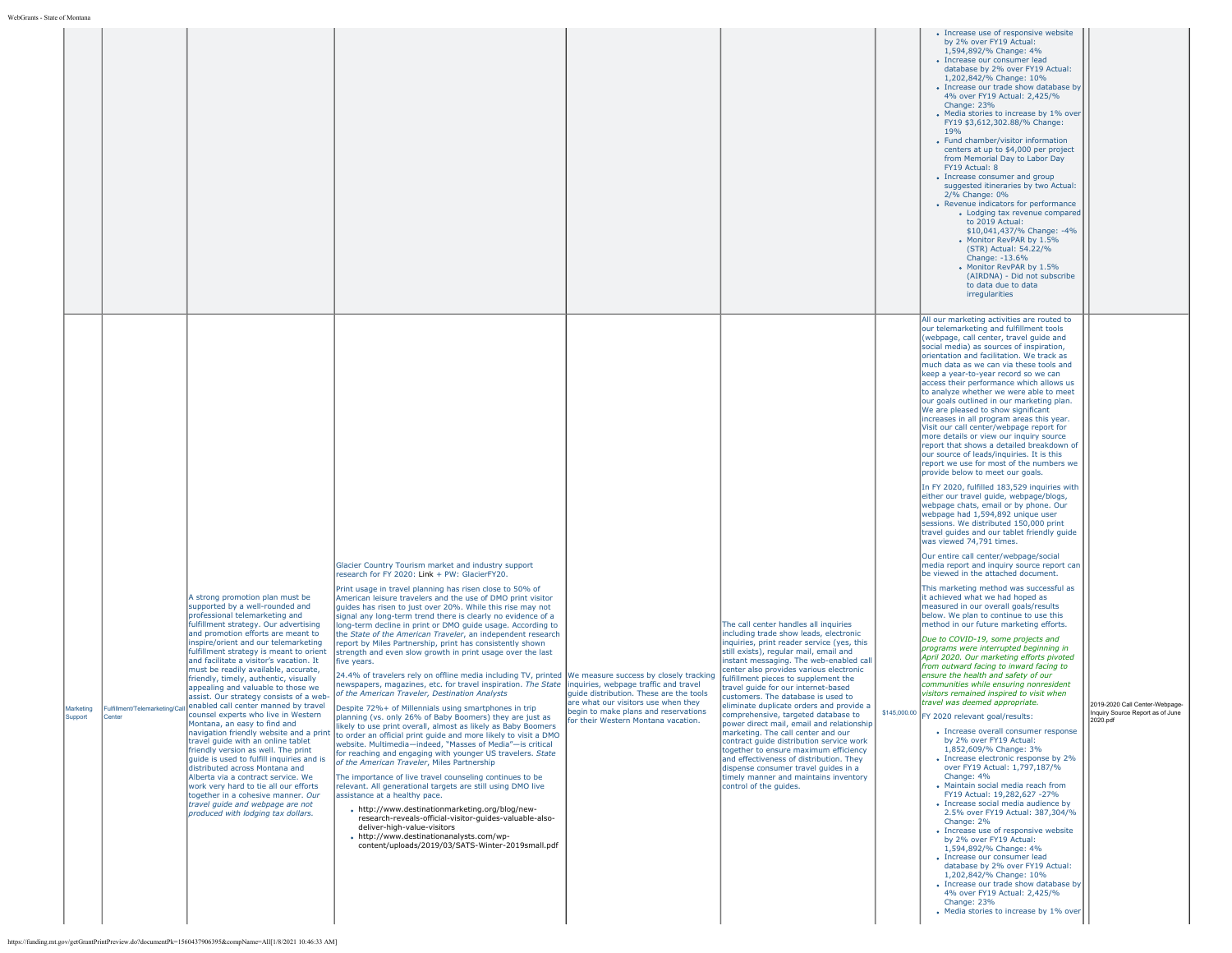| | | | | | | | | |
|---|---|---|---|---|---|---|---|---|
| | | | | | | | <ul><li>Increase use of responsive website by 2% over FY19 Actual: 1,594,892/% Change: 4%</li><li>Increase our consumer lead database by 2% over FY19 Actual: 1,202,842/% Change: 10%</li><li>Increase our trade show database by 4% over FY19 Actual: 2,425/% Change: 23%</li><li>Media stories to increase by 1% over FY19 $3,612,302.88/% Change: 19%</li><li>Fund chamber/visitor information centers at up to $4,000 per project from Memorial Day to Labor Day FY19 Actual: 8</li><li>Increase consumer and group suggested itineraries by two Actual: 2/% Change: 0%</li><li>Revenue indicators for performance<ul><li>Lodging tax revenue compared to 2019 Actual: $10,041,437/% Change: -4%</li><li>Monitor RevPAR by 1.5% (STR) Actual: 54.22/% Change: -13.6%</li><li>Monitor RevPAR by 1.5% (AIRDNA) - Did not subscribe to data due to data irregularities</li></ul></li></ul> | |
| Marketing Support | Fulfillment/Telemarketing/Call Center | A strong promotion plan must be supported by a well-rounded and professional telemarketing and fulfillment strategy. Our advertising and promotion efforts are meant to inspire/orient and our telemarketing fulfillment strategy is meant to orient and facilitate a visitor's vacation. It must be readily available, accurate, friendly, timely, authentic, visually appealing and valuable to those we assist. Our strategy consists of a web-enabled call center manned by travel counsel experts who live in Western Montana, an easy to find and navigation friendly website and a print travel guide with an online tablet friendly version as well. The print guide is used to fulfill inquiries and is distributed across Montana and Alberta via a contract service. We work very hard to tie all our efforts together in a cohesive manner. *Our travel guide and webpage are not produced with lodging tax dollars.* | Glacier Country Tourism market and industry support research for FY 2020: Link + PW: GlacierFY20.<br><br>Print usage in travel planning has risen close to 50% of American leisure travelers and the use of DMO print visitor guides has risen to just over 20%. While this rise may not signal any long-term trend there is clearly no evidence of a long-term decline in print or DMO guide usage. According to the *State of the American Traveler*, an independent research report by Miles Partnership, print has consistently shown strength and even slow growth in print usage over the last five years.<br><br>24.4% of travelers rely on offline media including TV, printed newspapers, magazines, etc. for travel inspiration. *The State of the American Traveler, Destination Analysts*<br><br>Despite 72%+ of Millennials using smartphones in trip planning (vs. only 26% of Baby Boomers) they are just as likely to use print overall, almost as likely as Baby Boomers to order an official print guide and more likely to visit a DMO website. Multimedia—indeed, "Masses of Media"—is critical for reaching and engaging with younger US travelers. *State of the American Traveler*, Miles Partnership<br><br>The importance of live travel counseling continues to be relevant. All generational targets are still using DMO live assistance at a healthy pace.<ul><li>http://www.destinationmarketing.org/blog/new-research-reveals-official-visitor-guides-valuable-also-deliver-high-value-visitors</li><li>http://www.destinationanalysts.com/wp-content/uploads/2019/03/SATS-Winter-2019small.pdf</li></ul> | We measure success by closely tracking inquiries, webpage traffic and travel guide distribution. These are the tools are what our visitors use when they begin to make plans and reservations for their Western Montana vacation. | The call center handles all inquiries including trade show leads, electronic inquiries, print reader service (yes, this still exists), regular mail, email and instant messaging. The web-enabled call center also provides various electronic fulfillment pieces to supplement the travel guide for our internet-based customers. The database is used to eliminate duplicate orders and provide a comprehensive, targeted database to power direct mail, email and relationship marketing. The call center and our contract guide distribution service work together to ensure maximum efficiency and effectiveness of distribution. They dispense consumer travel guides in a timely manner and maintains inventory control of the guides. | $145,000.00 | All our marketing activities are routed to our telemarketing and fulfillment tools (webpage, call center, travel guide and social media) as sources of inspiration, orientation and facilitation. We track as much data as we can via these tools and keep a year-to-year record so we can access their performance which allows us to analyze whether we were able to meet our goals outlined in our marketing plan. We are pleased to show significant increases in all program areas this year. Visit our call center/webpage report for more details or view our inquiry source report that shows a detailed breakdown of our source of leads/inquiries. It is this report we use for most of the numbers we provide below to meet our goals.<br><br>In FY 2020, fulfilled 183,529 inquiries with either our travel guide, webpage/blogs, webpage chats, email or by phone. Our webpage had 1,594,892 unique user sessions. We distributed 150,000 print travel guides and our tablet friendly guide was viewed 74,791 times.<br><br>Our entire call center/webpage/social media report and inquiry source report can be viewed in the attached document.<br><br>This marketing method was successful as it achieved what we had hoped as measured in our overall goals/results below. We plan to continue to use this method in our future marketing efforts.<br><br>*Due to COVID-19, some projects and programs were interrupted beginning in April 2020. Our marketing efforts pivoted from outward facing to inward facing to ensure the health and safety of our communities while ensuring nonresident visitors remained inspired to visit when travel was deemed appropriate.*<br><br>FY 2020 relevant goal/results:<ul><li>Increase overall consumer response by 2% over FY19 Actual: 1,852,609/% Change: 3%</li><li>Increase electronic response by 2% over FY19 Actual: 1,797,187/% Change: 4%</li><li>Maintain social media reach from FY19 Actual: 19,282,627 -27%</li><li>Increase social media audience by 2.5% over FY19 Actual: 387,304/% Change: 2%</li><li>Increase use of responsive website by 2% over FY19 Actual: 1,594,892/% Change: 4%</li><li>Increase our consumer lead database by 2% over FY19 Actual: 1,202,842/% Change: 10%</li><li>Increase our trade show database by 4% over FY19 Actual: 2,425/% Change: 23%</li><li>Media stories to increase by 1% over</li></ul> | 2019-2020 Call Center-Webpage-Inquiry Source Report as of June 2020.pdf |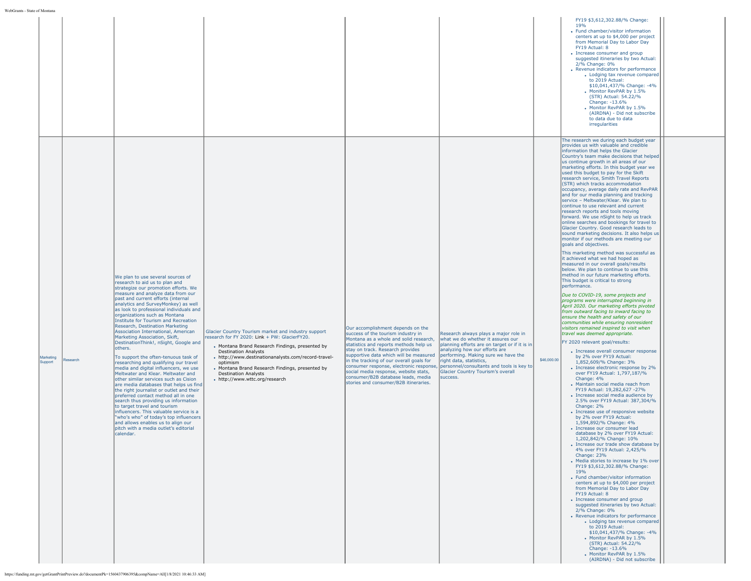| | | | | | | | | |
|---|---|---|---|---|---|---|---|---|
| | | | | | | | FY19 $3,612,302.88/% Change: 19%<br>• Fund chamber/visitor information centers at up to $4,000 per project from Memorial Day to Labor Day FY19 Actual: 8<br>• Increase consumer and group suggested itineraries by two Actual: 2/% Change: 0%<br>• Revenue indicators for performance<br>  • Lodging tax revenue compared to 2019 Actual: $10,041,437/% Change: -4%<br>  • Monitor RevPAR by 1.5% (STR) Actual: 54.22/% Change: -13.6%<br>  • Monitor RevPAR by 1.5% (AIRDNA) - Did not subscribe to data due to data irregularities | |
| Marketing Support | Research | We plan to use several sources of research to aid us to plan and strategize our promotion efforts. We measure and analyze data from our past and current efforts (internal analytics and SurveyMonkey) as well as look to professional individuals and organizations such as Montana Institute for Tourism and Recreation Research, Destination Marketing Association International, American Marketing Association, Skift, DestinationThink!, nSight, Google and others.<br><br>To support the often-tenuous task of researching and qualifying our travel media and digital influencers, we use Meltwater and Klear. Meltwater and other similar services such as Cision are media databases that helps us find the right journalist or outlet and their preferred contact method all in one search thus providing us information to target travel and tourism influencers. This valuable service is a "who's who" of today's top influencers and allows enables us to align our pitch with a media outlet's editorial calendar. | Glacier Country Tourism market and industry support research for FY 2020: Link + PW: GlacierFY20.<br>• Montana Brand Research Findings, presented by Destination Analysts<br>• http://www.destinationanalysts.com/record-travel-optimism<br>• Montana Brand Research Findings, presented by Destination Analysts<br>• http://www.wttc.org/research | Our accomplishment depends on the success of the tourism industry in Montana as a whole and solid research, statistics and reports methods help us stay on track. Research provides supportive data which will be measured in the tracking of our overall goals for consumer response, electronic response, social media response, website stats, consumer/B2B database leads, media stories and consumer/B2B itineraries. | Research always plays a major role in what we do whether it assures our planning efforts are on target or if it is in analyzing how our efforts are performing. Making sure we have the right data, statistics, personnel/consultants and tools is key to Glacier Country Tourism's overall success. | $46,000.00 | The research we during each budget year provides us with valuable and credible information that helps the Glacier Country's team make decisions that helped us continue growth in all areas of our marketing efforts. In this budget year we used this budget to pay for the Skift research service, Smith Travel Reports (STR) which tracks accommodation occupancy, average daily rate and RevPAR and for our media planning and tracking service – Meltwater/Klear. We plan to continue to use relevant and current research reports and tools moving forward. We use nSight to help us track online searches and bookings for travel to Glacier Country. Good research leads to sound marketing decisions. It also helps us monitor if our methods are meeting our goals and objectives.<br><br>This marketing method was successful as it achieved what we had hoped as measured in our overall goals/results below. We plan to continue to use this method in our future marketing efforts. This budget is critical to strong performance.<br><br>*Due to COVID-19, some projects and programs were interrupted beginning in April 2020. Our marketing efforts pivoted from outward facing to inward facing to ensure the health and safety of our communities while ensuring nonresident visitors remained inspired to visit when travel was deemed appropriate.*<br><br>FY 2020 relevant goal/results:<br>• Increase overall consumer response by 2% over FY19 Actual: 1,852,609/% Change: 3%<br>• Increase electronic response by 2% over FY19 Actual: 1,797,187/% Change: 4%<br>• Maintain social media reach from FY19 Actual: 19,282,627 -27%<br>• Increase social media audience by 2.5% over FY19 Actual: 387,304/% Change: 2%<br>• Increase use of responsive website by 2% over FY19 Actual: 1,594,892/% Change: 4%<br>• Increase our consumer lead database by 2% over FY19 Actual: 1,202,842/% Change: 10%<br>• Increase our trade show database by 4% over FY19 Actual: 2,425/% Change: 23%<br>• Media stories to increase by 1% over FY19 $3,612,302.88/% Change: 19%<br>• Fund chamber/visitor information centers at up to $4,000 per project from Memorial Day to Labor Day FY19 Actual: 8<br>• Increase consumer and group suggested itineraries by two Actual: 2/% Change: 0%<br>• Revenue indicators for performance<br>  • Lodging tax revenue compared to 2019 Actual: $10,041,437/% Change: -4%<br>  • Monitor RevPAR by 1.5% (STR) Actual: 54.22/% Change: -13.6%<br>  • Monitor RevPAR by 1.5% (AIRDNA) - Did not subscribe | |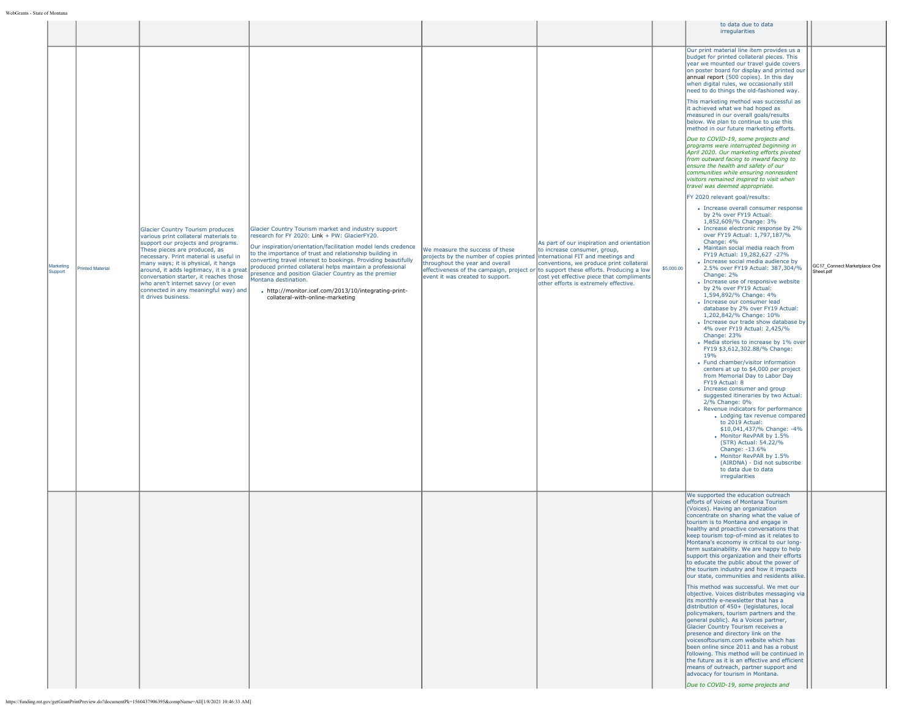| | | | | | | | | |
|---|---|---|---|---|---|---|---|---|
| | | | | | | | to data due to data irregularities | |
| Marketing Support | Printed Material | Glacier Country Tourism produces various print collateral materials to support our projects and programs. These pieces are produced, as necessary. Print material is useful in many ways; it is physical, it hangs around, it adds legitimacy, it is a great conversation starter, it reaches those who aren't internet savvy (or even connected in any meaningful way) and it drives business. | Glacier Country Tourism market and industry support research for FY 2020: Link + PW: GlacierFY20.<br><br>Our inspiration/orientation/facilitation model lends credence to the importance of trust and relationship building in converting travel interest to bookings. Providing beautifully produced printed collateral helps maintain a professional presence and position Glacier Country as the premier Montana destination.<br><br>• http://monitor.icef.com/2013/10/integrating-print-collateral-with-online-marketing | We measure the success of these projects by the number of copies printed throughout the year and overall effectiveness of the campaign, project or event it was created to support. | As part of our inspiration and orientation to increase consumer, group, international FIT and meetings and conventions, we produce print collateral to support these efforts. Producing a low cost yet effective piece that compliments other efforts is extremely effective. | $5,000.00 | Our print material line item provides us a budget for printed collateral pieces. This year we mounted our travel guide covers on poster board for display and printed our annual report (500 copies). In this day when digital rules, we occasionally still need to do things the old-fashioned way.<br><br>This marketing method was successful as it achieved what we had hoped as measured in our overall goals/results below. We plan to continue to use this method in our future marketing efforts.<br><br>*Due to COVID-19, some projects and programs were interrupted beginning in April 2020. Our marketing efforts pivoted from outward facing to inward facing to ensure the health and safety of our communities while ensuring nonresident visitors remained inspired to visit when travel was deemed appropriate.*<br><br>FY 2020 relevant goal/results:<br><br>• Increase overall consumer response by 2% over FY19 Actual: 1,852,609/% Change: 3%<br>• Increase electronic response by 2% over FY19 Actual: 1,797,187/% Change: 4%<br>• Maintain social media reach from FY19 Actual: 19,282,627 -27%<br>• Increase social media audience by 2.5% over FY19 Actual: 387,304/% Change: 2%<br>• Increase use of responsive website by 2% over FY19 Actual: 1,594,892/% Change: 4%<br>• Increase our consumer lead database by 2% over FY19 Actual: 1,202,842/% Change: 10%<br>• Increase our trade show database by 4% over FY19 Actual: 2,425/% Change: 23%<br>• Media stories to increase by 1% over FY19 $3,612,302.88/% Change: 19%<br>• Fund chamber/visitor information centers at up to $4,000 per project from Memorial Day to Labor Day FY19 Actual: 8<br>• Increase consumer and group suggested itineraries by two Actual: 2/% Change: 0%<br>• Revenue indicators for performance<br>&nbsp;&nbsp;◦ Lodging tax revenue compared to 2019 Actual: $10,041,437/% Change: -4%<br>&nbsp;&nbsp;◦ Monitor RevPAR by 1.5% (STR) Actual: 54.22/% Change: -13.6%<br>&nbsp;&nbsp;◦ Monitor RevPAR by 1.5% (AIRDNA) - Did not subscribe to data due to data irregularities | GC17_Connect Marketplace One Sheet.pdf |
| | | | | | | | We supported the education outreach efforts of Voices of Montana Tourism (Voices). Having an organization concentrate on sharing what the value of tourism is to Montana and engage in healthy and proactive conversations that keep tourism top-of-mind as it relates to Montana's economy is critical to our long-term sustainability. We are happy to help support this organization and their efforts to educate the public about the power of the tourism industry and how it impacts our state, communities and residents alike.<br><br>This method was successful. We met our objective. Voices distributes messaging via its monthly e-newsletter that has a distribution of 450+ (legislatures, local policymakers, tourism partners and the general public). As a Voices partner, Glacier Country Tourism receives a presence and directory link on the voicesoftourism.com website which has been online since 2011 and has a robust following. This method will be continued in the future as it is an effective and efficient means of outreach, partner support and advocacy for tourism in Montana.<br><br>*Due to COVID-19, some projects and* | |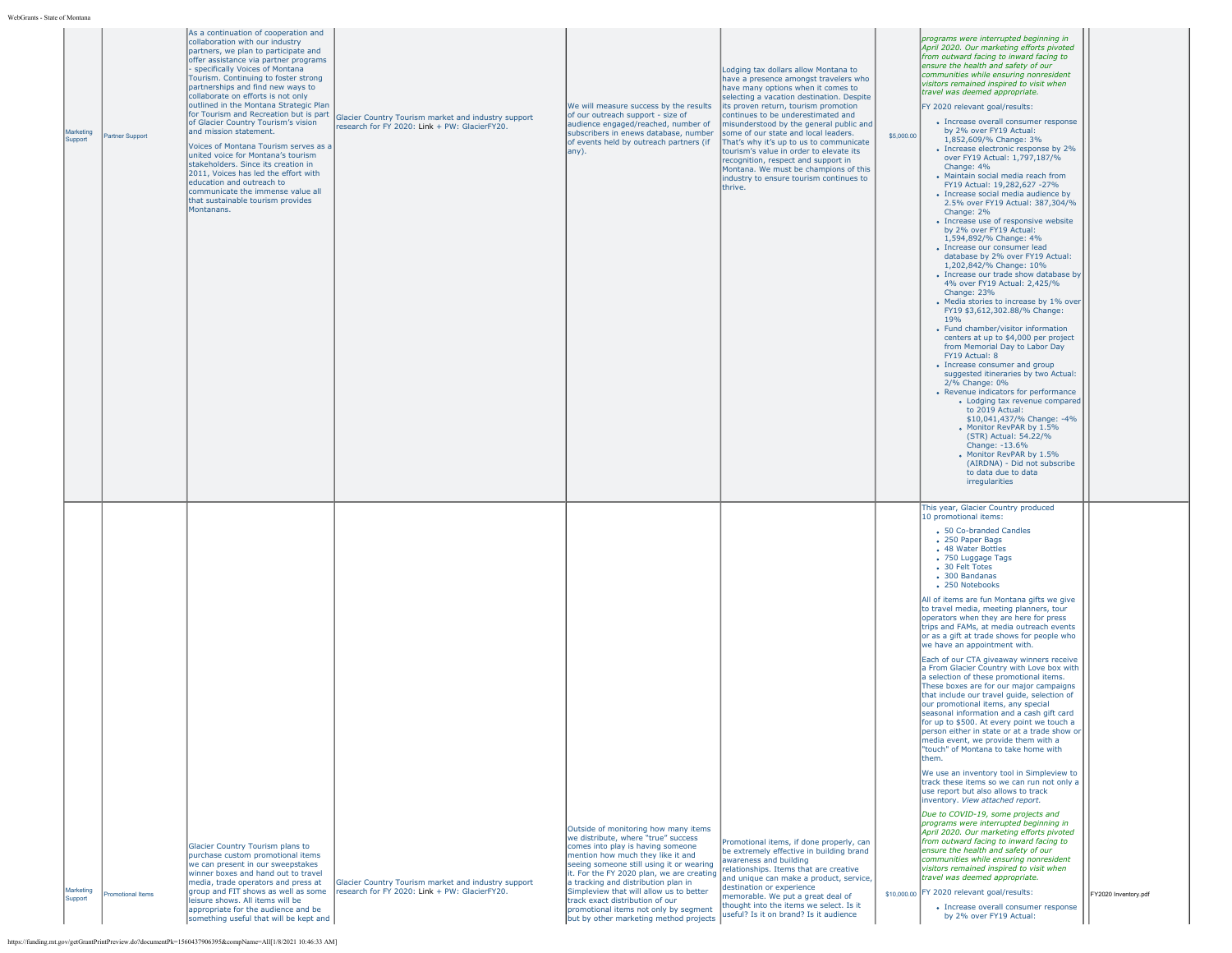| | | | | | | | | |
|---|---|---|---|---|---|---|---|---|
| Marketing Support | Partner Support | As a continuation of cooperation and collaboration with our industry partners, we plan to participate and offer assistance via partner programs - specifically Voices of Montana Tourism. Continuing to foster strong partnerships and find new ways to collaborate on efforts is not only outlined in the Montana Strategic Plan for Tourism and Recreation but is part of Glacier Country Tourism's vision and mission statement.<br><br>Voices of Montana Tourism serves as a united voice for Montana's tourism stakeholders. Since its creation in 2011, Voices has led the effort with education and outreach to communicate the immense value all that sustainable tourism provides Montanans. | Glacier Country Tourism market and industry support research for FY 2020: Link + PW: GlacierFY20. | We will measure success by the results of our outreach support - size of audience engaged/reached, number of subscribers in enews database, number of events held by outreach partners (if any). | Lodging tax dollars allow Montana to have a presence amongst travelers who have many options when it comes to selecting a vacation destination. Despite its proven return, tourism promotion continues to be underestimated and misunderstood by the general public and some of our state and local leaders. That's why it's up to us to communicate tourism's value in order to elevate its recognition, respect and support in Montana. We must be champions of this industry to ensure tourism continues to thrive. | $5,000.00 | *programs were interrupted beginning in April 2020. Our marketing efforts pivoted from outward facing to inward facing to ensure the health and safety of our communities while ensuring nonresident visitors remained inspired to visit when travel was deemed appropriate.*<br><br>FY 2020 relevant goal/results:<br>• Increase overall consumer response by 2% over FY19 Actual: 1,852,609/% Change: 3%<br>• Increase electronic response by 2% over FY19 Actual: 1,797,187/% Change: 4%<br>• Maintain social media reach from FY19 Actual: 19,282,627 -27%<br>• Increase social media audience by 2.5% over FY19 Actual: 387,304/% Change: 2%<br>• Increase use of responsive website by 2% over FY19 Actual: 1,594,892/% Change: 4%<br>• Increase our consumer lead database by 2% over FY19 Actual: 1,202,842/% Change: 10%<br>• Increase our trade show database by 4% over FY19 Actual: 2,425/% Change: 23%<br>• Media stories to increase by 1% over FY19 $3,612,302.88/% Change: 19%<br>• Fund chamber/visitor information centers at up to $4,000 per project from Memorial Day to Labor Day FY19 Actual: 8<br>• Increase consumer and group suggested itineraries by two Actual: 2/% Change: 0%<br>• Revenue indicators for performance<br>  ◦ Lodging tax revenue compared to 2019 Actual: $10,041,437/% Change: -4%<br>  ◦ Monitor RevPAR by 1.5% (STR) Actual: 54.22/% Change: -13.6%<br>  ◦ Monitor RevPAR by 1.5% (AIRDNA) - Did not subscribe to data due to data irregularities | |
| Marketing Support | Promotional Items | Glacier Country Tourism plans to purchase custom promotional items we can present in our sweepstakes winner boxes and hand out to travel media, trade operators and press at group and FIT shows as well as some leisure shows. All items will be appropriate for the audience and be something useful that will be kept and | Glacier Country Tourism market and industry support research for FY 2020: Link + PW: GlacierFY20. | Outside of monitoring how many items we distribute, where "true" success comes into play is having someone mention how much they like it and seeing someone still using it or wearing it. For the FY 2020 plan, we are creating a tracking and distribution plan in Simpleview that will allow us to better track exact distribution of our promotional items not only by segment but by other marketing method projects | Promotional items, if done properly, can be extremely effective in building brand awareness and building relationships. Items that are creative and unique can make a product, service, destination or experience memorable. We put a great deal of thought into the items we select. Is it useful? Is it on brand? Is it audience | $10,000.00 | This year, Glacier Country produced 10 promotional items:<br>• 50 Co-branded Candles<br>• 250 Paper Bags<br>• 48 Water Bottles<br>• 750 Luggage Tags<br>• 30 Felt Totes<br>• 300 Bandanas<br>• 250 Notebooks<br><br>All of items are fun Montana gifts we give to travel media, meeting planners, tour operators when they are here for press trips and FAMs, at media outreach events or as a gift at trade shows for people who we have an appointment with.<br><br>Each of our CTA giveaway winners receive a From Glacier Country with Love box with a selection of these promotional items. These boxes are for our major campaigns that include our travel guide, selection of our promotional items, any special seasonal information and a cash gift card for up to $500. At every point we touch a person either in state or at a trade show or media event, we provide them with a "touch" of Montana to take home with them.<br><br>We use an inventory tool in Simpleview to track these items so we can run not only a use report but also allows to track inventory. *View attached report.*<br><br>*Due to COVID-19, some projects and programs were interrupted beginning in April 2020. Our marketing efforts pivoted from outward facing to inward facing to ensure the health and safety of our communities while ensuring nonresident visitors remained inspired to visit when travel was deemed appropriate.*<br><br>FY 2020 relevant goal/results:<br>• Increase overall consumer response by 2% over FY19 Actual: | FY2020 Inventory.pdf |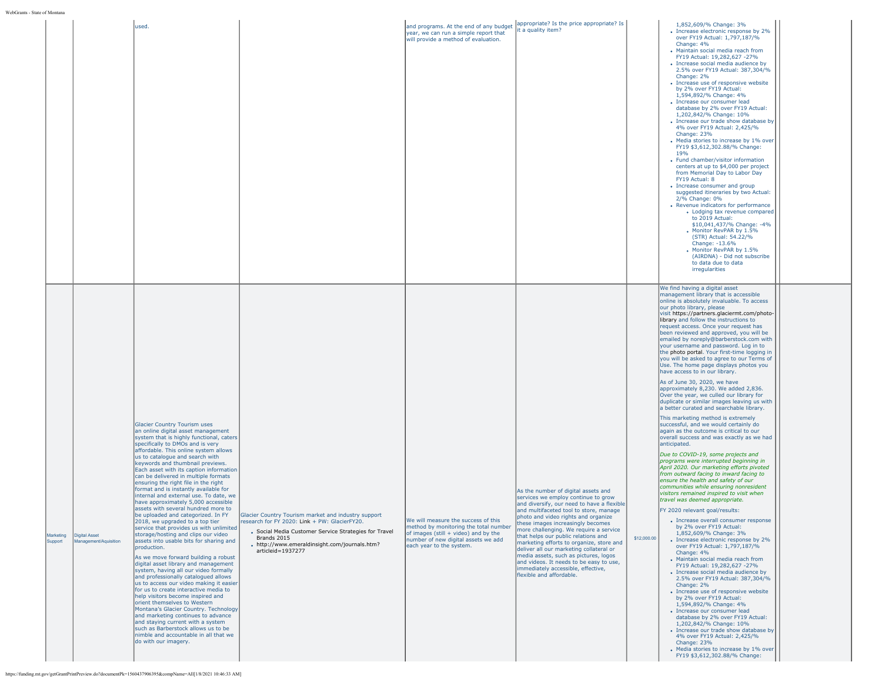| | | | | | | | | |
|---|---|---|---|---|---|---|---|---|
| | | used. | | and programs. At the end of any budget year, we can run a simple report that will provide a method of evaluation. | appropriate? Is the price appropriate? Is it a quality item? | | 1,852,609/% Change: 3%<br>• Increase electronic response by 2% over FY19 Actual: 1,797,187/% Change: 4%<br>• Maintain social media reach from FY19 Actual: 19,282,627 -27%<br>• Increase social media audience by 2.5% over FY19 Actual: 387,304/% Change: 2%<br>• Increase use of responsive website by 2% over FY19 Actual: 1,594,892/% Change: 4%<br>• Increase our consumer lead database by 2% over FY19 Actual: 1,202,842/% Change: 10%<br>• Increase our trade show database by 4% over FY19 Actual: 2,425/% Change: 23%<br>• Media stories to increase by 1% over FY19 $3,612,302.88/% Change: 19%<br>• Fund chamber/visitor information centers at up to $4,000 per project from Memorial Day to Labor Day FY19 Actual: 8<br>• Increase consumer and group suggested itineraries by two Actual: 2/% Change: 0%<br>• Revenue indicators for performance<br>  ◦ Lodging tax revenue compared to 2019 Actual: $10,041,437/% Change: -4%<br>  ◦ Monitor RevPAR by 1.5% (STR) Actual: 54.22/% Change: -13.6%<br>  ◦ Monitor RevPAR by 1.5% (AIRDNA) - Did not subscribe to data due to data irregularities | |
| Marketing Support | Digital Asset Management/Aquisition | Glacier Country Tourism uses an online digital asset management system that is highly functional, caters specifically to DMOs and is very affordable. This online system allows us to catalogue and search with keywords and thumbnail previews. Each asset with its caption information can be delivered in multiple formats ensuring the right file in the right format and is instantly available for internal and external use. To date, we have approximately 5,000 accessible assets with several hundred more to be uploaded and categorized. In FY 2018, we upgraded to a top tier service that provides us with unlimited storage/hosting and clips our video assets into usable bits for sharing and production.<br><br>As we move forward building a robust digital asset library and management system, having all our video formally and professionally catalogued allows us to access our video making it easier for us to create interactive media to help visitors become inspired and orient themselves to Western Montana's Glacier Country. Technology and marketing continues to advance and staying current with a system such as Barberstock allows us to be nimble and accountable in all that we do with our imagery. | Glacier Country Tourism market and industry support research for FY 2020: Link + PW: GlacierFY20.<br>• Social Media Customer Service Strategies for Travel Brands 2015<br>• http://www.emeraldinsight.com/journals.htm?articleid=1937277 | We will measure the success of this method by monitoring the total number of images (still + video) and by the number of new digital assets we add each year to the system. | As the number of digital assets and services we employ continue to grow and diversify, our need to have a flexible and multifaceted tool to store, manage photo and video rights and organize these images increasingly becomes more challenging. We require a service that helps our public relations and marketing efforts to organize, store and deliver all our marketing collateral or media assets, such as pictures, logos and videos. It needs to be easy to use, immediately accessible, effective, flexible and affordable. | $12,000.00 | We find having a digital asset management library that is accessible online is absolutely invaluable. To access our photo library, please visit https://partners.glaciermt.com/photo-library and follow the instructions to request access. Once your request has been reviewed and approved, you will be emailed by noreply@barberstock.com with your username and password. Log in to the photo portal. Your first-time logging in you will be asked to agree to our Terms of Use. The home page displays photos you have access to in our library.<br><br>As of June 30, 2020, we have approximately 8,230. We added 2,836. Over the year, we culled our library for duplicate or similar images leaving us with a better curated and searchable library.<br><br>This marketing method is extremely successful, and we would certainly do again as the outcome is critical to our overall success and was exactly as we had anticipated.<br><br>*Due to COVID-19, some projects and programs were interrupted beginning in April 2020. Our marketing efforts pivoted from outward facing to inward facing to ensure the health and safety of our communities while ensuring nonresident visitors remained inspired to visit when travel was deemed appropriate.*<br><br>FY 2020 relevant goal/results:<br>• Increase overall consumer response by 2% over FY19 Actual: 1,852,609/% Change: 3%<br>• Increase electronic response by 2% over FY19 Actual: 1,797,187/% Change: 4%<br>• Maintain social media reach from FY19 Actual: 19,282,627 -27%<br>• Increase social media audience by 2.5% over FY19 Actual: 387,304/% Change: 2%<br>• Increase use of responsive website by 2% over FY19 Actual: 1,594,892/% Change: 4%<br>• Increase our consumer lead database by 2% over FY19 Actual: 1,202,842/% Change: 10%<br>• Increase our trade show database by 4% over FY19 Actual: 2,425/% Change: 23%<br>• Media stories to increase by 1% over FY19 $3,612,302.88/% Change: | |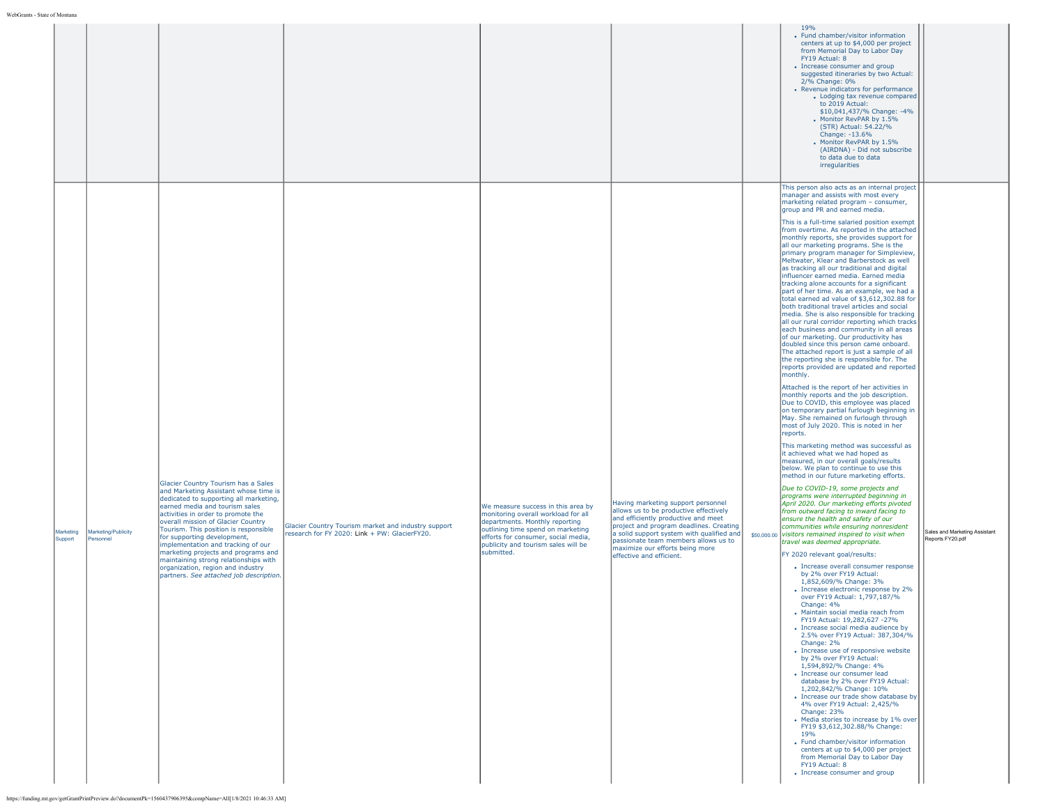| | | | | | | | | |
|---|---|---|---|---|---|---|---|---|
| | | | | | | | 19%<br>• Fund chamber/visitor information centers at up to $4,000 per project from Memorial Day to Labor Day FY19 Actual: 8<br>• Increase consumer and group suggested itineraries by two Actual: 2/% Change: 0%<br>• Revenue indicators for performance<br>  • Lodging tax revenue compared to 2019 Actual: $10,041,437/% Change: -4%<br>  • Monitor RevPAR by 1.5% (STR) Actual: 54.22/% Change: -13.6%<br>  • Monitor RevPAR by 1.5% (AIRDNA) - Did not subscribe to data due to data irregularities | |
| Marketing Support | Marketing/Publicity Personnel | Glacier Country Tourism has a Sales and Marketing Assistant whose time is dedicated to supporting all marketing, earned media and tourism sales activities in order to promote the overall mission of Glacier Country Tourism. This position is responsible for supporting development, implementation and tracking of our marketing projects and programs and maintaining strong relationships with organization, region and industry partners. *See attached job description.* | Glacier Country Tourism market and industry support research for FY 2020: Link + PW: GlacierFY20. | We measure success in this area by monitoring overall workload for all departments. Monthly reporting outlining time spend on marketing efforts for consumer, social media, publicity and tourism sales will be submitted. | Having marketing support personnel allows us to be productive effectively and efficiently productive and meet project and program deadlines. Creating a solid support system with qualified and passionate team members allows us to maximize our efforts being more effective and efficient. | $50,000.00 | This person also acts as an internal project manager and assists with most every marketing related program – consumer, group and PR and earned media.<br><br>This is a full-time salaried position exempt from overtime. As reported in the attached monthly reports, she provides support for all our marketing programs. She is the primary program manager for Simpleview, Meltwater, Klear and Barberstock as well as tracking all our traditional and digital influencer earned media. Earned media tracking alone accounts for a significant part of her time. As an example, we had a total earned ad value of $3,612,302.88 for both traditional travel articles and social media. She is also responsible for tracking all our rural corridor reporting which tracks each business and community in all areas of our marketing. Our productivity has doubled since this person came onboard. The attached report is just a sample of all the reporting she is responsible for. The reports provided are updated and reported monthly.<br><br>Attached is the report of her activities in monthly reports and the job description. Due to COVID, this employee was placed on temporary partial furlough beginning in May. She remained on furlough through most of July 2020. This is noted in her reports.<br><br>This marketing method was successful as it achieved what we had hoped as measured, in our overall goals/results below. We plan to continue to use this method in our future marketing efforts.<br><br>*Due to COVID-19, some projects and programs were interrupted beginning in April 2020. Our marketing efforts pivoted from outward facing to inward facing to ensure the health and safety of our communities while ensuring nonresident visitors remained inspired to visit when travel was deemed appropriate.*<br><br>FY 2020 relevant goal/results:<br>• Increase overall consumer response by 2% over FY19 Actual: 1,852,609/% Change: 3%<br>• Increase electronic response by 2% over FY19 Actual: 1,797,187/% Change: 4%<br>• Maintain social media reach from FY19 Actual: 19,282,627 -27%<br>• Increase social media audience by 2.5% over FY19 Actual: 387,304/% Change: 2%<br>• Increase use of responsive website by 2% over FY19 Actual: 1,594,892/% Change: 4%<br>• Increase our consumer lead database by 2% over FY19 Actual: 1,202,842/% Change: 10%<br>• Increase our trade show database by 4% over FY19 Actual: 2,425/% Change: 23%<br>• Media stories to increase by 1% over FY19 $3,612,302.88/% Change: 19%<br>• Fund chamber/visitor information centers at up to $4,000 per project from Memorial Day to Labor Day FY19 Actual: 8<br>• Increase consumer and group | Sales and Marketing Assistant Reports FY20.pdf |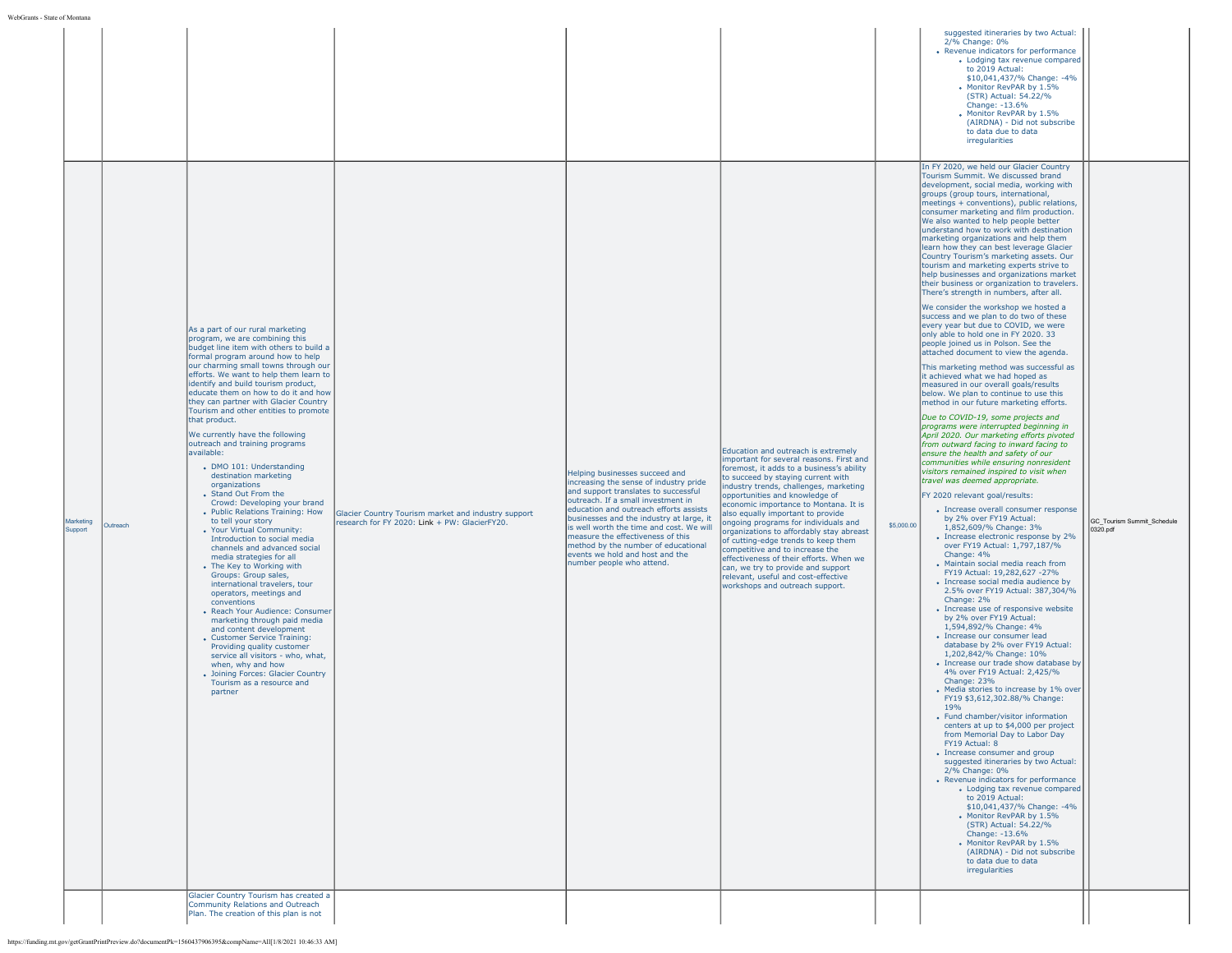| | | | | | | | | | |
|---|---|---|---|---|---|---|---|---|---|
| | | | | | | | • Increase consumer and group suggested itineraries by two Actual: 2/% Change: 0%<br>• Revenue indicators for performance<br>  • Lodging tax revenue compared to 2019 Actual: $10,041,437/% Change: -4%<br>  • Monitor RevPAR by 1.5% (STR) Actual: 54.22/% Change: -13.6%<br>  • Monitor RevPAR by 1.5% (AIRDNA) - Did not subscribe to data due to data irregularities | | |
| Marketing Support | Outreach | As a part of our rural marketing program, we are combining this budget line item with others to build a formal program around how to help our charming small towns through our efforts. We want to help them learn to identify and build tourism product, educate them on how to do it and how they can partner with Glacier Country Tourism and other entities to promote that product.<br><br>We currently have the following outreach and training programs available:<br>• DMO 101: Understanding destination marketing organizations<br>• Stand Out From the Crowd: Developing your brand<br>• Public Relations Training: How to tell your story<br>• Your Virtual Community: Introduction to social media channels and advanced social media strategies for all<br>• The Key to Working with Groups: Group sales, international travelers, tour operators, meetings and conventions<br>• Reach Your Audience: Consumer marketing through paid media and content development<br>• Customer Service Training: Providing quality customer service all visitors - who, what, when, why and how<br>• Joining Forces: Glacier Country Tourism as a resource and partner | Glacier Country Tourism market and industry support research for FY 2020: Link + PW: GlacierFY20. | Helping businesses succeed and increasing the sense of industry pride and support translates to successful outreach. If a small investment in education and outreach efforts assists businesses and the industry at large, it is well worth the time and cost. We will measure the effectiveness of this method by the number of educational events we hold and host and the number people who attend. | Education and outreach is extremely important for several reasons. First and foremost, it adds to a business's ability to succeed by staying current with industry trends, challenges, marketing opportunities and knowledge of economic importance to Montana. It is also equally important to provide ongoing programs for individuals and organizations to affordably stay abreast of cutting-edge trends to keep them competitive and to increase the effectiveness of their efforts. When we can, we try to provide and support relevant, useful and cost-effective workshops and outreach support. | $5,000.00 | In FY 2020, we held our Glacier Country Tourism Summit. We discussed brand development, social media, working with groups (group tours, international, meetings + conventions), public relations, consumer marketing and film production. We also wanted to help people better understand how to work with destination marketing organizations and help them learn how they can best leverage Glacier Country Tourism's marketing assets. Our tourism and marketing experts strive to help businesses and organizations market their business or organization to travelers. There's strength in numbers, after all.<br><br>We consider the workshop we hosted a success and we plan to do two of these every year but due to COVID, we were only able to hold one in FY 2020. 33 people joined us in Polson. See the attached document to view the agenda.<br><br>This marketing method was successful as it achieved what we had hoped as measured in our overall goals/results below. We plan to continue to use this method in our future marketing efforts.<br><br>*Due to COVID-19, some projects and programs were interrupted beginning in April 2020. Our marketing efforts pivoted from outward facing to inward facing to ensure the health and safety of our communities while ensuring nonresident visitors remained inspired to visit when travel was deemed appropriate.*<br><br>FY 2020 relevant goal/results:<br>• Increase overall consumer response by 2% over FY19 Actual: 1,852,609/% Change: 3%<br>• Increase electronic response by 2% over FY19 Actual: 1,797,187/% Change: 4%<br>• Maintain social media reach from FY19 Actual: 19,282,627 -27%<br>• Increase social media audience by 2.5% over FY19 Actual: 387,304/% Change: 2%<br>• Increase use of responsive website by 2% over FY19 Actual: 1,594,892/% Change: 4%<br>• Increase our consumer lead database by 2% over FY19 Actual: 1,202,842/% Change: 10%<br>• Increase our trade show database by 4% over FY19 Actual: 2,425/% Change: 23%<br>• Media stories to increase by 1% over FY19 $3,612,302.88/% Change: 19%<br>• Fund chamber/visitor information centers at up to $4,000 per project from Memorial Day to Labor Day FY19 Actual: 8<br>• Increase consumer and group suggested itineraries by two Actual: 2/% Change: 0%<br>• Revenue indicators for performance<br>  • Lodging tax revenue compared to 2019 Actual: $10,041,437/% Change: -4%<br>  • Monitor RevPAR by 1.5% (STR) Actual: 54.22/% Change: -13.6%<br>  • Monitor RevPAR by 1.5% (AIRDNA) - Did not subscribe to data due to data irregularities | | GC_Tourism Summit_Schedule 0320.pdf |
| | | Glacier Country Tourism has created a Community Relations and Outreach Plan. The creation of this plan is not | | | | | | | |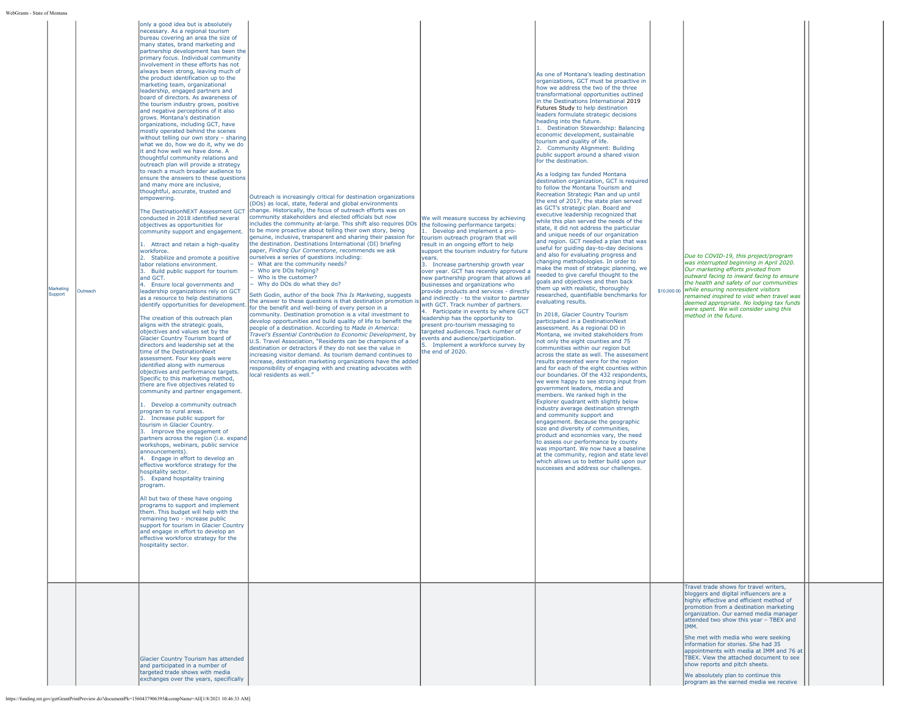| | | | | | | | | | |
|---|---|---|---|---|---|---|---|---|---|
| Marketing Support | Outreach | only a good idea but is absolutely necessary. As a regional tourism bureau covering an area the size of many states, brand marketing and partnership development has been the primary focus. Individual community involvement in these efforts has not always been strong, leaving much of the product identification up to the marketing team, organizational leadership, engaged partners and board of directors. As awareness of the tourism industry grows, positive and negative perceptions of it also grows. Montana's destination organizations, including GCT, have mostly operated behind the scenes without telling our own story – sharing what we do, how we do it, why we do it and how well we have done. A thoughtful community relations and outreach plan will provide a strategy to reach a much broader audience to ensure the answers to these questions and many more are inclusive, thoughtful, accurate, trusted and empowering.<br><br>The DestinationNEXT Assessment GCT conducted in 2018 identified several objectives as opportunities for community support and engagement.<br><br>1. Attract and retain a high-quality workforce.<br>2. Stabilize and promote a positive labor relations environment.<br>3. Build public support for tourism and GCT.<br>4. Ensure local governments and leadership organizations rely on GCT as a resource to help destinations identify opportunities for development.<br><br>The creation of this outreach plan aligns with the strategic goals, objectives and values set by the Glacier Country Tourism board of directors and leadership set at the time of the DestinationNext assessment. Four key goals were identified along with numerous objectives and performance targets. Specific to this marketing method, there are five objectives related to community and partner engagement.<br><br>1. Develop a community outreach program to rural areas.<br>2. Increase public support for tourism in Glacier Country.<br>3. Improve the engagement of partners across the region (i.e. expand workshops, webinars, public service announcements).<br>4. Engage in effort to develop an effective workforce strategy for the hospitality sector.<br>5. Expand hospitality training program.<br><br>All but two of these have ongoing programs to support and implement them. This budget will help with the remaining two - increase public support for tourism in Glacier Country and engage in effort to develop an effective workforce strategy for the hospitality sector. | Outreach is increasingly critical for destination organizations (DOs) as local, state, federal and global environments change. Historically, the focus of outreach efforts was on community stakeholders and elected officials but now includes the community at-large. This shift also requires DOs to be more proactive about telling their own story, being genuine, inclusive, transparent and sharing their passion for the destination. Destinations International (DI) briefing paper, *Finding Our Cornerstone*, recommends we ask ourselves a series of questions including:<br>– What are the community needs?<br>– Who are DOs helping?<br>– Who is the customer?<br>– Why do DOs do what they do?<br><br>Seth Godin, author of the book *This Is Marketing*, suggests the answer to these questions is that destination promotion is for the benefit and well-being of every person in a community. Destination promotion is a vital investment to develop opportunities and build quality of life to benefit the people of a destination. According to *Made in America: Travel's Essential Contribution to Economic Development*, by U.S. Travel Association, "Residents can be champions of a destination or detractors if they do not see the value in increasing visitor demand. As tourism demand continues to increase, destination marketing organizations have the added responsibility of engaging with and creating advocates with local residents as well." | We will measure success by achieving the following performance targets:<br>1. Develop and implement a pro-tourism outreach program that will result in an ongoing effort to help support the tourism industry for future years.<br>3. Increase partnership growth year over year. GCT has recently approved a new partnership program that allows all businesses and organizations who provide products and services - directly and indirectly - to the visitor to partner with GCT. Track number of partners.<br>4. Participate in events by where GCT leadership has the opportunity to present pro-tourism messaging to targeted audiences.Track number of events and audience/participation.<br>5. Implement a workforce survey by the end of 2020. | As one of Montana's leading destination organizations, GCT must be proactive in how we address the two of the three transformational opportunities outlined in the Destinations International 2019 Futures Study to help destination leaders formulate strategic decisions heading into the future.<br>1. Destination Stewardship: Balancing economic development, sustainable tourism and quality of life.<br>2. Community Alignment: Building public support around a shared vision for the destination.<br><br>As a lodging tax funded Montana destination organization, GCT is required to follow the Montana Tourism and Recreation Strategic Plan and up until the end of 2017, the state plan served as GCT's strategic plan. Board and executive leadership recognized that while this plan served the needs of the state, it did not address the particular and unique needs of our organization and region. GCT needed a plan that was useful for guiding day-to-day decisions and also for evaluating progress and changing methodologies. In order to make the most of strategic planning, we needed to give careful thought to the goals and objectives and then back them up with realistic, thoroughly researched, quantifiable benchmarks for evaluating results.<br><br>In 2018, Glacier Country Tourism participated in a DestinationNext assessment. As a regional DO in Montana, we invited stakeholders from not only the eight counties and 75 communities within our region but across the state as well. The assessment results presented were for the region and for each of the eight counties within our boundaries. Of the 432 respondents, we were happy to see strong input from government leaders, media and members. We ranked high in the Explorer quadrant with slightly below industry average destination strength and community support and engagement. Because the geographic size and diversity of communities, product and economies vary, the need to assess our performance by county was important. We now have a baseline at the community, region and state level which allows us to better build upon our successes and address our challenges. | $10,000.00 | *Due to COVID-19, this project/program was interrupted beginning in April 2020. Our marketing efforts pivoted from outward facing to inward facing to ensure the health and safety of our communities while ensuring nonresident visitors remained inspired to visit when travel was deemed appropriate. No lodging tax funds were spent. We will consider using this method in the future.* | | |
| | | Glacier Country Tourism has attended and participated in a number of targeted trade shows with media exchanges over the years, specifically | | | | | Travel trade shows for travel writers, bloggers and digital influencers are a highly effective and efficient method of promotion from a destination marketing organization. Our earned media manager attended two show this year – TBEX and IMM.<br><br>She met with media who were seeking information for stories. She had 35 appointments with media at IMM and 76 at TBEX. View the attached document to see show reports and pitch sheets.<br><br>We absolutely plan to continue this program as the earned media we receive | | |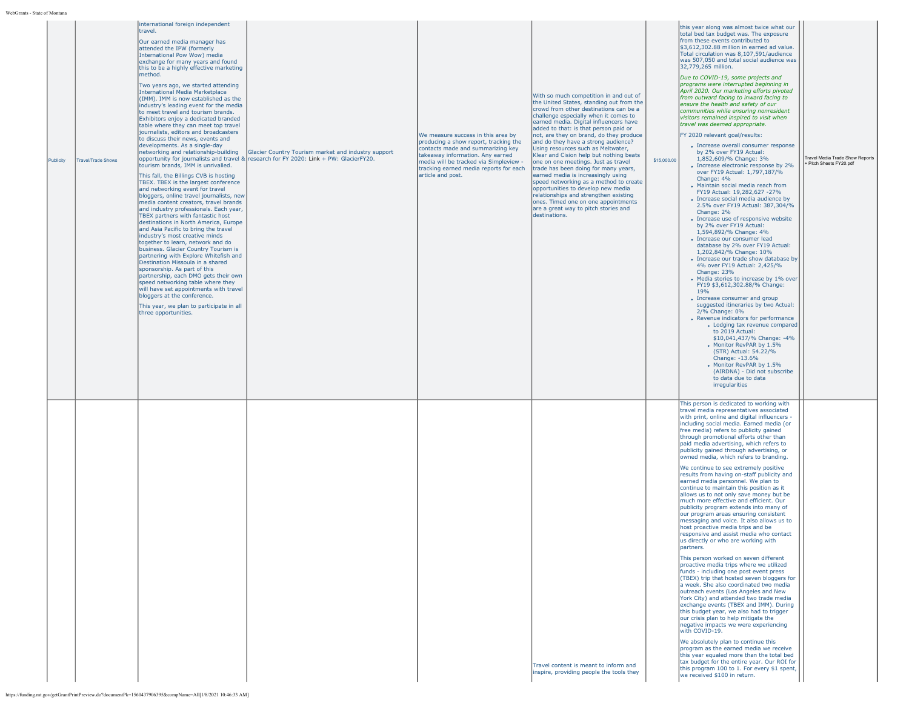| | | | | | | | | |
|---|---|---|---|---|---|---|---|---|
| Publicity | Travel/Trade Shows | international foreign independent travel.<br><br>Our earned media manager has attended the IPW (formerly International Pow Wow) media exchange for many years and found this to be a highly effective marketing method.<br><br>Two years ago, we started attending International Media Marketplace (IMM). IMM is now established as the industry's leading event for the media to meet travel and tourism brands. Exhibitors enjoy a dedicated branded table where they can meet top travel journalists, editors and broadcasters to discuss their news, events and developments. As a single-day networking and relationship-building opportunity for journalists and travel & tourism brands, IMM is unrivalled.<br><br>This fall, the Billings CVB is hosting TBEX. TBEX is the largest conference and networking event for travel bloggers, online travel journalists, new media content creators, travel brands and industry professionals. Each year, TBEX partners with fantastic host destinations in North America, Europe and Asia Pacific to bring the travel industry's most creative minds together to learn, network and do business. Glacier Country Tourism is partnering with Explore Whitefish and Destination Missoula in a shared sponsorship. As part of this partnership, each DMO gets their own speed networking table where they will have set appointments with travel bloggers at the conference.<br><br>This year, we plan to participate in all three opportunities. | Glacier Country Tourism market and industry support research for FY 2020: Link + PW: GlacierFY20. | We measure success in this area by producing a show report, tracking the contacts made and summarizing key takeaway information. Any earned media will be tracked via Simpleview - tracking earned media reports for each article and post. | With so much competition in and out of the United States, standing out from the crowd from other destinations can be a challenge especially when it comes to earned media. Digital influencers have added to that: is that person paid or not, are they on brand, do they produce and do they have a strong audience? Using resources such as Meltwater, Klear and Cision help but nothing beats one on one meetings. Just as travel trade has been doing for many years, earned media is increasingly using speed networking as a method to create opportunities to develop new media relationships and strengthen existing ones. Timed one on one appointments are a great way to pitch stories and destinations. | $15,000.00 | this year along was almost twice what our total bed tax budget was. The exposure from these events contributed to $3,612,302.88 million in earned ad value. Total circulation was 8,107,591/audience was 507,050 and total social audience was 32,779,265 million.<br><br>*Due to COVID-19, some projects and programs were interrupted beginning in April 2020. Our marketing efforts pivoted from outward facing to inward facing to ensure the health and safety of our communities while ensuring nonresident visitors remained inspired to visit when travel was deemed appropriate.*<br><br>FY 2020 relevant goal/results:<br>• Increase overall consumer response by 2% over FY19 Actual: 1,852,609/% Change: 3%<br>• Increase electronic response by 2% over FY19 Actual: 1,797,187/% Change: 4%<br>• Maintain social media reach from FY19 Actual: 19,282,627 -27%<br>• Increase social media audience by 2.5% over FY19 Actual: 387,304/% Change: 2%<br>• Increase use of responsive website by 2% over FY19 Actual: 1,594,892/% Change: 4%<br>• Increase our consumer lead database by 2% over FY19 Actual: 1,202,842/% Change: 10%<br>• Increase our trade show database by 4% over FY19 Actual: 2,425/% Change: 23%<br>• Media stories to increase by 1% over FY19 $3,612,302.88/% Change: 19%<br>• Increase consumer and group suggested itineraries by two Actual: 2/% Change: 0%<br>• Revenue indicators for performance<br>  ◦ Lodging tax revenue compared to 2019 Actual: $10,041,437/% Change: -4%<br>  ◦ Monitor RevPAR by 1.5% (STR) Actual: 54.22/% Change: -13.6%<br>  ◦ Monitor RevPAR by 1.5% (AIRDNA) - Did not subscribe to data due to data irregularities | Travel Media Trade Show Reports + Pitch Sheets FY20.pdf |
| | | | | | Travel content is meant to inform and inspire, providing people the tools they | | This person is dedicated to working with travel media representatives associated with print, online and digital influencers - including social media. Earned media (or free media) refers to publicity gained through promotional efforts other than paid media advertising, which refers to publicity gained through advertising, or owned media, which refers to branding.<br><br>We continue to see extremely positive results from having on-staff publicity and earned media personnel. We plan to continue to maintain this position as it allows us to not only save money but be much more effective and efficient. Our publicity program extends into many of our program areas ensuring consistent messaging and voice. It also allows us to host proactive media trips and be responsive and assist media who contact us directly or who are working with partners.<br><br>This person worked on seven different proactive media trips where we utilized funds - including one post event press (TBEX) trip that hosted seven bloggers for a week. She also coordinated two media outreach events (Los Angeles and New York City) and attended two trade media exchange events (TBEX and IMM). During this budget year, we also had to trigger our crisis plan to help mitigate the negative impacts we were experiencing with COVID-19.<br><br>We absolutely plan to continue this program as the earned media we receive this year equaled more than the total bed tax budget for the entire year. Our ROI for this program 100 to 1. For every $1 spent, we received $100 in return. | |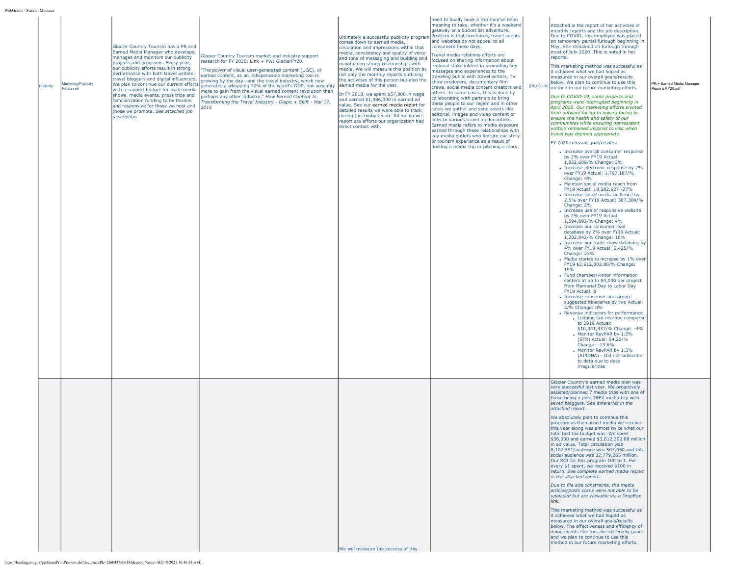| Publicity | Marketing/Publicity Personnel | Glacier Country Tourism has a PR and Earned Media Manager who develops, manages and monitors our publicity projects and programs. Every year, our publicity efforts result in strong performance with both travel writers, travel bloggers and digital influencers. We plan to continue our current efforts with a support budget for trade media shows, media events, press trips and familiarization funding to be flexible and responsive for those we host and those we promote. *See attached job description.* | Glacier Country Tourism market and industry support research for FY 2020: Link + PW: GlacierFY20.<br><br>"The power of visual user-generated content (UGC), or earned content, as an indispensable marketing tool is growing by the day—and the travel industry, which now generates a whopping 10% of the world's GDP, has arguably more to gain from the visual earned content revolution than perhaps any other industry." *How Earned Content Is Transforming the Travel Industry - Olapic + Skift - Mar 17, 2016* | Ultimately a successful publicity program comes down to earned media, circulation and impressions within that media, consistency and quality of voice and tone of messaging and building and maintaining strong relationships with media. We will measure this position by not only the monthly reports outlining the activities of this person but also the earned media for the year.<br><br>In FY 2018, we spent $57,000 in wage and earned $1,486,000 in earned ad value. See our earned media report for detailed results we were able to track during this budget year. All media we report are efforts our organization had direct contact with. | need to finally book a trip they've been meaning to take, whether it's a weekend getaway or a bucket list adventure. Problem is that brochures, travel agents and websites do not appeal to all consumers these days.<br><br>Travel media relations efforts are focused on sharing information about regional stakeholders in promoting key messages and experiences to the traveling public with travel writers, TV show producers, documentary film crews, social media content creators and others. In some cases, this is done by collaborating with partners to bring these people to our region and in other cases we gather and send assets like editorial, images and video content or links to various travel media outlets. Earned media refers to media exposure earned through these relationships with key media outlets who feature our story or tourism experience as a result of hosting a media trip or pitching a story. | $70,000.00 | Attached is the report of her activities in monthly reports and the job description. Due to COVID, this employee was placed on temporary partial furlough beginning in May. She remained on furlough through most of July 2020. This is noted in her reports.<br><br>This marketing method was successful as it achieved what we had hoped as measured in our overall goals/results below. We plan to continue to use this method in our future marketing efforts.<br><br>*Due to COVID-19, some projects and programs were interrupted beginning in April 2020. Our marketing efforts pivoted from outward facing to inward facing to ensure the health and safety of our communities while ensuring nonresident visitors remained inspired to visit when travel was deemed appropriate.*<br><br>FY 2020 relevant goal/results:<br>• Increase overall consumer response by 2% over FY19 Actual: 1,852,609/% Change: 3%<br>• Increase electronic response by 2% over FY19 Actual: 1,797,187/% Change: 4%<br>• Maintain social media reach from FY19 Actual: 19,282,627 -27%<br>• Increase social media audience by 2.5% over FY19 Actual: 387,304/% Change: 2%<br>• Increase use of responsive website by 2% over FY19 Actual: 1,594,892/% Change: 4%<br>• Increase our consumer lead database by 2% over FY19 Actual: 1,202,842/% Change: 10%<br>• Increase our trade show database by 4% over FY19 Actual: 2,425/% Change: 23%<br>• Media stories to increase by 1% over FY19 $3,612,302.88/% Change: 19%<br>• Fund chamber/visitor information centers at up to $4,000 per project from Memorial Day to Labor Day FY19 Actual: 8<br>• Increase consumer and group suggested itineraries by two Actual: 2/% Change: 0%<br>• Revenue indicators for performance<br>  ◦ Lodging tax revenue compared to 2019 Actual: $10,041,437/% Change: -4%<br>  ◦ Monitor RevPAR by 1.5% (STR) Actual: 54.22/% Change: -13.6%<br>  ◦ Monitor RevPAR by 1.5% (AIRDNA) - Did not subscribe to data due to data irregularities | PR + Earned Media Manager Reports FY20.pdf |
|---|---|---|---|---|---|---|---|---|
| | | | | We will measure the success of this | | | Glacier Country's earned media plan was very successful last year. We proactively assisted/planned 7 media trips with one of those being a post TBEX media trip with seven bloggers. *See itineraries in the attached report.*<br><br>We absolutely plan to continue this program as the earned media we receive this year along was almost twice what our total bed tax budget was. We spent $36,000 and earned $3,612,302.88 million in ad value. Total circulation was 8,107,591/audience was 507,050 and total social audience was 32,779,265 million. Our ROI for this program 100 to 1. For every $1 spent, we received $100 in return. *See complete earned media report in the attached report.*<br><br>*Due to file size constraints, the media articles/posts scans were not able to be uploaded but are viewable via a DropBox link.*<br><br>This marketing method was successful as it achieved what we had hoped as measured in our overall goals/results below. The effectiveness and efficiency of doing events like this are extremely good and we plan to continue to use this method in our future marketing efforts. | |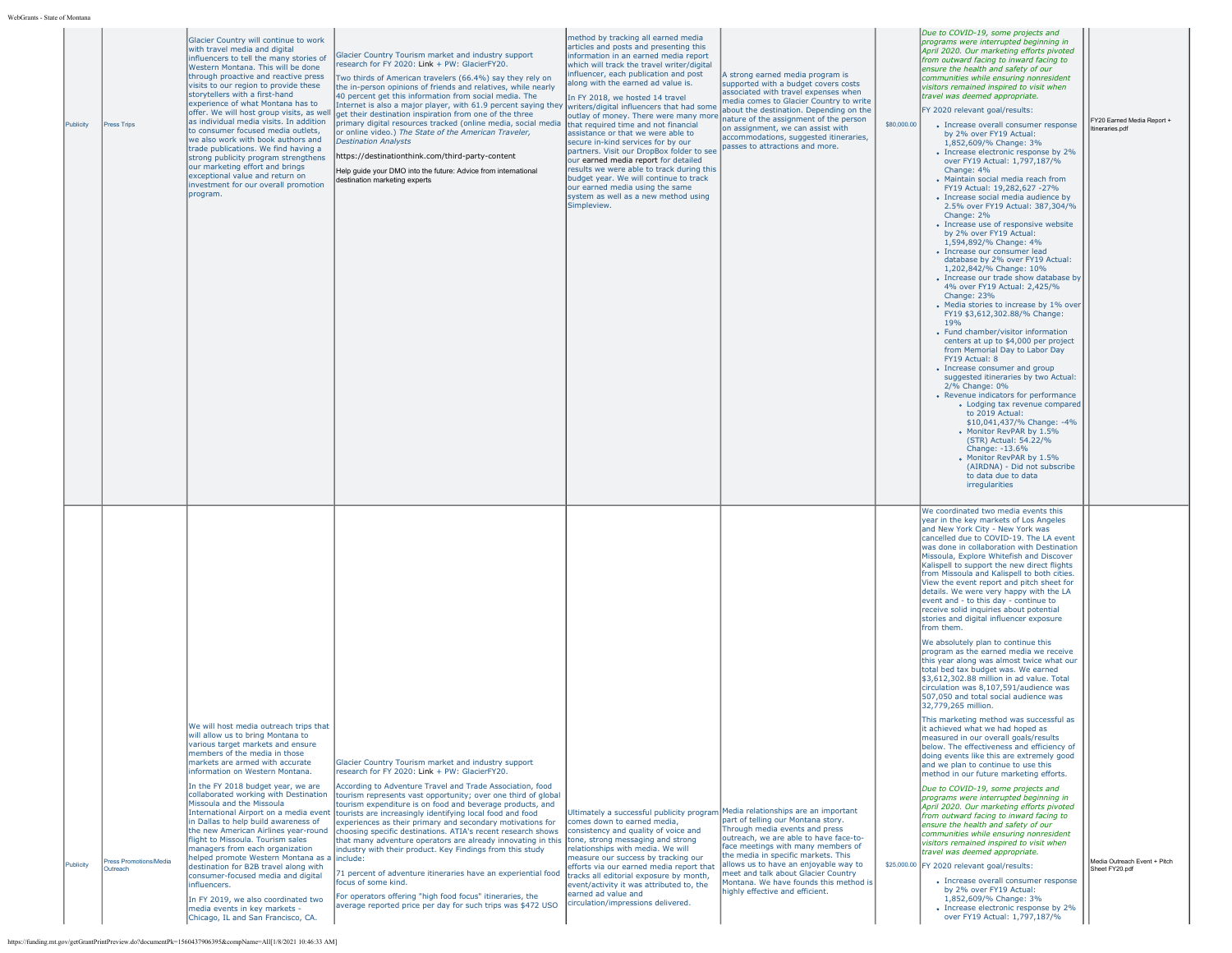| | | | | | | | | |
|---|---|---|---|---|---|---|---|---|
| Publicity | Press Trips | Glacier Country will continue to work with travel media and digital influencers to tell the many stories of Western Montana. This will be done through proactive and reactive press visits to our region to provide these storytellers with a first-hand experience of what Montana has to offer. We will host group visits, as well as individual media visits. In addition to consumer focused media outlets, we also work with book authors and trade publications. We find having a strong publicity program strengthens our marketing effort and brings exceptional value and return on investment for our overall promotion program. | Glacier Country Tourism market and industry support research for FY 2020: Link + PW: GlacierFY20.<br><br>Two thirds of American travelers (66.4%) say they rely on the in-person opinions of friends and relatives, while nearly 40 percent get this information from social media. The Internet is also a major player, with 61.9 percent saying they get their destination inspiration from one of the three primary digital resources tracked (online media, social media or online video.) *The State of the American Traveler, Destination Analysts*<br><br>https://destinationthink.com/third-party-content<br><br>Help guide your DMO into the future: Advice from international destination marketing experts | method by tracking all earned media articles and posts and presenting this information in an earned media report which will track the travel writer/digital influencer, each publication and post along with the earned ad value is.<br><br>In FY 2018, we hosted 14 travel writers/digital influencers that had some outlay of money. There were many more that required time and not financial assistance or that we were able to secure in-kind services for by our partners. Visit our DropBox folder to see our earned media report for detailed results we were able to track during this budget year. We will continue to track our earned media using the same system as well as a new method using Simpleview. | A strong earned media program is supported with a budget covers costs associated with travel expenses when media comes to Glacier Country to write about the destination. Depending on the nature of the assignment of the person on assignment, we can assist with accommodations, suggested itineraries, passes to attractions and more. | $80,000.00 | *Due to COVID-19, some projects and programs were interrupted beginning in April 2020. Our marketing efforts pivoted from outward facing to inward facing to ensure the health and safety of our communities while ensuring nonresident visitors remained inspired to visit when travel was deemed appropriate.*<br><br>FY 2020 relevant goal/results:<br><br>• Increase overall consumer response by 2% over FY19 Actual: 1,852,609/% Change: 3%<br>• Increase electronic response by 2% over FY19 Actual: 1,797,187/% Change: 4%<br>• Maintain social media reach from FY19 Actual: 19,282,627 -27%<br>• Increase social media audience by 2.5% over FY19 Actual: 387,304/% Change: 2%<br>• Increase use of responsive website by 2% over FY19 Actual: 1,594,892/% Change: 4%<br>• Increase our consumer lead database by 2% over FY19 Actual: 1,202,842/% Change: 10%<br>• Increase our trade show database by 4% over FY19 Actual: 2,425/% Change: 23%<br>• Media stories to increase by 1% over FY19 $3,612,302.88/% Change: 19%<br>• Fund chamber/visitor information centers at up to $4,000 per project from Memorial Day to Labor Day FY19 Actual: 8<br>• Increase consumer and group suggested itineraries by two Actual: 2/% Change: 0%<br>• Revenue indicators for performance<br>  ◦ Lodging tax revenue compared to 2019 Actual: $10,041,437/% Change: -4%<br>  ◦ Monitor RevPAR by 1.5% (STR) Actual: 54.22/% Change: -13.6%<br>  ◦ Monitor RevPAR by 1.5% (AIRDNA) - Did not subscribe to data due to data irregularities | FY20 Earned Media Report + Itineraries.pdf |
| Publicity | Press Promotions/Media Outreach | We will host media outreach trips that will allow us to bring Montana to various target markets and ensure members of the media in those markets are armed with accurate information on Western Montana.<br><br>In the FY 2018 budget year, we are collaborated working with Destination Missoula and the Missoula International Airport on a media event in Dallas to help build awareness of the new American Airlines year-round flight to Missoula. Tourism sales managers from each organization helped promote Western Montana as a destination for B2B travel along with consumer-focused media and digital influencers.<br><br>In FY 2019, we also coordinated two media events in key markets - Chicago, IL and San Francisco, CA. | Glacier Country Tourism market and industry support research for FY 2020: Link + PW: GlacierFY20.<br><br>According to Adventure Travel and Trade Association, food tourism represents vast opportunity; over one third of global tourism expenditure is on food and beverage products, and tourists are increasingly identifying local food and food experiences as their primary and secondary motivations for choosing specific destinations. ATIA's recent research shows that many adventure operators are already innovating in this industry with their product. Key Findings from this study include:<br><br>71 percent of adventure itineraries have an experiential food focus of some kind.<br><br>For operators offering "high food focus" itineraries, the average reported price per day for such trips was $472 USO | Ultimately a successful publicity program comes down to earned media, consistency and quality of voice and tone, strong messaging and strong relationships with media. We will measure our success by tracking our efforts via our earned media report that tracks all editorial exposure by month, event/activity it was attributed to, the earned ad value and circulation/impressions delivered. | Media relationships are an important part of telling our Montana story. Through media events and press outreach, we are able to have face-to-face meetings with many members of the media in specific markets. This allows us to have an enjoyable way to meet and talk about Glacier Country Montana. We have founds this method is highly effective and efficient. | $25,000.00 | We coordinated two media events this year in the key markets of Los Angeles and New York City - New York was cancelled due to COVID-19. The LA event was done in collaboration with Destination Missoula, Explore Whitefish and Discover Kalispell to support the new direct flights from Missoula and Kalispell to both cities. View the event report and pitch sheet for details. We were very happy with the LA event and - to this day - continue to receive solid inquiries about potential stories and digital influencer exposure from them.<br><br>We absolutely plan to continue this program as the earned media we receive this year along was almost twice what our total bed tax budget was. We earned $3,612,302.88 million in ad value. Total circulation was 8,107,591/audience was 507,050 and total social audience was 32,779,265 million.<br><br>This marketing method was successful as it achieved what we had hoped as measured in our overall goals/results below. The effectiveness and efficiency of doing events like this are extremely good and we plan to continue to use this method in our future marketing efforts.<br><br>*Due to COVID-19, some projects and programs were interrupted beginning in April 2020. Our marketing efforts pivoted from outward facing to inward facing to ensure the health and safety of our communities while ensuring nonresident visitors remained inspired to visit when travel was deemed appropriate.*<br><br>FY 2020 relevant goal/results:<br><br>• Increase overall consumer response by 2% over FY19 Actual: 1,852,609/% Change: 3%<br>• Increase electronic response by 2% over FY19 Actual: 1,797,187/% | Media Outreach Event + Pitch Sheet FY20.pdf |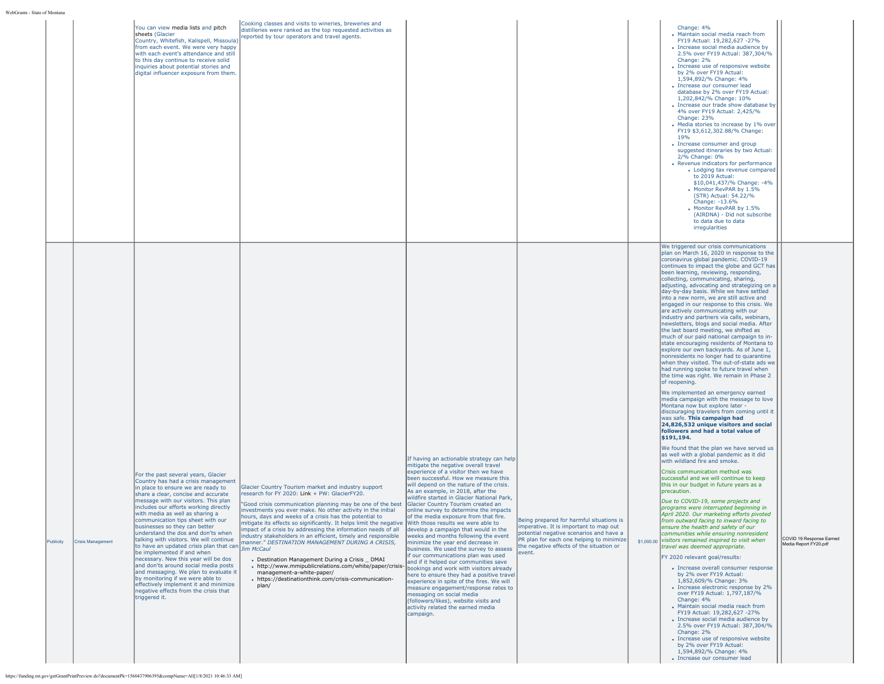| | | | | | | | | |
|---|---|---|---|---|---|---|---|---|
| | | You can view media lists and pitch sheets (Glacier Country, Whitefish, Kalispell, Missoula) from each event. We were very happy with each event's attendance and still to this day continue to receive solid inquiries about potential stories and digital influencer exposure from them. | Cooking classes and visits to wineries, breweries and distilleries were ranked as the top requested activities as reported by tour operators and travel agents. | | | | Change: 4%<br>• Maintain social media reach from FY19 Actual: 19,282,627 -27%<br>• Increase social media audience by 2.5% over FY19 Actual: 387,304/% Change: 2%<br>• Increase use of responsive website by 2% over FY19 Actual: 1,594,892/% Change: 4%<br>• Increase our consumer lead database by 2% over FY19 Actual: 1,202,842/% Change: 10%<br>• Increase our trade show database by 4% over FY19 Actual: 2,425/% Change: 23%<br>• Media stories to increase by 1% over FY19 $3,612,302.88/% Change: 19%<br>• Increase consumer and group suggested itineraries by two Actual: 2/% Change: 0%<br>• Revenue indicators for performance<br>  • Lodging tax revenue compared to 2019 Actual: $10,041,437/% Change: -4%<br>  • Monitor RevPAR by 1.5% (STR) Actual: 54.22/% Change: -13.6%<br>  • Monitor RevPAR by 1.5% (AIRDNA) - Did not subscribe to data due to data irregularities | |
| Publicity | Crisis Management | For the past several years, Glacier Country has had a crisis management in place to ensure we are ready to share a clear, concise and accurate message with our visitors. This plan includes our efforts working directly with media as well as sharing a communication tips sheet with our businesses so they can better understand the dos and don'ts when talking with visitors. We will continue to have an updated crisis plan that can be implemented if and when necessary. New this year will be dos and don'ts around social media posts and messaging. We plan to evaluate it by monitoring if we were able to effectively implement it and minimize negative effects from the crisis that triggered it. | Glacier Country Tourism market and industry support research for FY 2020: Link + PW: GlacierFY20.<br>"Good crisis communication planning may be one of the best investments you ever make. No other activity in the initial hours, days and weeks of a crisis has the potential to mitigate its effects so significantly. It helps limit the negative impact of a crisis by addressing the information needs of all industry stakeholders in an efficient, timely and responsible manner." *DESTINATION MANAGEMENT DURING A CRISIS, Jim McCaul*<br>• Destination Management During a Crisis _ DMAI<br>• http://www.mmipublicrelations.com/white/paper/crisis-management-a-white-paper/<br>• https://destinationthink.com/crisis-communication-plan/ | If having an actionable strategy can help mitigate the negative overall travel experience of a visitor then we have been successful. How we measure this will depend on the nature of the crisis. As an example, in 2018, after the wildfire started in Glacier National Park, Glacier Country Tourism created an online survey to determine the impacts of the media exposure from that fire. With those results we were able to develop a campaign that would in the weeks and months following the event minimize the year end decrease in business. We used the survey to assess if our communications plan was used and if it helped our communities save bookings and work with visitors already here to ensure they had a positive travel experience in spite of the fires. We will measure engagement/response rates to messaging on social media (followers/likes), website visits and activity related the earned media campaign. | Being prepared for harmful situations is imperative. It is important to map out potential negative scenarios and have a PR plan for each one helping to minimize the negative effects of the situation or event. | $1,000.00 | We triggered our crisis communications plan on March 16, 2020 in response to the coronavirus global pandemic. COVID-19 continues to impact the globe and GCT has been learning, reviewing, responding, collecting, communicating, sharing, adjusting, advocating and strategizing on a day-by-day basis. While we have settled into a new norm, we are still active and engaged in our response to this crisis. We are actively communicating with our industry and partners via calls, webinars, newsletters, blogs and social media. After the last board meeting, we shifted as much of our paid national campaign to in-state encouraging residents of Montana to explore our own backyards. As of June 1, nonresidents no longer had to quarantine when they visited. The out-of-state ads we had running spoke to future travel when the time was right. We remain in Phase 2 of reopening.<br>We implemented an emergency earned media campaign with the message to love Montana now but explore later - discouraging travelers from coming until it was safe. **This campaign had 24,826,532 unique visitors and social followers and had a total value of $191,194.**<br>We found that the plan we have served us as well with a global pandemic as it did with wildland fire and smoke.<br>Crisis communication method was successful and we will continue to keep this in our budget in future years as a precaution.<br>*Due to COVID-19, some projects and programs were interrupted beginning in April 2020. Our marketing efforts pivoted from outward facing to inward facing to ensure the health and safety of our communities while ensuring nonresident visitors remained inspired to visit when travel was deemed appropriate.*<br>FY 2020 relevant goal/results:<br>• Increase overall consumer response by 2% over FY19 Actual: 1,852,609/% Change: 3%<br>• Increase electronic response by 2% over FY19 Actual: 1,797,187/% Change: 4%<br>• Maintain social media reach from FY19 Actual: 19,282,627 -27%<br>• Increase social media audience by 2.5% over FY19 Actual: 387,304/% Change: 2%<br>• Increase use of responsive website by 2% over FY19 Actual: 1,594,892/% Change: 4%<br>• Increase our consumer lead | COVID 19 Response Earned Media Report FY20.pdf |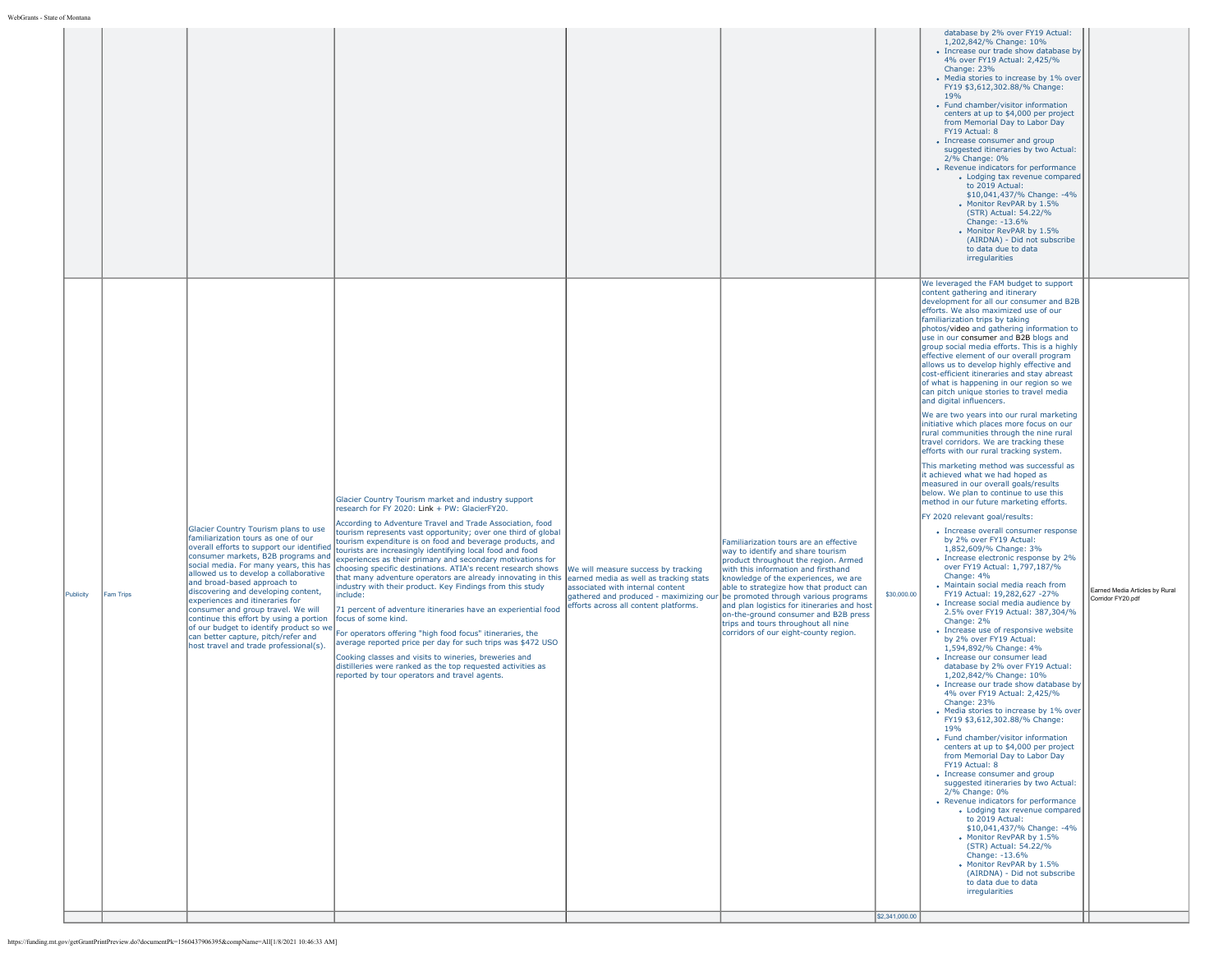| | | | | | | | | |
|---|---|---|---|---|---|---|---|---|
| | | | | | | | database by 2% over FY19 Actual: 1,202,842/% Change: 10%<br>• Increase our trade show database by 4% over FY19 Actual: 2,425/% Change: 23%<br>• Media stories to increase by 1% over FY19 $3,612,302.88/% Change: 19%<br>• Fund chamber/visitor information centers at up to $4,000 per project from Memorial Day to Labor Day FY19 Actual: 8<br>• Increase consumer and group suggested itineraries by two Actual: 2/% Change: 0%<br>• Revenue indicators for performance<br>  • Lodging tax revenue compared to 2019 Actual: $10,041,437/% Change: -4%<br>  • Monitor RevPAR by 1.5% (STR) Actual: 54.22/% Change: -13.6%<br>  • Monitor RevPAR by 1.5% (AIRDNA) - Did not subscribe to data due to data irregularities | |
| Publicity | Fam Trips | Glacier Country Tourism plans to use familiarization tours as one of our overall efforts to support our identified consumer markets, B2B programs and social media. For many years, this has allowed us to develop a collaborative and broad-based approach to discovering and developing content, experiences and itineraries for consumer and group travel. We will continue this effort by using a portion of our budget to identify product so we can better capture, pitch/refer and host travel and trade professional(s). | Glacier Country Tourism market and industry support research for FY 2020: Link + PW: GlacierFY20.<br><br>According to Adventure Travel and Trade Association, food tourism represents vast opportunity; over one third of global tourism expenditure is on food and beverage products, and tourists are increasingly identifying local food and food experiences as their primary and secondary motivations for choosing specific destinations. ATIA's recent research shows that many adventure operators are already innovating in this industry with their product. Key Findings from this study include:<br><br>71 percent of adventure itineraries have an experiential food focus of some kind.<br><br>For operators offering "high food focus" itineraries, the average reported price per day for such trips was $472 USD<br><br>Cooking classes and visits to wineries, breweries and distilleries were ranked as the top requested activities as reported by tour operators and travel agents. | We will measure success by tracking earned media as well as tracking stats associated with internal content gathered and produced - maximizing our efforts across all content platforms. | Familiarization tours are an effective way to identify and share tourism product throughout the region. Armed with this information and firsthand knowledge of the experiences, we are able to strategize how that product can be promoted through various programs and plan logistics for itineraries and host on-the-ground consumer and B2B press trips and tours throughout all nine corridors of our eight-county region. | $30,000.00 | We leveraged the FAM budget to support content gathering and itinerary development for all our consumer and B2B efforts. We also maximized use of our familiarization trips by taking photos/video and gathering information to use in our consumer and B2B blogs and group social media efforts. This is a highly effective element of our overall program allows us to develop highly effective and cost-efficient itineraries and stay abreast of what is happening in our region so we can pitch unique stories to travel media and digital influencers.<br><br>We are two years into our rural marketing initiative which places more focus on our rural communities through the nine rural travel corridors. We are tracking these efforts with our rural tracking system.<br><br>This marketing method was successful as it achieved what we had hoped as measured in our overall goals/results below. We plan to continue to use this method in our future marketing efforts.<br><br>FY 2020 relevant goal/results:<br>• Increase overall consumer response by 2% over FY19 Actual: 1,852,609/% Change: 3%<br>• Increase electronic response by 2% over FY19 Actual: 1,797,187/% Change: 4%<br>• Maintain social media reach from FY19 Actual: 19,282,627 -27%<br>• Increase social media audience by 2.5% over FY19 Actual: 387,304/% Change: 2%<br>• Increase use of responsive website by 2% over FY19 Actual: 1,594,892/% Change: 4%<br>• Increase our consumer lead database by 2% over FY19 Actual: 1,202,842/% Change: 10%<br>• Increase our trade show database by 4% over FY19 Actual: 2,425/% Change: 23%<br>• Media stories to increase by 1% over FY19 $3,612,302.88/% Change: 19%<br>• Fund chamber/visitor information centers at up to $4,000 per project from Memorial Day to Labor Day FY19 Actual: 8<br>• Increase consumer and group suggested itineraries by two Actual: 2/% Change: 0%<br>• Revenue indicators for performance<br>  • Lodging tax revenue compared to 2019 Actual: $10,041,437/% Change: -4%<br>  • Monitor RevPAR by 1.5% (STR) Actual: 54.22/% Change: -13.6%<br>  • Monitor RevPAR by 1.5% (AIRDNA) - Did not subscribe to data due to data irregularities | Earned Media Articles by Rural Corridor FY20.pdf |
| | | | | | | $2,341,000.00 | | |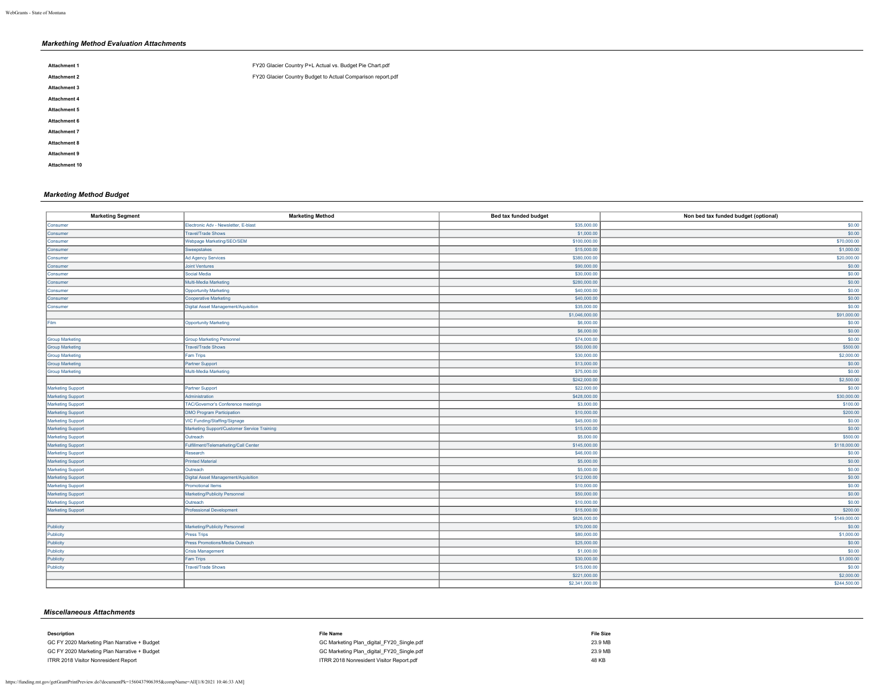### *Markething Method Evaluation Attachments*

| | |
|---|---|
| **Attachment 1** | FY20 Glacier Country P+L Actual vs. Budget Pie Chart.pdf |
| **Attachment 2** | FY20 Glacier Country Budget to Actual Comparison report.pdf |
| **Attachment 3** | |
| **Attachment 4** | |
| **Attachment 5** | |
| **Attachment 6** | |
| **Attachment 7** | |
| **Attachment 8** | |
| **Attachment 9** | |
| **Attachment 10** | |

### *Marketing Method Budget*

| Marketing Segment | Marketing Method | Bed tax funded budget | Non bed tax funded budget (optional) |
|---|---|---|---|
| Consumer | Electronic Adv - Newsletter, E-blast | $35,000.00 | $0.00 |
| Consumer | Travel/Trade Shows | $1,000.00 | $0.00 |
| Consumer | Webpage Marketing/SEO/SEM | $100,000.00 | $70,000.00 |
| Consumer | Sweepstakes | $15,000.00 | $1,000.00 |
| Consumer | Ad Agency Services | $380,000.00 | $20,000.00 |
| Consumer | Joint Ventures | $90,000.00 | $0.00 |
| Consumer | Social Media | $30,000.00 | $0.00 |
| Consumer | Multi-Media Marketing | $280,000.00 | $0.00 |
| Consumer | Opportunity Marketing | $40,000.00 | $0.00 |
| Consumer | Cooperative Marketing | $40,000.00 | $0.00 |
| Consumer | Digital Asset Management/Aquisition | $35,000.00 | $0.00 |
| | | $1,046,000.00 | $91,000.00 |
| Film | Opportunity Marketing | $6,000.00 | $0.00 |
| | | $6,000.00 | $0.00 |
| Group Marketing | Group Marketing Personnel | $74,000.00 | $0.00 |
| Group Marketing | Travel/Trade Shows | $50,000.00 | $500.00 |
| Group Marketing | Fam Trips | $30,000.00 | $2,000.00 |
| Group Marketing | Partner Support | $13,000.00 | $0.00 |
| Group Marketing | Multi-Media Marketing | $75,000.00 | $0.00 |
| | | $242,000.00 | $2,500.00 |
| Marketing Support | Partner Support | $22,000.00 | $0.00 |
| Marketing Support | Administration | $428,000.00 | $30,000.00 |
| Marketing Support | TAC/Governor's Conference meetings | $3,000.00 | $100.00 |
| Marketing Support | DMO Program Participation | $10,000.00 | $200.00 |
| Marketing Support | VIC Funding/Staffing/Signage | $45,000.00 | $0.00 |
| Marketing Support | Marketing Support/Customer Service Training | $15,000.00 | $0.00 |
| Marketing Support | Outreach | $5,000.00 | $500.00 |
| Marketing Support | Fulfillment/Telemarketing/Call Center | $145,000.00 | $118,000.00 |
| Marketing Support | Research | $46,000.00 | $0.00 |
| Marketing Support | Printed Material | $5,000.00 | $0.00 |
| Marketing Support | Outreach | $5,000.00 | $0.00 |
| Marketing Support | Digital Asset Management/Aquisition | $12,000.00 | $0.00 |
| Marketing Support | Promotional Items | $10,000.00 | $0.00 |
| Marketing Support | Marketing/Publicity Personnel | $50,000.00 | $0.00 |
| Marketing Support | Outreach | $10,000.00 | $0.00 |
| Marketing Support | Professional Development | $15,000.00 | $200.00 |
| | | $826,000.00 | $149,000.00 |
| Publicity | Marketing/Publicity Personnel | $70,000.00 | $0.00 |
| Publicity | Press Trips | $80,000.00 | $1,000.00 |
| Publicity | Press Promotions/Media Outreach | $25,000.00 | $0.00 |
| Publicity | Crisis Management | $1,000.00 | $0.00 |
| Publicity | Fam Trips | $30,000.00 | $1,000.00 |
| Publicity | Travel/Trade Shows | $15,000.00 | $0.00 |
| | | $221,000.00 | $2,000.00 |
| | | $2,341,000.00 | $244,500.00 |

### *Miscellaneous Attachments*

| Description | File Name | File Size |
|---|---|---|
| GC FY 2020 Marketing Plan Narrative + Budget | GC Marketing Plan_digital_FY20_Single.pdf | 23.9 MB |
| GC FY 2020 Marketing Plan Narrative + Budget | GC Marketing Plan_digital_FY20_Single.pdf | 23.9 MB |
| ITRR 2018 Visitor Nonresident Report | ITRR 2018 Nonresident Visitor Report.pdf | 48 KB |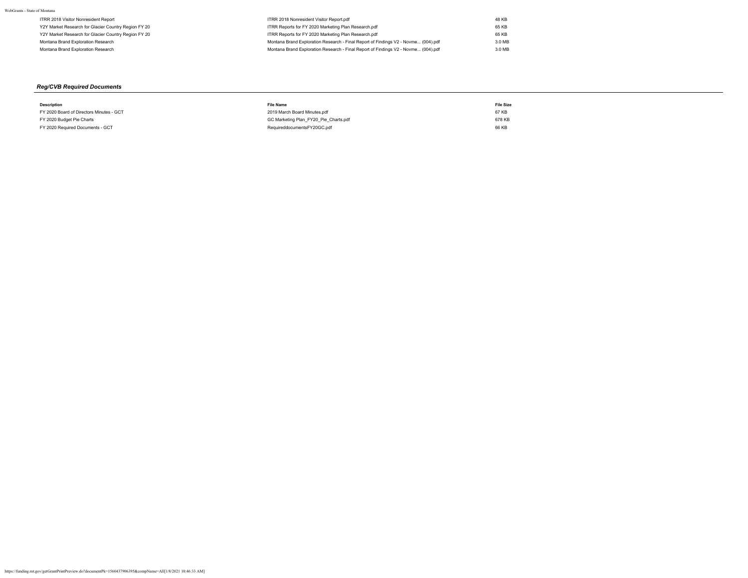| | | |
|---|---|---|
| ITRR 2018 Visitor Nonresident Report | ITRR 2018 Nonresident Visitor Report.pdf | 48 KB |
| Y2Y Market Research for Glacier Country Region FY 20 | ITRR Reports for FY 2020 Marketing Plan Research.pdf | 65 KB |
| Y2Y Market Research for Glacier Country Region FY 20 | ITRR Reports for FY 2020 Marketing Plan Research.pdf | 65 KB |
| Montana Brand Exploration Research | Montana Brand Exploration Research - Final Report of Findings V2 - Novme... (004).pdf | 3.0 MB |
| Montana Brand Exploration Research | Montana Brand Exploration Research - Final Report of Findings V2 - Novme... (004).pdf | 3.0 MB |

### *Reg/CVB Required Documents*

| Description | File Name | File Size |
|---|---|---|
| FY 2020 Board of Directors Minutes - GCT | 2019 March Board Minutes.pdf | 67 KB |
| FY 2020 Budget Pie Charts | GC Marketing Plan_FY20_Pie_Charts.pdf | 678 KB |
| FY 2020 Required Documents - GCT | RequireddocumentsFY20GC.pdf | 66 KB |